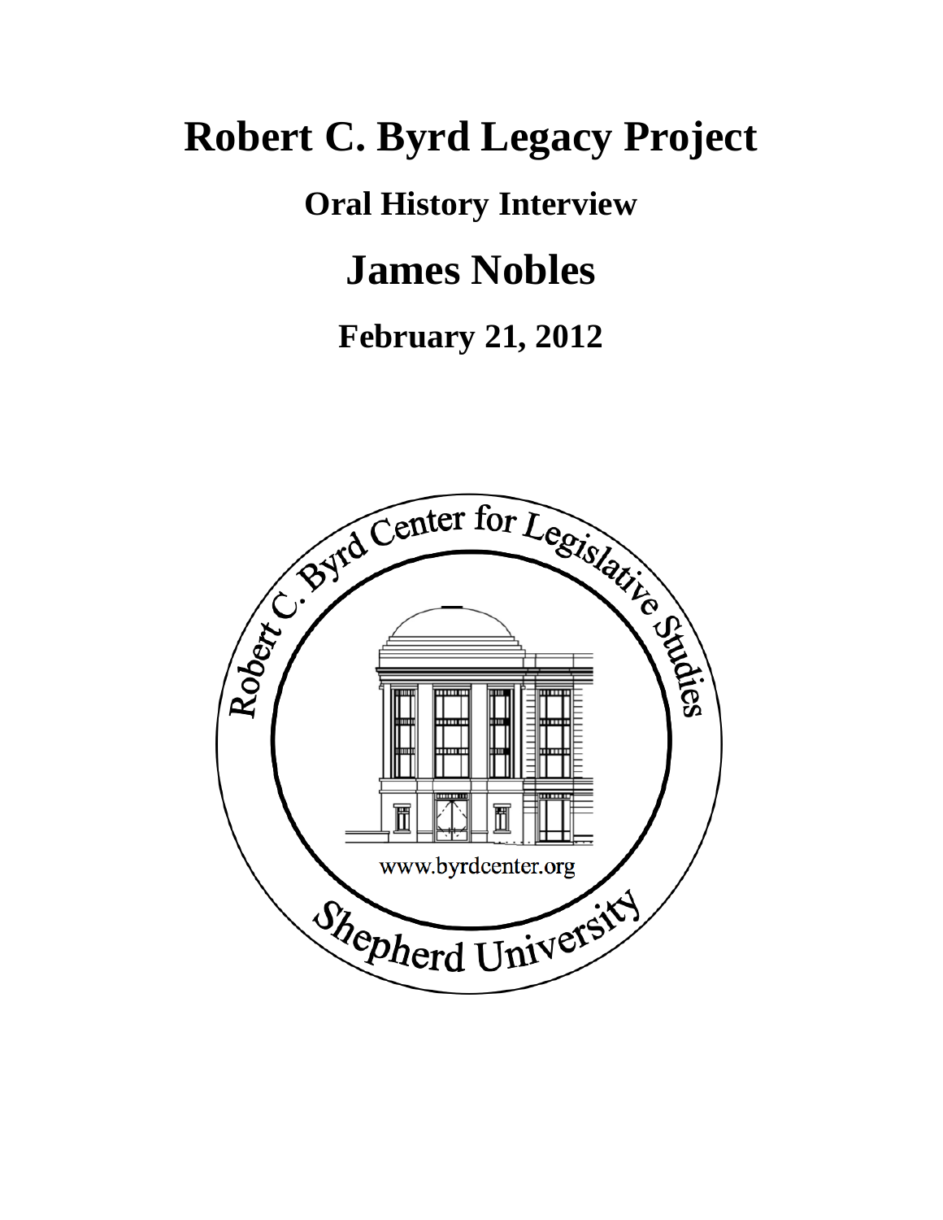# Robert C. Byrd Legacy Project

## Oral History Interview

# James Nobles

## February 21, 2012

Robert C. Byrd Center for Legislative Studies

www.byrdcenter.org

Shepherd University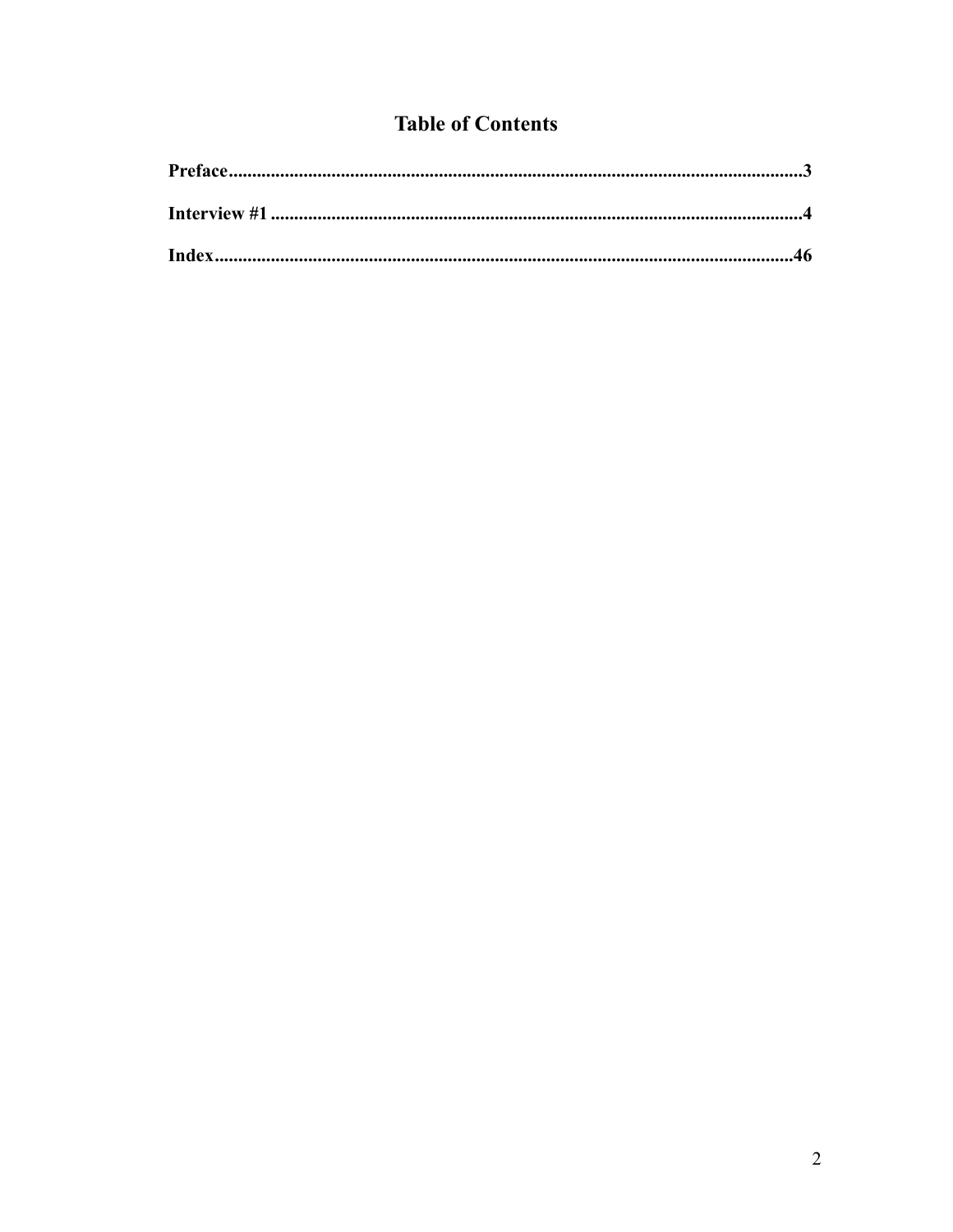# Table of Contents

**Preface**......................................................................................................................**3**

**Interview #1**..............................................................................................................**4**

**Index**..........................................................................................................................**46**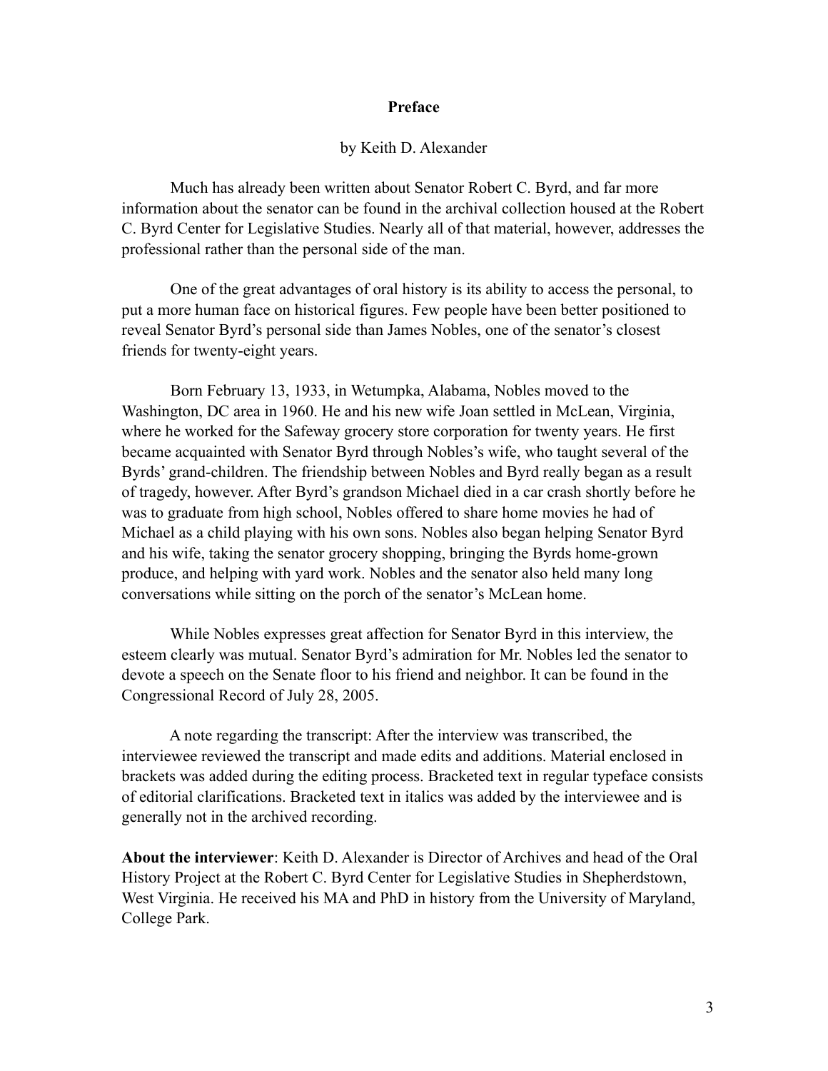## Preface

by Keith D. Alexander

Much has already been written about Senator Robert C. Byrd, and far more information about the senator can be found in the archival collection housed at the Robert C. Byrd Center for Legislative Studies. Nearly all of that material, however, addresses the professional rather than the personal side of the man.

One of the great advantages of oral history is its ability to access the personal, to put a more human face on historical figures. Few people have been better positioned to reveal Senator Byrd's personal side than James Nobles, one of the senator's closest friends for twenty-eight years.

Born February 13, 1933, in Wetumpka, Alabama, Nobles moved to the Washington, DC area in 1960. He and his new wife Joan settled in McLean, Virginia, where he worked for the Safeway grocery store corporation for twenty years. He first became acquainted with Senator Byrd through Nobles's wife, who taught several of the Byrds' grand-children. The friendship between Nobles and Byrd really began as a result of tragedy, however. After Byrd's grandson Michael died in a car crash shortly before he was to graduate from high school, Nobles offered to share home movies he had of Michael as a child playing with his own sons. Nobles also began helping Senator Byrd and his wife, taking the senator grocery shopping, bringing the Byrds home-grown produce, and helping with yard work. Nobles and the senator also held many long conversations while sitting on the porch of the senator's McLean home.

While Nobles expresses great affection for Senator Byrd in this interview, the esteem clearly was mutual. Senator Byrd's admiration for Mr. Nobles led the senator to devote a speech on the Senate floor to his friend and neighbor. It can be found in the Congressional Record of July 28, 2005.

A note regarding the transcript: After the interview was transcribed, the interviewee reviewed the transcript and made edits and additions. Material enclosed in brackets was added during the editing process. Bracketed text in regular typeface consists of editorial clarifications. Bracketed text in italics was added by the interviewee and is generally not in the archived recording.

**About the interviewer**: Keith D. Alexander is Director of Archives and head of the Oral History Project at the Robert C. Byrd Center for Legislative Studies in Shepherdstown, West Virginia. He received his MA and PhD in history from the University of Maryland, College Park.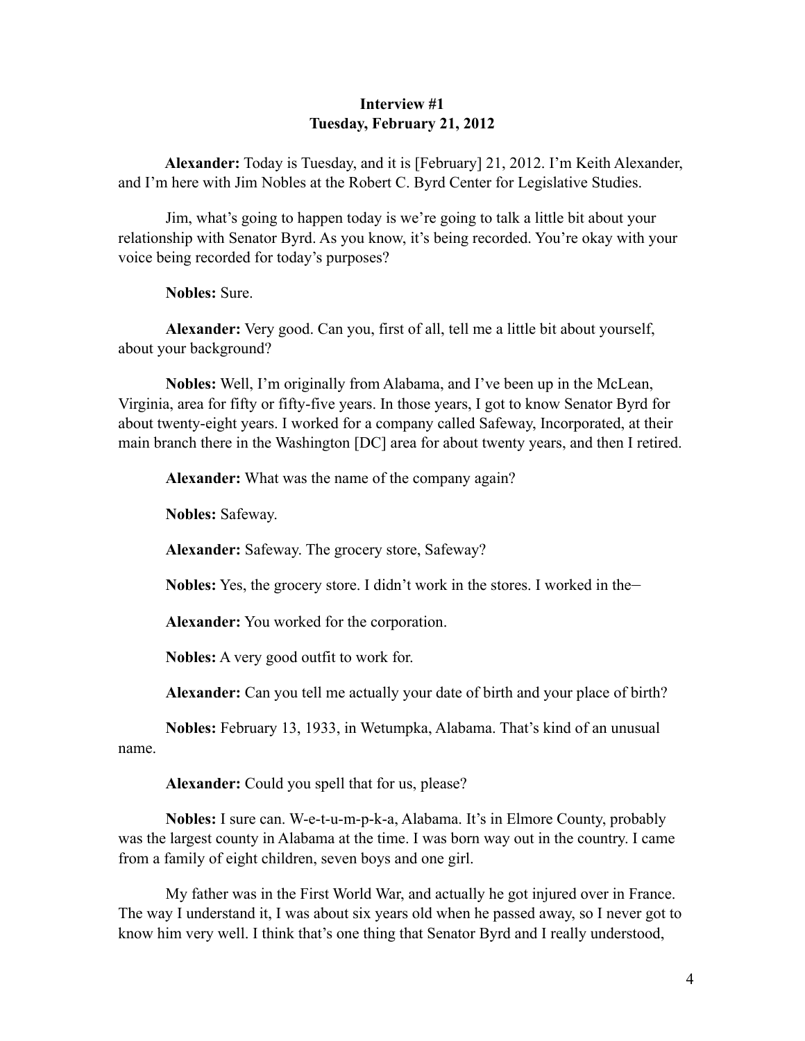**Interview #1**
**Tuesday, February 21, 2012**

**Alexander:** Today is Tuesday, and it is [February] 21, 2012. I'm Keith Alexander, and I'm here with Jim Nobles at the Robert C. Byrd Center for Legislative Studies.

Jim, what's going to happen today is we're going to talk a little bit about your relationship with Senator Byrd. As you know, it's being recorded. You're okay with your voice being recorded for today's purposes?

**Nobles:** Sure.

**Alexander:** Very good. Can you, first of all, tell me a little bit about yourself, about your background?

**Nobles:** Well, I'm originally from Alabama, and I've been up in the McLean, Virginia, area for fifty or fifty-five years. In those years, I got to know Senator Byrd for about twenty-eight years. I worked for a company called Safeway, Incorporated, at their main branch there in the Washington [DC] area for about twenty years, and then I retired.

**Alexander:** What was the name of the company again?

**Nobles:** Safeway.

**Alexander:** Safeway. The grocery store, Safeway?

**Nobles:** Yes, the grocery store. I didn't work in the stores. I worked in the–

**Alexander:** You worked for the corporation.

**Nobles:** A very good outfit to work for.

**Alexander:** Can you tell me actually your date of birth and your place of birth?

**Nobles:** February 13, 1933, in Wetumpka, Alabama. That's kind of an unusual name.

**Alexander:** Could you spell that for us, please?

**Nobles:** I sure can. W-e-t-u-m-p-k-a, Alabama. It's in Elmore County, probably was the largest county in Alabama at the time. I was born way out in the country. I came from a family of eight children, seven boys and one girl.

My father was in the First World War, and actually he got injured over in France. The way I understand it, I was about six years old when he passed away, so I never got to know him very well. I think that's one thing that Senator Byrd and I really understood,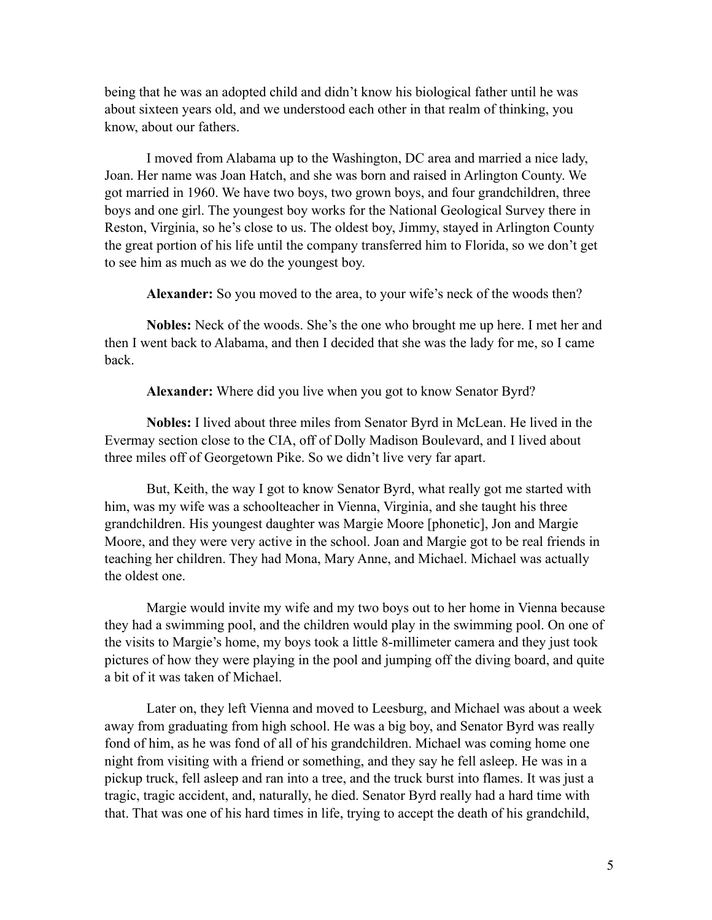being that he was an adopted child and didn't know his biological father until he was about sixteen years old, and we understood each other in that realm of thinking, you know, about our fathers.

I moved from Alabama up to the Washington, DC area and married a nice lady, Joan. Her name was Joan Hatch, and she was born and raised in Arlington County. We got married in 1960. We have two boys, two grown boys, and four grandchildren, three boys and one girl. The youngest boy works for the National Geological Survey there in Reston, Virginia, so he's close to us. The oldest boy, Jimmy, stayed in Arlington County the great portion of his life until the company transferred him to Florida, so we don't get to see him as much as we do the youngest boy.

**Alexander:** So you moved to the area, to your wife's neck of the woods then?

**Nobles:** Neck of the woods. She's the one who brought me up here. I met her and then I went back to Alabama, and then I decided that she was the lady for me, so I came back.

**Alexander:** Where did you live when you got to know Senator Byrd?

**Nobles:** I lived about three miles from Senator Byrd in McLean. He lived in the Evermay section close to the CIA, off of Dolly Madison Boulevard, and I lived about three miles off of Georgetown Pike. So we didn't live very far apart.

But, Keith, the way I got to know Senator Byrd, what really got me started with him, was my wife was a schoolteacher in Vienna, Virginia, and she taught his three grandchildren. His youngest daughter was Margie Moore [phonetic], Jon and Margie Moore, and they were very active in the school. Joan and Margie got to be real friends in teaching her children. They had Mona, Mary Anne, and Michael. Michael was actually the oldest one.

Margie would invite my wife and my two boys out to her home in Vienna because they had a swimming pool, and the children would play in the swimming pool. On one of the visits to Margie's home, my boys took a little 8-millimeter camera and they just took pictures of how they were playing in the pool and jumping off the diving board, and quite a bit of it was taken of Michael.

Later on, they left Vienna and moved to Leesburg, and Michael was about a week away from graduating from high school. He was a big boy, and Senator Byrd was really fond of him, as he was fond of all of his grandchildren. Michael was coming home one night from visiting with a friend or something, and they say he fell asleep. He was in a pickup truck, fell asleep and ran into a tree, and the truck burst into flames. It was just a tragic, tragic accident, and, naturally, he died. Senator Byrd really had a hard time with that. That was one of his hard times in life, trying to accept the death of his grandchild,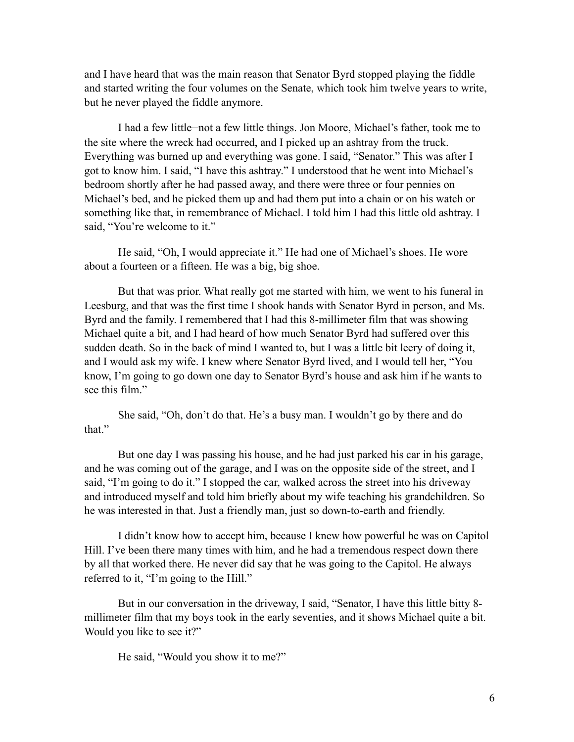and I have heard that was the main reason that Senator Byrd stopped playing the fiddle and started writing the four volumes on the Senate, which took him twelve years to write, but he never played the fiddle anymore.

I had a few little—not a few little things. Jon Moore, Michael's father, took me to the site where the wreck had occurred, and I picked up an ashtray from the truck. Everything was burned up and everything was gone. I said, "Senator." This was after I got to know him. I said, "I have this ashtray." I understood that he went into Michael's bedroom shortly after he had passed away, and there were three or four pennies on Michael's bed, and he picked them up and had them put into a chain or on his watch or something like that, in remembrance of Michael. I told him I had this little old ashtray. I said, "You're welcome to it."

He said, "Oh, I would appreciate it." He had one of Michael's shoes. He wore about a fourteen or a fifteen. He was a big, big shoe.

But that was prior. What really got me started with him, we went to his funeral in Leesburg, and that was the first time I shook hands with Senator Byrd in person, and Ms. Byrd and the family. I remembered that I had this 8-millimeter film that was showing Michael quite a bit, and I had heard of how much Senator Byrd had suffered over this sudden death. So in the back of mind I wanted to, but I was a little bit leery of doing it, and I would ask my wife. I knew where Senator Byrd lived, and I would tell her, "You know, I'm going to go down one day to Senator Byrd's house and ask him if he wants to see this film."

She said, "Oh, don't do that. He's a busy man. I wouldn't go by there and do that."

But one day I was passing his house, and he had just parked his car in his garage, and he was coming out of the garage, and I was on the opposite side of the street, and I said, "I'm going to do it." I stopped the car, walked across the street into his driveway and introduced myself and told him briefly about my wife teaching his grandchildren. So he was interested in that. Just a friendly man, just so down-to-earth and friendly.

I didn't know how to accept him, because I knew how powerful he was on Capitol Hill. I've been there many times with him, and he had a tremendous respect down there by all that worked there. He never did say that he was going to the Capitol. He always referred to it, "I'm going to the Hill."

But in our conversation in the driveway, I said, "Senator, I have this little bitty 8-millimeter film that my boys took in the early seventies, and it shows Michael quite a bit. Would you like to see it?"

He said, "Would you show it to me?"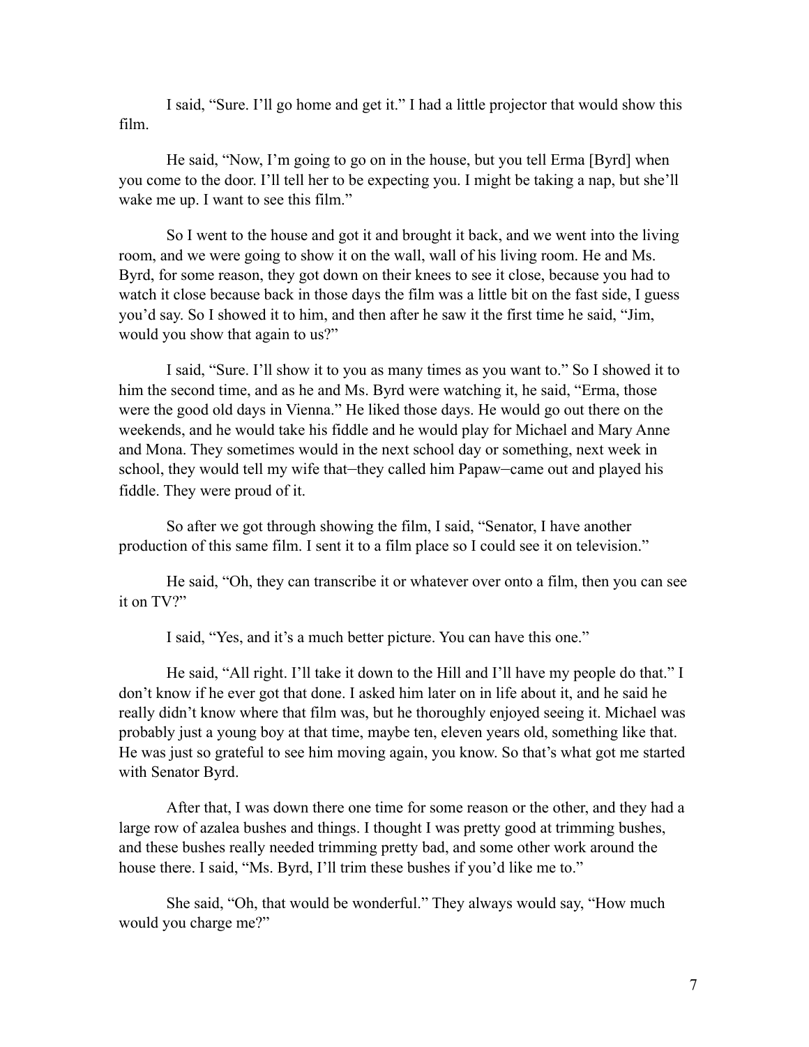I said, "Sure. I'll go home and get it." I had a little projector that would show this film.

He said, "Now, I'm going to go on in the house, but you tell Erma [Byrd] when you come to the door. I'll tell her to be expecting you. I might be taking a nap, but she'll wake me up. I want to see this film."

So I went to the house and got it and brought it back, and we went into the living room, and we were going to show it on the wall, wall of his living room. He and Ms. Byrd, for some reason, they got down on their knees to see it close, because you had to watch it close because back in those days the film was a little bit on the fast side, I guess you'd say. So I showed it to him, and then after he saw it the first time he said, "Jim, would you show that again to us?"

I said, "Sure. I'll show it to you as many times as you want to." So I showed it to him the second time, and as he and Ms. Byrd were watching it, he said, "Erma, those were the good old days in Vienna." He liked those days. He would go out there on the weekends, and he would take his fiddle and he would play for Michael and Mary Anne and Mona. They sometimes would in the next school day or something, next week in school, they would tell my wife that–they called him Papaw–came out and played his fiddle. They were proud of it.

So after we got through showing the film, I said, "Senator, I have another production of this same film. I sent it to a film place so I could see it on television."

He said, "Oh, they can transcribe it or whatever over onto a film, then you can see it on TV?"

I said, "Yes, and it's a much better picture. You can have this one."

He said, "All right. I'll take it down to the Hill and I'll have my people do that." I don't know if he ever got that done. I asked him later on in life about it, and he said he really didn't know where that film was, but he thoroughly enjoyed seeing it. Michael was probably just a young boy at that time, maybe ten, eleven years old, something like that. He was just so grateful to see him moving again, you know. So that's what got me started with Senator Byrd.

After that, I was down there one time for some reason or the other, and they had a large row of azalea bushes and things. I thought I was pretty good at trimming bushes, and these bushes really needed trimming pretty bad, and some other work around the house there. I said, "Ms. Byrd, I'll trim these bushes if you'd like me to."

She said, "Oh, that would be wonderful." They always would say, "How much would you charge me?"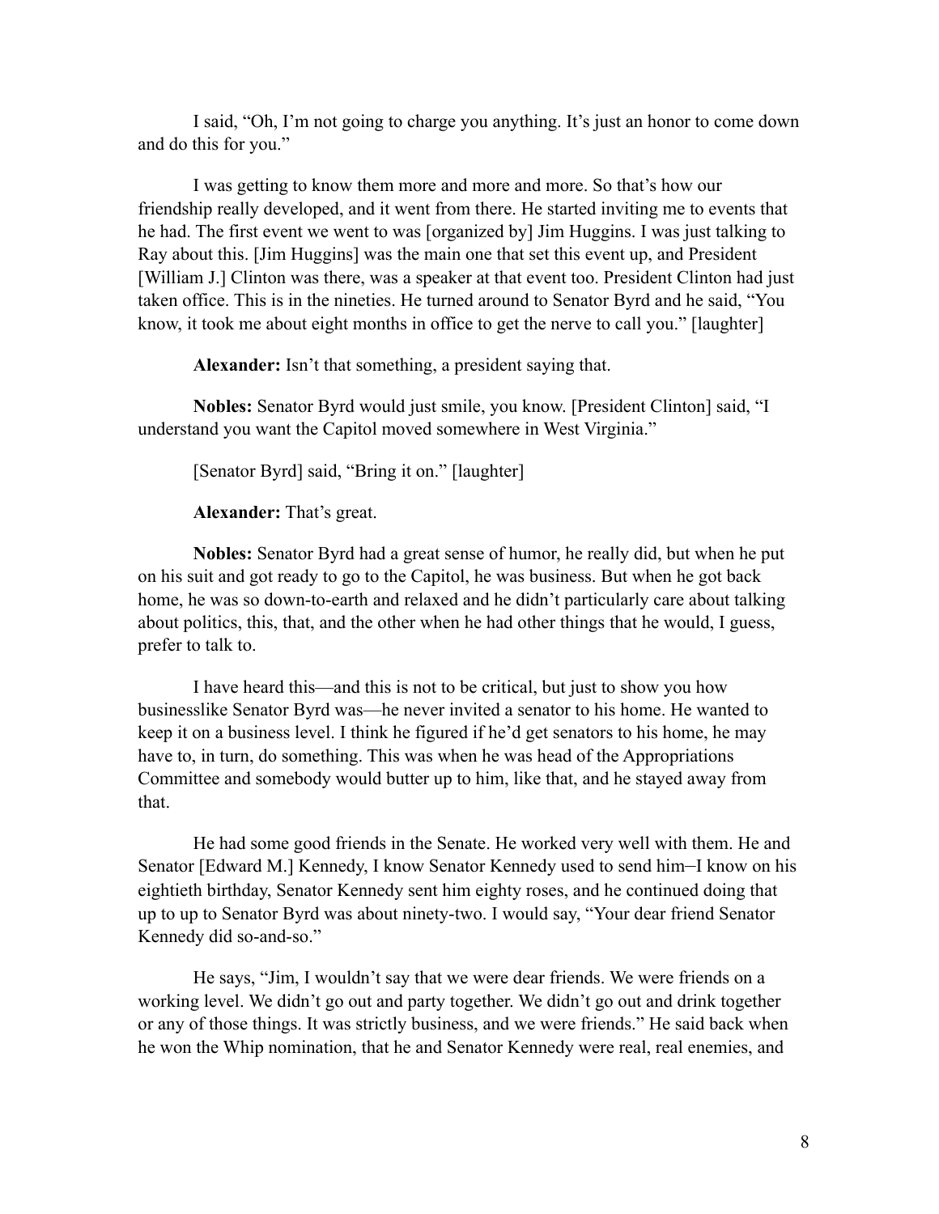I said, "Oh, I'm not going to charge you anything. It's just an honor to come down and do this for you."

I was getting to know them more and more and more. So that's how our friendship really developed, and it went from there. He started inviting me to events that he had. The first event we went to was [organized by] Jim Huggins. I was just talking to Ray about this. [Jim Huggins] was the main one that set this event up, and President [William J.] Clinton was there, was a speaker at that event too. President Clinton had just taken office. This is in the nineties. He turned around to Senator Byrd and he said, "You know, it took me about eight months in office to get the nerve to call you." [laughter]

**Alexander:** Isn't that something, a president saying that.

**Nobles:** Senator Byrd would just smile, you know. [President Clinton] said, "I understand you want the Capitol moved somewhere in West Virginia."

[Senator Byrd] said, "Bring it on." [laughter]

**Alexander:** That's great.

**Nobles:** Senator Byrd had a great sense of humor, he really did, but when he put on his suit and got ready to go to the Capitol, he was business. But when he got back home, he was so down-to-earth and relaxed and he didn't particularly care about talking about politics, this, that, and the other when he had other things that he would, I guess, prefer to talk to.

I have heard this—and this is not to be critical, but just to show you how businesslike Senator Byrd was—he never invited a senator to his home. He wanted to keep it on a business level. I think he figured if he'd get senators to his home, he may have to, in turn, do something. This was when he was head of the Appropriations Committee and somebody would butter up to him, like that, and he stayed away from that.

He had some good friends in the Senate. He worked very well with them. He and Senator [Edward M.] Kennedy, I know Senator Kennedy used to send him–I know on his eightieth birthday, Senator Kennedy sent him eighty roses, and he continued doing that up to up to Senator Byrd was about ninety-two. I would say, "Your dear friend Senator Kennedy did so-and-so."

He says, "Jim, I wouldn't say that we were dear friends. We were friends on a working level. We didn't go out and party together. We didn't go out and drink together or any of those things. It was strictly business, and we were friends." He said back when he won the Whip nomination, that he and Senator Kennedy were real, real enemies, and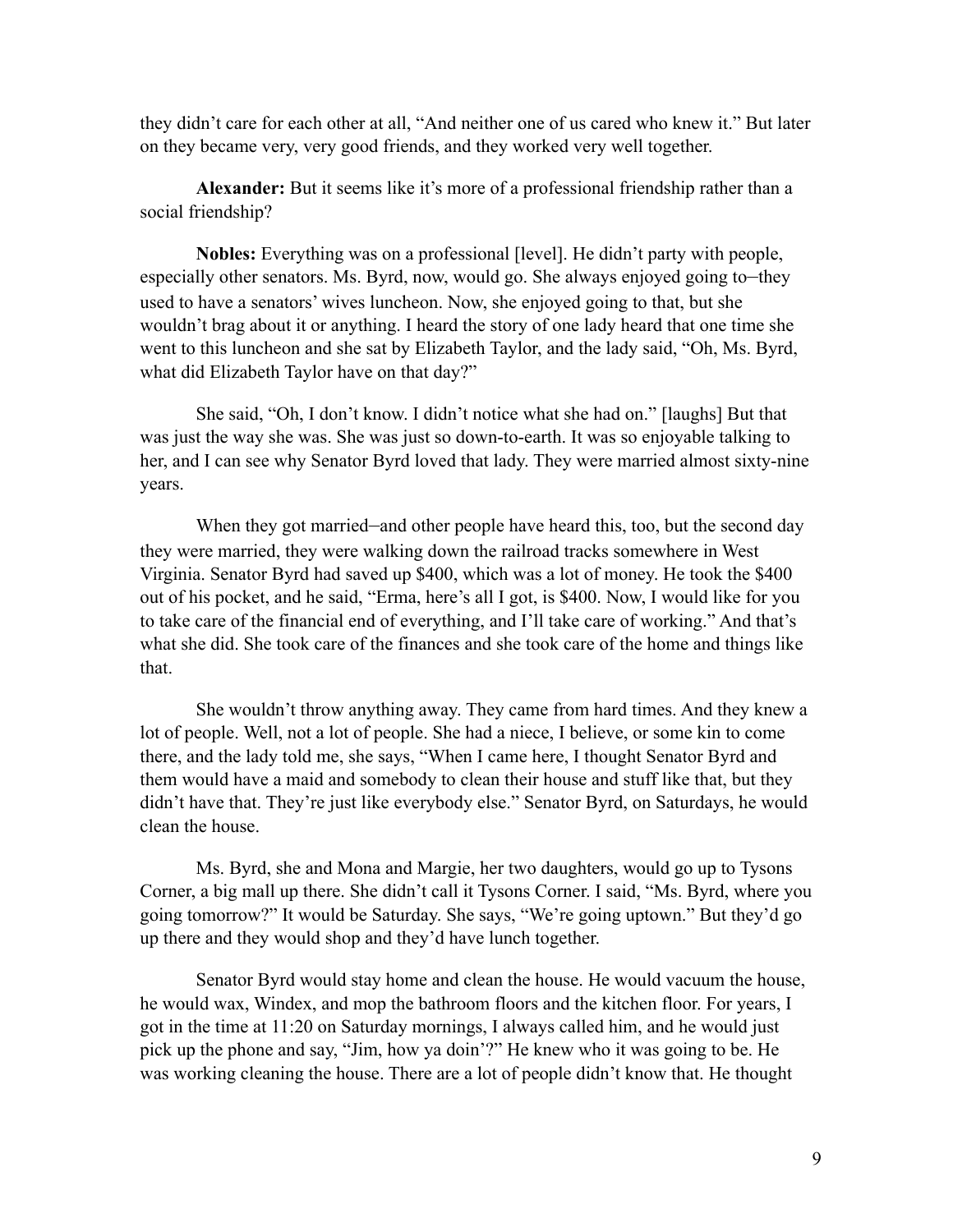they didn't care for each other at all, "And neither one of us cared who knew it." But later on they became very, very good friends, and they worked very well together.

**Alexander:** But it seems like it's more of a professional friendship rather than a social friendship?

**Nobles:** Everything was on a professional [level]. He didn't party with people, especially other senators. Ms. Byrd, now, would go. She always enjoyed going to—they used to have a senators' wives luncheon. Now, she enjoyed going to that, but she wouldn't brag about it or anything. I heard the story of one lady heard that one time she went to this luncheon and she sat by Elizabeth Taylor, and the lady said, "Oh, Ms. Byrd, what did Elizabeth Taylor have on that day?"

She said, "Oh, I don't know. I didn't notice what she had on." [laughs] But that was just the way she was. She was just so down-to-earth. It was so enjoyable talking to her, and I can see why Senator Byrd loved that lady. They were married almost sixty-nine years.

When they got married—and other people have heard this, too, but the second day they were married, they were walking down the railroad tracks somewhere in West Virginia. Senator Byrd had saved up $400, which was a lot of money. He took the $400 out of his pocket, and he said, "Erma, here's all I got, is $400. Now, I would like for you to take care of the financial end of everything, and I'll take care of working." And that's what she did. She took care of the finances and she took care of the home and things like that.

She wouldn't throw anything away. They came from hard times. And they knew a lot of people. Well, not a lot of people. She had a niece, I believe, or some kin to come there, and the lady told me, she says, "When I came here, I thought Senator Byrd and them would have a maid and somebody to clean their house and stuff like that, but they didn't have that. They're just like everybody else." Senator Byrd, on Saturdays, he would clean the house.

Ms. Byrd, she and Mona and Margie, her two daughters, would go up to Tysons Corner, a big mall up there. She didn't call it Tysons Corner. I said, "Ms. Byrd, where you going tomorrow?" It would be Saturday. She says, "We're going uptown." But they'd go up there and they would shop and they'd have lunch together.

Senator Byrd would stay home and clean the house. He would vacuum the house, he would wax, Windex, and mop the bathroom floors and the kitchen floor. For years, I got in the time at 11:20 on Saturday mornings, I always called him, and he would just pick up the phone and say, "Jim, how ya doin'?" He knew who it was going to be. He was working cleaning the house. There are a lot of people didn't know that. He thought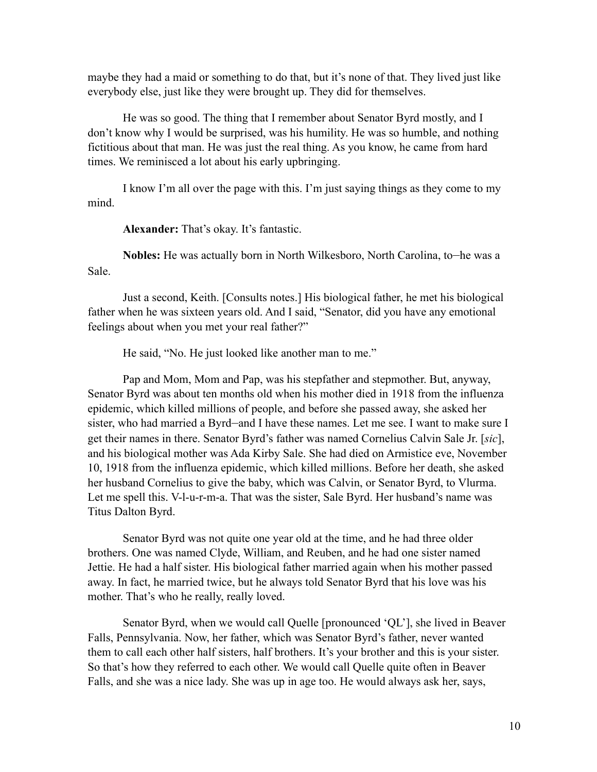maybe they had a maid or something to do that, but it's none of that. They lived just like everybody else, just like they were brought up. They did for themselves.

He was so good. The thing that I remember about Senator Byrd mostly, and I don't know why I would be surprised, was his humility. He was so humble, and nothing fictitious about that man. He was just the real thing. As you know, he came from hard times. We reminisced a lot about his early upbringing.

I know I'm all over the page with this. I'm just saying things as they come to my mind.

**Alexander:** That's okay. It's fantastic.

**Nobles:** He was actually born in North Wilkesboro, North Carolina, to—he was a Sale.

Just a second, Keith. [Consults notes.] His biological father, he met his biological father when he was sixteen years old. And I said, "Senator, did you have any emotional feelings about when you met your real father?"

He said, "No. He just looked like another man to me."

Pap and Mom, Mom and Pap, was his stepfather and stepmother. But, anyway, Senator Byrd was about ten months old when his mother died in 1918 from the influenza epidemic, which killed millions of people, and before she passed away, she asked her sister, who had married a Byrd—and I have these names. Let me see. I want to make sure I get their names in there. Senator Byrd's father was named Cornelius Calvin Sale Jr. [*sic*], and his biological mother was Ada Kirby Sale. She had died on Armistice eve, November 10, 1918 from the influenza epidemic, which killed millions. Before her death, she asked her husband Cornelius to give the baby, which was Calvin, or Senator Byrd, to Vlurma. Let me spell this. V-l-u-r-m-a. That was the sister, Sale Byrd. Her husband's name was Titus Dalton Byrd.

Senator Byrd was not quite one year old at the time, and he had three older brothers. One was named Clyde, William, and Reuben, and he had one sister named Jettie. He had a half sister. His biological father married again when his mother passed away. In fact, he married twice, but he always told Senator Byrd that his love was his mother. That's who he really, really loved.

Senator Byrd, when we would call Quelle [pronounced 'QL'], she lived in Beaver Falls, Pennsylvania. Now, her father, which was Senator Byrd's father, never wanted them to call each other half sisters, half brothers. It's your brother and this is your sister. So that's how they referred to each other. We would call Quelle quite often in Beaver Falls, and she was a nice lady. She was up in age too. He would always ask her, says,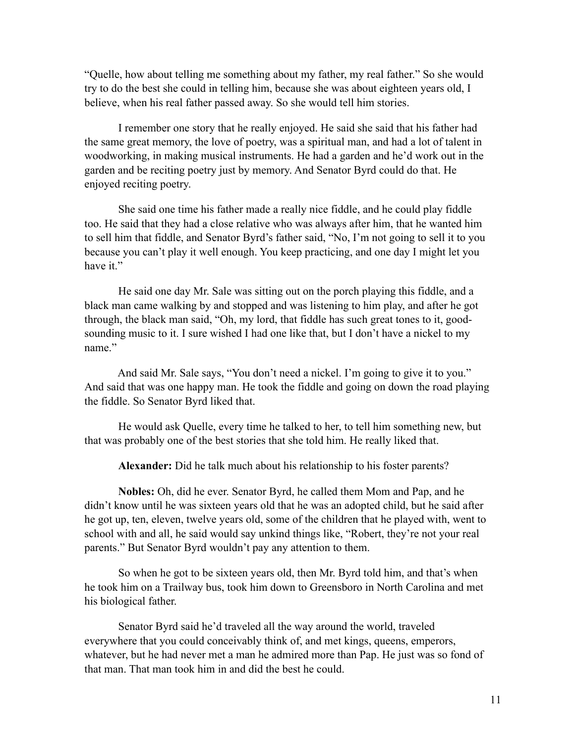"Quelle, how about telling me something about my father, my real father." So she would try to do the best she could in telling him, because she was about eighteen years old, I believe, when his real father passed away. So she would tell him stories.

I remember one story that he really enjoyed. He said she said that his father had the same great memory, the love of poetry, was a spiritual man, and had a lot of talent in woodworking, in making musical instruments. He had a garden and he'd work out in the garden and be reciting poetry just by memory. And Senator Byrd could do that. He enjoyed reciting poetry.

She said one time his father made a really nice fiddle, and he could play fiddle too. He said that they had a close relative who was always after him, that he wanted him to sell him that fiddle, and Senator Byrd's father said, "No, I'm not going to sell it to you because you can't play it well enough. You keep practicing, and one day I might let you have it."

He said one day Mr. Sale was sitting out on the porch playing this fiddle, and a black man came walking by and stopped and was listening to him play, and after he got through, the black man said, "Oh, my lord, that fiddle has such great tones to it, good-sounding music to it. I sure wished I had one like that, but I don't have a nickel to my name."

And said Mr. Sale says, "You don't need a nickel. I'm going to give it to you." And said that was one happy man. He took the fiddle and going on down the road playing the fiddle. So Senator Byrd liked that.

He would ask Quelle, every time he talked to her, to tell him something new, but that was probably one of the best stories that she told him. He really liked that.

**Alexander:** Did he talk much about his relationship to his foster parents?

**Nobles:** Oh, did he ever. Senator Byrd, he called them Mom and Pap, and he didn't know until he was sixteen years old that he was an adopted child, but he said after he got up, ten, eleven, twelve years old, some of the children that he played with, went to school with and all, he said would say unkind things like, "Robert, they're not your real parents." But Senator Byrd wouldn't pay any attention to them.

So when he got to be sixteen years old, then Mr. Byrd told him, and that's when he took him on a Trailway bus, took him down to Greensboro in North Carolina and met his biological father.

Senator Byrd said he'd traveled all the way around the world, traveled everywhere that you could conceivably think of, and met kings, queens, emperors, whatever, but he had never met a man he admired more than Pap. He just was so fond of that man. That man took him in and did the best he could.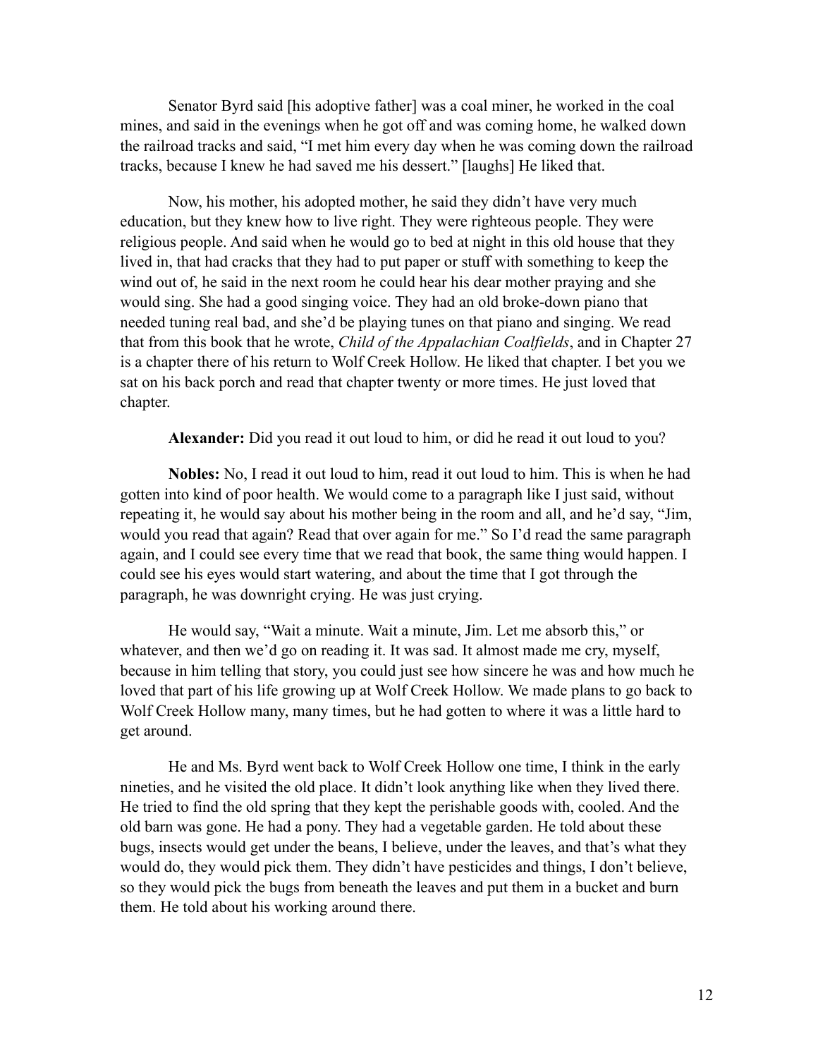Senator Byrd said [his adoptive father] was a coal miner, he worked in the coal mines, and said in the evenings when he got off and was coming home, he walked down the railroad tracks and said, "I met him every day when he was coming down the railroad tracks, because I knew he had saved me his dessert." [laughs] He liked that.

Now, his mother, his adopted mother, he said they didn't have very much education, but they knew how to live right. They were righteous people. They were religious people. And said when he would go to bed at night in this old house that they lived in, that had cracks that they had to put paper or stuff with something to keep the wind out of, he said in the next room he could hear his dear mother praying and she would sing. She had a good singing voice. They had an old broke-down piano that needed tuning real bad, and she'd be playing tunes on that piano and singing. We read that from this book that he wrote, *Child of the Appalachian Coalfields*, and in Chapter 27 is a chapter there of his return to Wolf Creek Hollow. He liked that chapter. I bet you we sat on his back porch and read that chapter twenty or more times. He just loved that chapter.

**Alexander:** Did you read it out loud to him, or did he read it out loud to you?

**Nobles:** No, I read it out loud to him, read it out loud to him. This is when he had gotten into kind of poor health. We would come to a paragraph like I just said, without repeating it, he would say about his mother being in the room and all, and he'd say, "Jim, would you read that again? Read that over again for me." So I'd read the same paragraph again, and I could see every time that we read that book, the same thing would happen. I could see his eyes would start watering, and about the time that I got through the paragraph, he was downright crying. He was just crying.

He would say, "Wait a minute. Wait a minute, Jim. Let me absorb this," or whatever, and then we'd go on reading it. It was sad. It almost made me cry, myself, because in him telling that story, you could just see how sincere he was and how much he loved that part of his life growing up at Wolf Creek Hollow. We made plans to go back to Wolf Creek Hollow many, many times, but he had gotten to where it was a little hard to get around.

He and Ms. Byrd went back to Wolf Creek Hollow one time, I think in the early nineties, and he visited the old place. It didn't look anything like when they lived there. He tried to find the old spring that they kept the perishable goods with, cooled. And the old barn was gone. He had a pony. They had a vegetable garden. He told about these bugs, insects would get under the beans, I believe, under the leaves, and that's what they would do, they would pick them. They didn't have pesticides and things, I don't believe, so they would pick the bugs from beneath the leaves and put them in a bucket and burn them. He told about his working around there.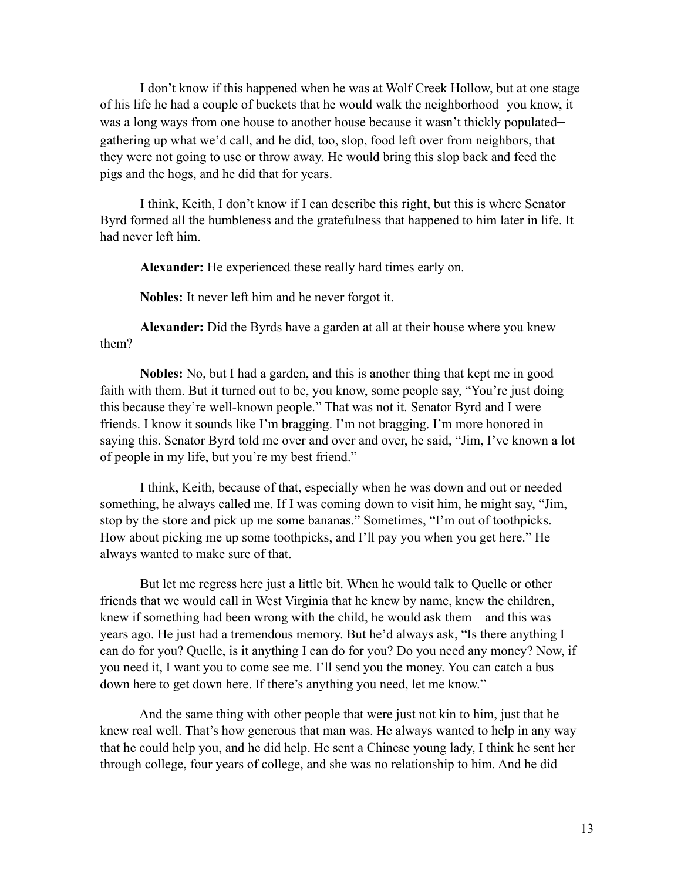I don't know if this happened when he was at Wolf Creek Hollow, but at one stage of his life he had a couple of buckets that he would walk the neighborhood–you know, it was a long ways from one house to another house because it wasn't thickly populated–gathering up what we'd call, and he did, too, slop, food left over from neighbors, that they were not going to use or throw away. He would bring this slop back and feed the pigs and the hogs, and he did that for years.

I think, Keith, I don't know if I can describe this right, but this is where Senator Byrd formed all the humbleness and the gratefulness that happened to him later in life. It had never left him.

**Alexander:** He experienced these really hard times early on.

**Nobles:** It never left him and he never forgot it.

**Alexander:** Did the Byrds have a garden at all at their house where you knew them?

**Nobles:** No, but I had a garden, and this is another thing that kept me in good faith with them. But it turned out to be, you know, some people say, "You're just doing this because they're well-known people." That was not it. Senator Byrd and I were friends. I know it sounds like I'm bragging. I'm not bragging. I'm more honored in saying this. Senator Byrd told me over and over and over, he said, "Jim, I've known a lot of people in my life, but you're my best friend."

I think, Keith, because of that, especially when he was down and out or needed something, he always called me. If I was coming down to visit him, he might say, "Jim, stop by the store and pick up me some bananas." Sometimes, "I'm out of toothpicks. How about picking me up some toothpicks, and I'll pay you when you get here." He always wanted to make sure of that.

But let me regress here just a little bit. When he would talk to Quelle or other friends that we would call in West Virginia that he knew by name, knew the children, knew if something had been wrong with the child, he would ask them—and this was years ago. He just had a tremendous memory. But he'd always ask, "Is there anything I can do for you? Quelle, is it anything I can do for you? Do you need any money? Now, if you need it, I want you to come see me. I'll send you the money. You can catch a bus down here to get down here. If there's anything you need, let me know."

And the same thing with other people that were just not kin to him, just that he knew real well. That's how generous that man was. He always wanted to help in any way that he could help you, and he did help. He sent a Chinese young lady, I think he sent her through college, four years of college, and she was no relationship to him. And he did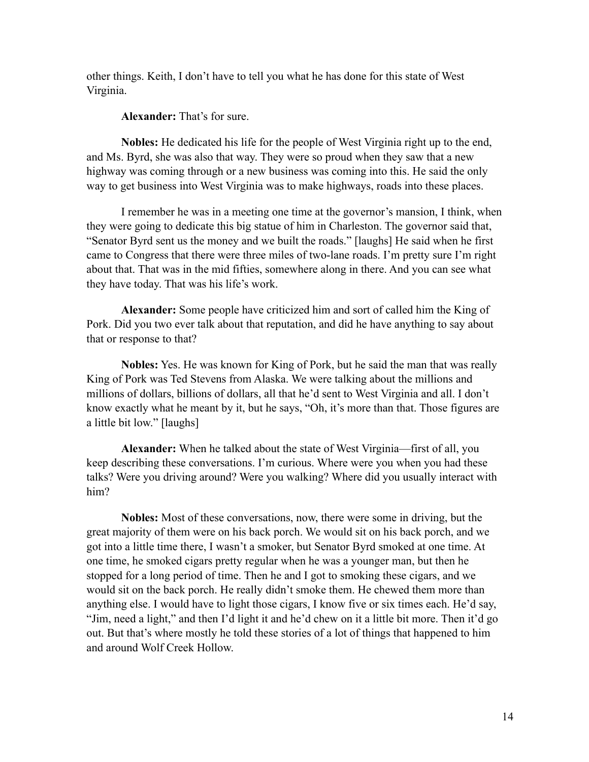other things. Keith, I don't have to tell you what he has done for this state of West Virginia.

**Alexander:** That's for sure.

**Nobles:** He dedicated his life for the people of West Virginia right up to the end, and Ms. Byrd, she was also that way. They were so proud when they saw that a new highway was coming through or a new business was coming into this. He said the only way to get business into West Virginia was to make highways, roads into these places.

I remember he was in a meeting one time at the governor's mansion, I think, when they were going to dedicate this big statue of him in Charleston. The governor said that, "Senator Byrd sent us the money and we built the roads." [laughs] He said when he first came to Congress that there were three miles of two-lane roads. I'm pretty sure I'm right about that. That was in the mid fifties, somewhere along in there. And you can see what they have today. That was his life's work.

**Alexander:** Some people have criticized him and sort of called him the King of Pork. Did you two ever talk about that reputation, and did he have anything to say about that or response to that?

**Nobles:** Yes. He was known for King of Pork, but he said the man that was really King of Pork was Ted Stevens from Alaska. We were talking about the millions and millions of dollars, billions of dollars, all that he'd sent to West Virginia and all. I don't know exactly what he meant by it, but he says, "Oh, it's more than that. Those figures are a little bit low." [laughs]

**Alexander:** When he talked about the state of West Virginia—first of all, you keep describing these conversations. I'm curious. Where were you when you had these talks? Were you driving around? Were you walking? Where did you usually interact with him?

**Nobles:** Most of these conversations, now, there were some in driving, but the great majority of them were on his back porch. We would sit on his back porch, and we got into a little time there, I wasn't a smoker, but Senator Byrd smoked at one time. At one time, he smoked cigars pretty regular when he was a younger man, but then he stopped for a long period of time. Then he and I got to smoking these cigars, and we would sit on the back porch. He really didn't smoke them. He chewed them more than anything else. I would have to light those cigars, I know five or six times each. He'd say, "Jim, need a light," and then I'd light it and he'd chew on it a little bit more. Then it'd go out. But that's where mostly he told these stories of a lot of things that happened to him and around Wolf Creek Hollow.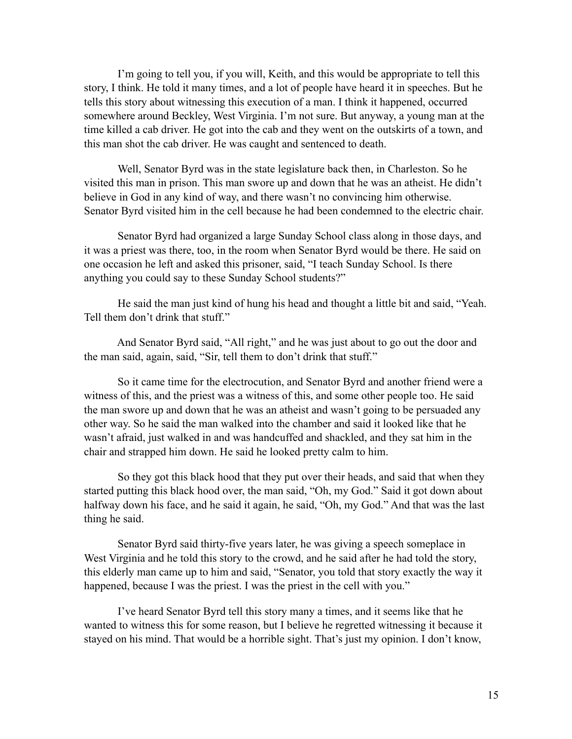I'm going to tell you, if you will, Keith, and this would be appropriate to tell this story, I think. He told it many times, and a lot of people have heard it in speeches. But he tells this story about witnessing this execution of a man. I think it happened, occurred somewhere around Beckley, West Virginia. I'm not sure. But anyway, a young man at the time killed a cab driver. He got into the cab and they went on the outskirts of a town, and this man shot the cab driver. He was caught and sentenced to death.

Well, Senator Byrd was in the state legislature back then, in Charleston. So he visited this man in prison. This man swore up and down that he was an atheist. He didn't believe in God in any kind of way, and there wasn't no convincing him otherwise. Senator Byrd visited him in the cell because he had been condemned to the electric chair.

Senator Byrd had organized a large Sunday School class along in those days, and it was a priest was there, too, in the room when Senator Byrd would be there. He said on one occasion he left and asked this prisoner, said, "I teach Sunday School. Is there anything you could say to these Sunday School students?"

He said the man just kind of hung his head and thought a little bit and said, "Yeah. Tell them don't drink that stuff."

And Senator Byrd said, "All right," and he was just about to go out the door and the man said, again, said, "Sir, tell them to don't drink that stuff."

So it came time for the electrocution, and Senator Byrd and another friend were a witness of this, and the priest was a witness of this, and some other people too. He said the man swore up and down that he was an atheist and wasn't going to be persuaded any other way. So he said the man walked into the chamber and said it looked like that he wasn't afraid, just walked in and was handcuffed and shackled, and they sat him in the chair and strapped him down. He said he looked pretty calm to him.

So they got this black hood that they put over their heads, and said that when they started putting this black hood over, the man said, "Oh, my God." Said it got down about halfway down his face, and he said it again, he said, "Oh, my God." And that was the last thing he said.

Senator Byrd said thirty-five years later, he was giving a speech someplace in West Virginia and he told this story to the crowd, and he said after he had told the story, this elderly man came up to him and said, "Senator, you told that story exactly the way it happened, because I was the priest. I was the priest in the cell with you."

I've heard Senator Byrd tell this story many a times, and it seems like that he wanted to witness this for some reason, but I believe he regretted witnessing it because it stayed on his mind. That would be a horrible sight. That's just my opinion. I don't know,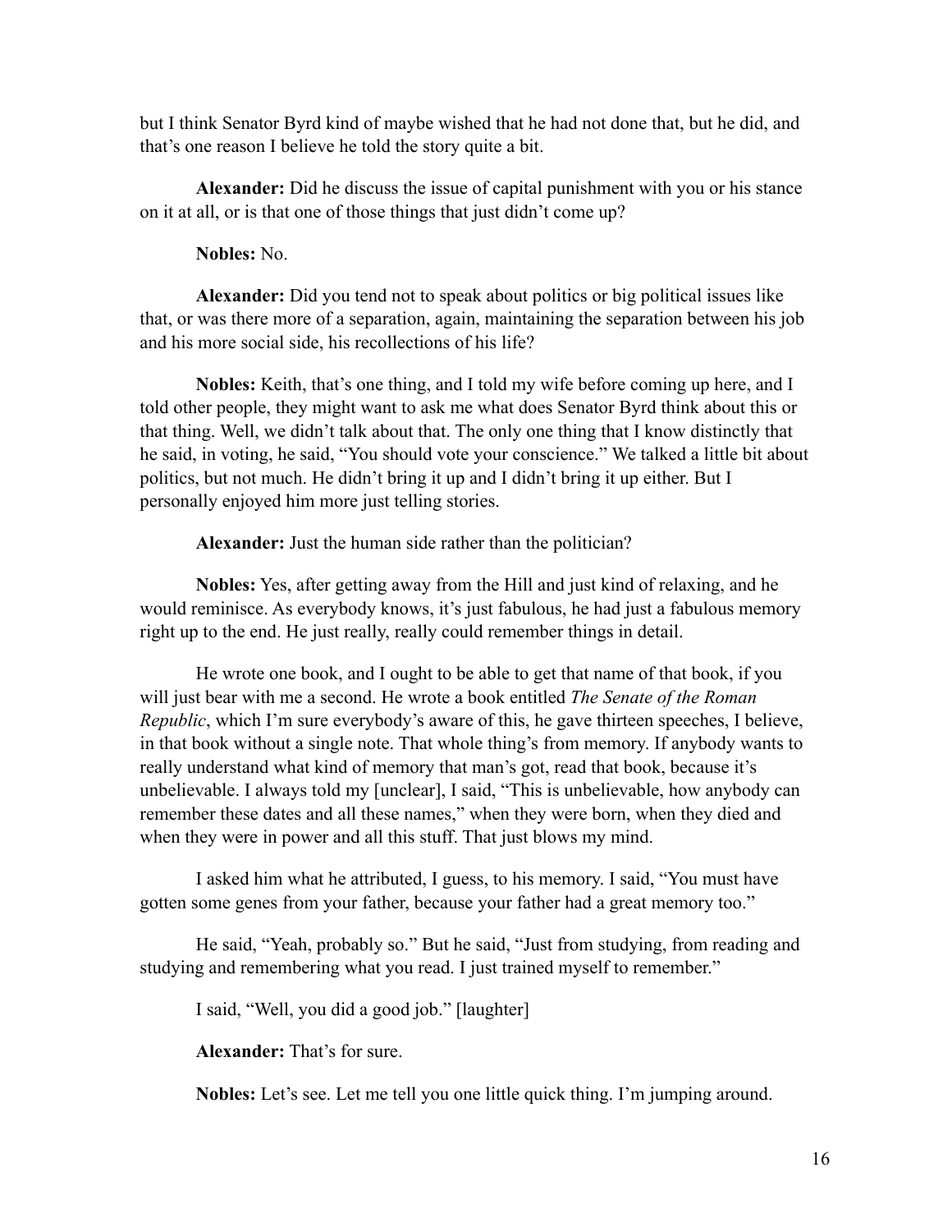but I think Senator Byrd kind of maybe wished that he had not done that, but he did, and that's one reason I believe he told the story quite a bit.

**Alexander:** Did he discuss the issue of capital punishment with you or his stance on it at all, or is that one of those things that just didn't come up?

**Nobles:** No.

**Alexander:** Did you tend not to speak about politics or big political issues like that, or was there more of a separation, again, maintaining the separation between his job and his more social side, his recollections of his life?

**Nobles:** Keith, that's one thing, and I told my wife before coming up here, and I told other people, they might want to ask me what does Senator Byrd think about this or that thing. Well, we didn't talk about that. The only one thing that I know distinctly that he said, in voting, he said, "You should vote your conscience." We talked a little bit about politics, but not much. He didn't bring it up and I didn't bring it up either. But I personally enjoyed him more just telling stories.

**Alexander:** Just the human side rather than the politician?

**Nobles:** Yes, after getting away from the Hill and just kind of relaxing, and he would reminisce. As everybody knows, it's just fabulous, he had just a fabulous memory right up to the end. He just really, really could remember things in detail.

He wrote one book, and I ought to be able to get that name of that book, if you will just bear with me a second. He wrote a book entitled *The Senate of the Roman Republic*, which I'm sure everybody's aware of this, he gave thirteen speeches, I believe, in that book without a single note. That whole thing's from memory. If anybody wants to really understand what kind of memory that man's got, read that book, because it's unbelievable. I always told my [unclear], I said, "This is unbelievable, how anybody can remember these dates and all these names," when they were born, when they died and when they were in power and all this stuff. That just blows my mind.

I asked him what he attributed, I guess, to his memory. I said, "You must have gotten some genes from your father, because your father had a great memory too."

He said, "Yeah, probably so." But he said, "Just from studying, from reading and studying and remembering what you read. I just trained myself to remember."

I said, "Well, you did a good job." [laughter]

**Alexander:** That's for sure.

**Nobles:** Let's see. Let me tell you one little quick thing. I'm jumping around.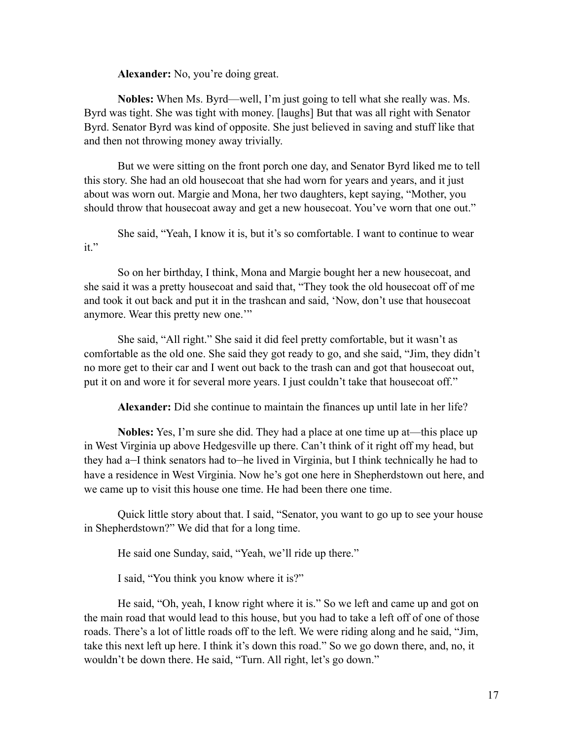**Alexander:** No, you're doing great.

**Nobles:** When Ms. Byrd—well, I'm just going to tell what she really was. Ms. Byrd was tight. She was tight with money. [laughs] But that was all right with Senator Byrd. Senator Byrd was kind of opposite. She just believed in saving and stuff like that and then not throwing money away trivially.

But we were sitting on the front porch one day, and Senator Byrd liked me to tell this story. She had an old housecoat that she had worn for years and years, and it just about was worn out. Margie and Mona, her two daughters, kept saying, "Mother, you should throw that housecoat away and get a new housecoat. You've worn that one out."

She said, "Yeah, I know it is, but it's so comfortable. I want to continue to wear it."

So on her birthday, I think, Mona and Margie bought her a new housecoat, and she said it was a pretty housecoat and said that, "They took the old housecoat off of me and took it out back and put it in the trashcan and said, 'Now, don't use that housecoat anymore. Wear this pretty new one.'"

She said, "All right." She said it did feel pretty comfortable, but it wasn't as comfortable as the old one. She said they got ready to go, and she said, "Jim, they didn't no more get to their car and I went out back to the trash can and got that housecoat out, put it on and wore it for several more years. I just couldn't take that housecoat off."

**Alexander:** Did she continue to maintain the finances up until late in her life?

**Nobles:** Yes, I'm sure she did. They had a place at one time up at—this place up in West Virginia up above Hedgesville up there. Can't think of it right off my head, but they had a–I think senators had to–he lived in Virginia, but I think technically he had to have a residence in West Virginia. Now he's got one here in Shepherdstown out here, and we came up to visit this house one time. He had been there one time.

Quick little story about that. I said, "Senator, you want to go up to see your house in Shepherdstown?" We did that for a long time.

He said one Sunday, said, "Yeah, we'll ride up there."

I said, "You think you know where it is?"

He said, "Oh, yeah, I know right where it is." So we left and came up and got on the main road that would lead to this house, but you had to take a left off of one of those roads. There's a lot of little roads off to the left. We were riding along and he said, "Jim, take this next left up here. I think it's down this road." So we go down there, and, no, it wouldn't be down there. He said, "Turn. All right, let's go down."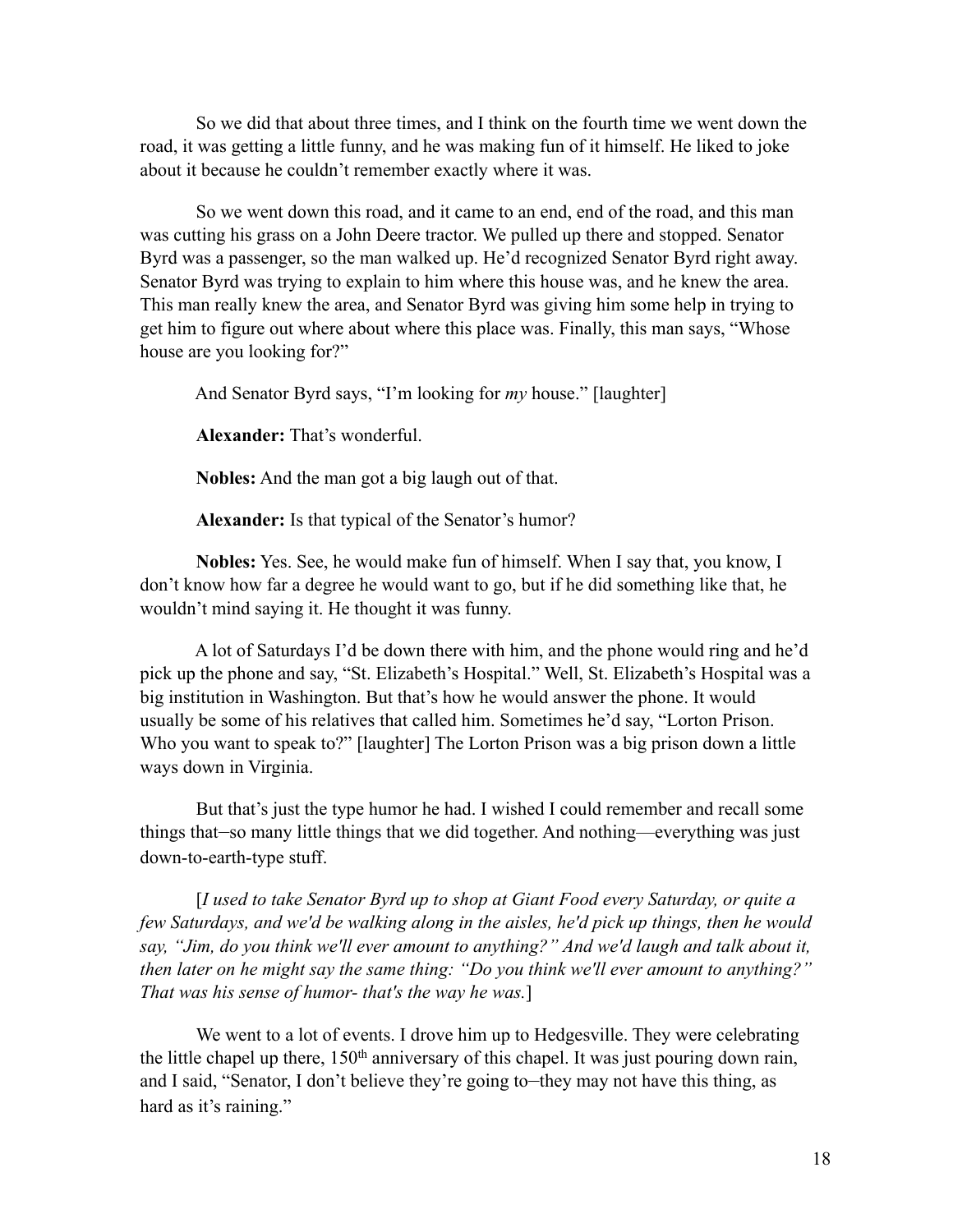So we did that about three times, and I think on the fourth time we went down the road, it was getting a little funny, and he was making fun of it himself. He liked to joke about it because he couldn't remember exactly where it was.

So we went down this road, and it came to an end, end of the road, and this man was cutting his grass on a John Deere tractor. We pulled up there and stopped. Senator Byrd was a passenger, so the man walked up. He'd recognized Senator Byrd right away. Senator Byrd was trying to explain to him where this house was, and he knew the area. This man really knew the area, and Senator Byrd was giving him some help in trying to get him to figure out where about where this place was. Finally, this man says, "Whose house are you looking for?"

And Senator Byrd says, "I'm looking for *my* house." [laughter]

**Alexander:** That's wonderful.

**Nobles:** And the man got a big laugh out of that.

**Alexander:** Is that typical of the Senator's humor?

**Nobles:** Yes. See, he would make fun of himself. When I say that, you know, I don't know how far a degree he would want to go, but if he did something like that, he wouldn't mind saying it. He thought it was funny.

A lot of Saturdays I'd be down there with him, and the phone would ring and he'd pick up the phone and say, "St. Elizabeth's Hospital." Well, St. Elizabeth's Hospital was a big institution in Washington. But that's how he would answer the phone. It would usually be some of his relatives that called him. Sometimes he'd say, "Lorton Prison. Who you want to speak to?" [laughter] The Lorton Prison was a big prison down a little ways down in Virginia.

But that's just the type humor he had. I wished I could remember and recall some things that–so many little things that we did together. And nothing—everything was just down-to-earth-type stuff.

[*I used to take Senator Byrd up to shop at Giant Food every Saturday, or quite a few Saturdays, and we'd be walking along in the aisles, he'd pick up things, then he would say, "Jim, do you think we'll ever amount to anything?" And we'd laugh and talk about it, then later on he might say the same thing: "Do you think we'll ever amount to anything?" That was his sense of humor- that's the way he was.*]

We went to a lot of events. I drove him up to Hedgesville. They were celebrating the little chapel up there, 150th anniversary of this chapel. It was just pouring down rain, and I said, "Senator, I don't believe they're going to–they may not have this thing, as hard as it's raining."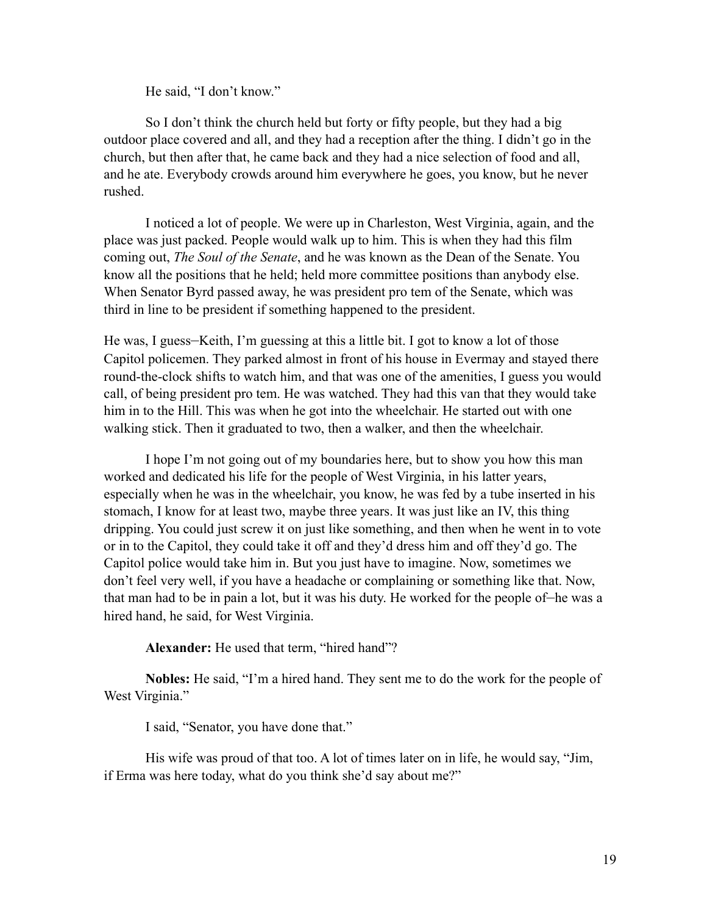He said, "I don't know."

So I don't think the church held but forty or fifty people, but they had a big outdoor place covered and all, and they had a reception after the thing. I didn't go in the church, but then after that, he came back and they had a nice selection of food and all, and he ate. Everybody crowds around him everywhere he goes, you know, but he never rushed.

I noticed a lot of people. We were up in Charleston, West Virginia, again, and the place was just packed. People would walk up to him. This is when they had this film coming out, *The Soul of the Senate*, and he was known as the Dean of the Senate. You know all the positions that he held; held more committee positions than anybody else. When Senator Byrd passed away, he was president pro tem of the Senate, which was third in line to be president if something happened to the president.

He was, I guess–Keith, I'm guessing at this a little bit. I got to know a lot of those Capitol policemen. They parked almost in front of his house in Evermay and stayed there round-the-clock shifts to watch him, and that was one of the amenities, I guess you would call, of being president pro tem. He was watched. They had this van that they would take him in to the Hill. This was when he got into the wheelchair. He started out with one walking stick. Then it graduated to two, then a walker, and then the wheelchair.

I hope I'm not going out of my boundaries here, but to show you how this man worked and dedicated his life for the people of West Virginia, in his latter years, especially when he was in the wheelchair, you know, he was fed by a tube inserted in his stomach, I know for at least two, maybe three years. It was just like an IV, this thing dripping. You could just screw it on just like something, and then when he went in to vote or in to the Capitol, they could take it off and they'd dress him and off they'd go. The Capitol police would take him in. But you just have to imagine. Now, sometimes we don't feel very well, if you have a headache or complaining or something like that. Now, that man had to be in pain a lot, but it was his duty. He worked for the people of–he was a hired hand, he said, for West Virginia.

**Alexander:** He used that term, "hired hand"?

**Nobles:** He said, "I'm a hired hand. They sent me to do the work for the people of West Virginia."

I said, "Senator, you have done that."

His wife was proud of that too. A lot of times later on in life, he would say, "Jim, if Erma was here today, what do you think she'd say about me?"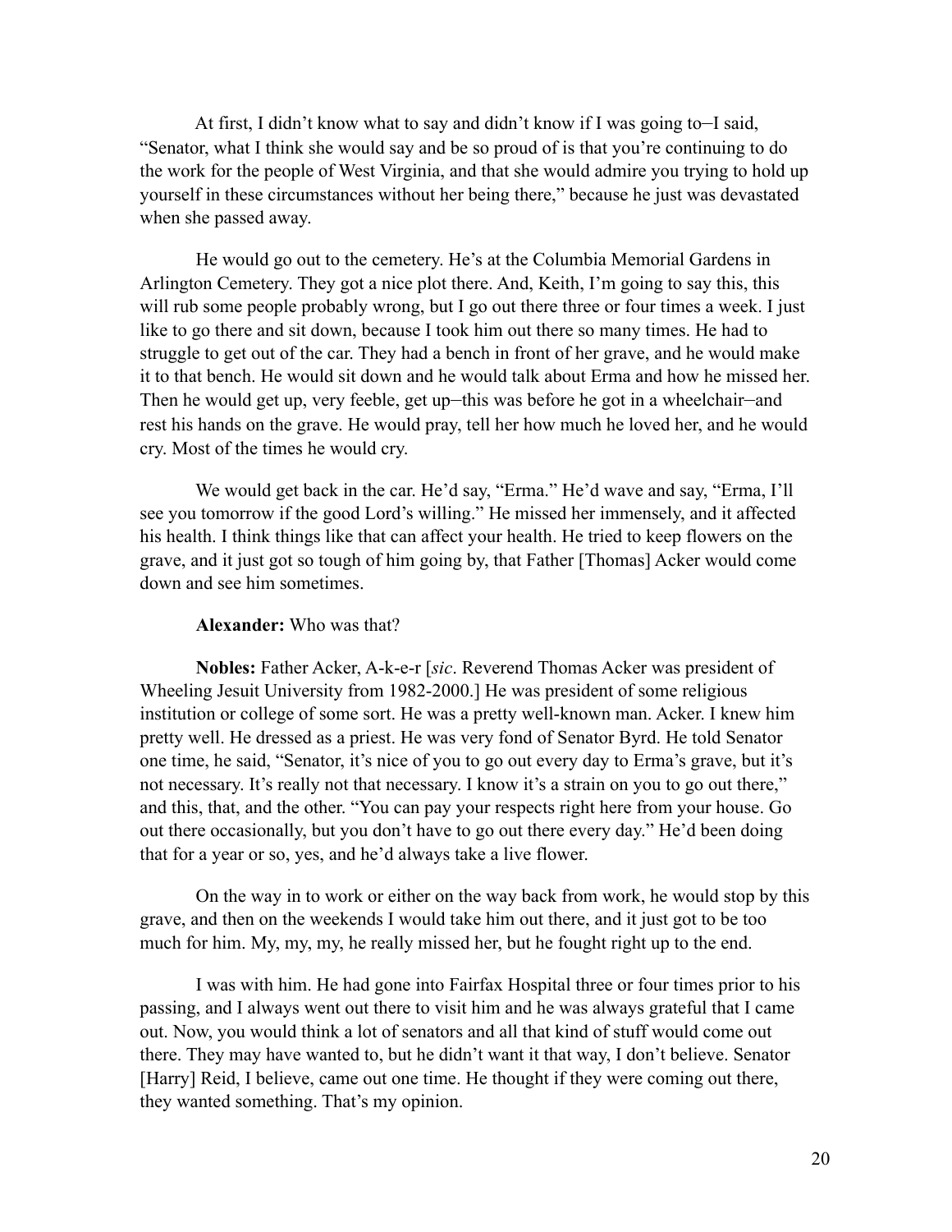At first, I didn't know what to say and didn't know if I was going to—I said, "Senator, what I think she would say and be so proud of is that you're continuing to do the work for the people of West Virginia, and that she would admire you trying to hold up yourself in these circumstances without her being there," because he just was devastated when she passed away.

He would go out to the cemetery. He's at the Columbia Memorial Gardens in Arlington Cemetery. They got a nice plot there. And, Keith, I'm going to say this, this will rub some people probably wrong, but I go out there three or four times a week. I just like to go there and sit down, because I took him out there so many times. He had to struggle to get out of the car. They had a bench in front of her grave, and he would make it to that bench. He would sit down and he would talk about Erma and how he missed her. Then he would get up, very feeble, get up—this was before he got in a wheelchair—and rest his hands on the grave. He would pray, tell her how much he loved her, and he would cry. Most of the times he would cry.

We would get back in the car. He'd say, "Erma." He'd wave and say, "Erma, I'll see you tomorrow if the good Lord's willing." He missed her immensely, and it affected his health. I think things like that can affect your health. He tried to keep flowers on the grave, and it just got so tough of him going by, that Father [Thomas] Acker would come down and see him sometimes.

**Alexander:** Who was that?

**Nobles:** Father Acker, A-k-e-r [*sic*. Reverend Thomas Acker was president of Wheeling Jesuit University from 1982-2000.] He was president of some religious institution or college of some sort. He was a pretty well-known man. Acker. I knew him pretty well. He dressed as a priest. He was very fond of Senator Byrd. He told Senator one time, he said, "Senator, it's nice of you to go out every day to Erma's grave, but it's not necessary. It's really not that necessary. I know it's a strain on you to go out there," and this, that, and the other. "You can pay your respects right here from your house. Go out there occasionally, but you don't have to go out there every day." He'd been doing that for a year or so, yes, and he'd always take a live flower.

On the way in to work or either on the way back from work, he would stop by this grave, and then on the weekends I would take him out there, and it just got to be too much for him. My, my, my, he really missed her, but he fought right up to the end.

I was with him. He had gone into Fairfax Hospital three or four times prior to his passing, and I always went out there to visit him and he was always grateful that I came out. Now, you would think a lot of senators and all that kind of stuff would come out there. They may have wanted to, but he didn't want it that way, I don't believe. Senator [Harry] Reid, I believe, came out one time. He thought if they were coming out there, they wanted something. That's my opinion.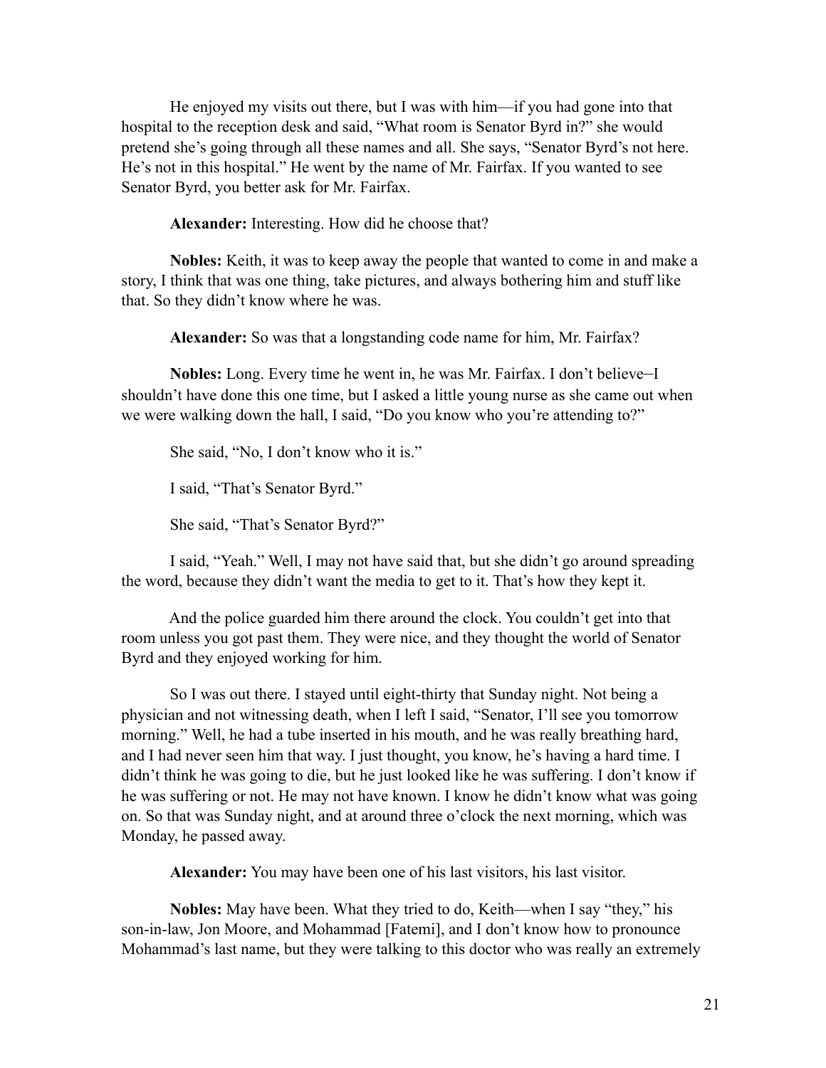He enjoyed my visits out there, but I was with him—if you had gone into that hospital to the reception desk and said, "What room is Senator Byrd in?" she would pretend she's going through all these names and all. She says, "Senator Byrd's not here. He's not in this hospital." He went by the name of Mr. Fairfax. If you wanted to see Senator Byrd, you better ask for Mr. Fairfax.

**Alexander:** Interesting. How did he choose that?

**Nobles:** Keith, it was to keep away the people that wanted to come in and make a story, I think that was one thing, take pictures, and always bothering him and stuff like that. So they didn't know where he was.

**Alexander:** So was that a longstanding code name for him, Mr. Fairfax?

**Nobles:** Long. Every time he went in, he was Mr. Fairfax. I don't believe–I shouldn't have done this one time, but I asked a little young nurse as she came out when we were walking down the hall, I said, "Do you know who you're attending to?"

She said, "No, I don't know who it is."

I said, "That's Senator Byrd."

She said, "That's Senator Byrd?"

I said, "Yeah." Well, I may not have said that, but she didn't go around spreading the word, because they didn't want the media to get to it. That's how they kept it.

And the police guarded him there around the clock. You couldn't get into that room unless you got past them. They were nice, and they thought the world of Senator Byrd and they enjoyed working for him.

So I was out there. I stayed until eight-thirty that Sunday night. Not being a physician and not witnessing death, when I left I said, "Senator, I'll see you tomorrow morning." Well, he had a tube inserted in his mouth, and he was really breathing hard, and I had never seen him that way. I just thought, you know, he's having a hard time. I didn't think he was going to die, but he just looked like he was suffering. I don't know if he was suffering or not. He may not have known. I know he didn't know what was going on. So that was Sunday night, and at around three o'clock the next morning, which was Monday, he passed away.

**Alexander:** You may have been one of his last visitors, his last visitor.

**Nobles:** May have been. What they tried to do, Keith—when I say "they," his son-in-law, Jon Moore, and Mohammad [Fatemi], and I don't know how to pronounce Mohammad's last name, but they were talking to this doctor who was really an extremely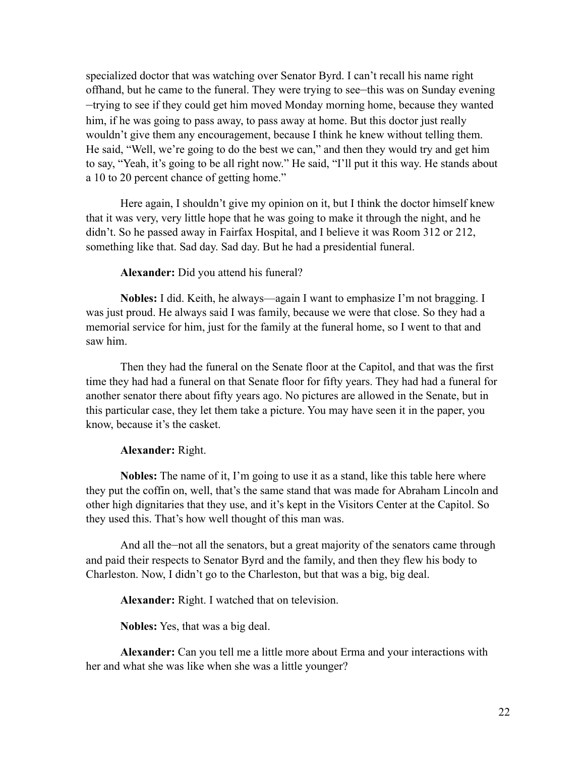specialized doctor that was watching over Senator Byrd. I can't recall his name right offhand, but he came to the funeral. They were trying to see—this was on Sunday evening —trying to see if they could get him moved Monday morning home, because they wanted him, if he was going to pass away, to pass away at home. But this doctor just really wouldn't give them any encouragement, because I think he knew without telling them. He said, "Well, we're going to do the best we can," and then they would try and get him to say, "Yeah, it's going to be all right now." He said, "I'll put it this way. He stands about a 10 to 20 percent chance of getting home."

Here again, I shouldn't give my opinion on it, but I think the doctor himself knew that it was very, very little hope that he was going to make it through the night, and he didn't. So he passed away in Fairfax Hospital, and I believe it was Room 312 or 212, something like that. Sad day. Sad day. But he had a presidential funeral.

**Alexander:** Did you attend his funeral?

**Nobles:** I did. Keith, he always—again I want to emphasize I'm not bragging. I was just proud. He always said I was family, because we were that close. So they had a memorial service for him, just for the family at the funeral home, so I went to that and saw him.

Then they had the funeral on the Senate floor at the Capitol, and that was the first time they had had a funeral on that Senate floor for fifty years. They had had a funeral for another senator there about fifty years ago. No pictures are allowed in the Senate, but in this particular case, they let them take a picture. You may have seen it in the paper, you know, because it's the casket.

**Alexander:** Right.

**Nobles:** The name of it, I'm going to use it as a stand, like this table here where they put the coffin on, well, that's the same stand that was made for Abraham Lincoln and other high dignitaries that they use, and it's kept in the Visitors Center at the Capitol. So they used this. That's how well thought of this man was.

And all the—not all the senators, but a great majority of the senators came through and paid their respects to Senator Byrd and the family, and then they flew his body to Charleston. Now, I didn't go to the Charleston, but that was a big, big deal.

**Alexander:** Right. I watched that on television.

**Nobles:** Yes, that was a big deal.

**Alexander:** Can you tell me a little more about Erma and your interactions with her and what she was like when she was a little younger?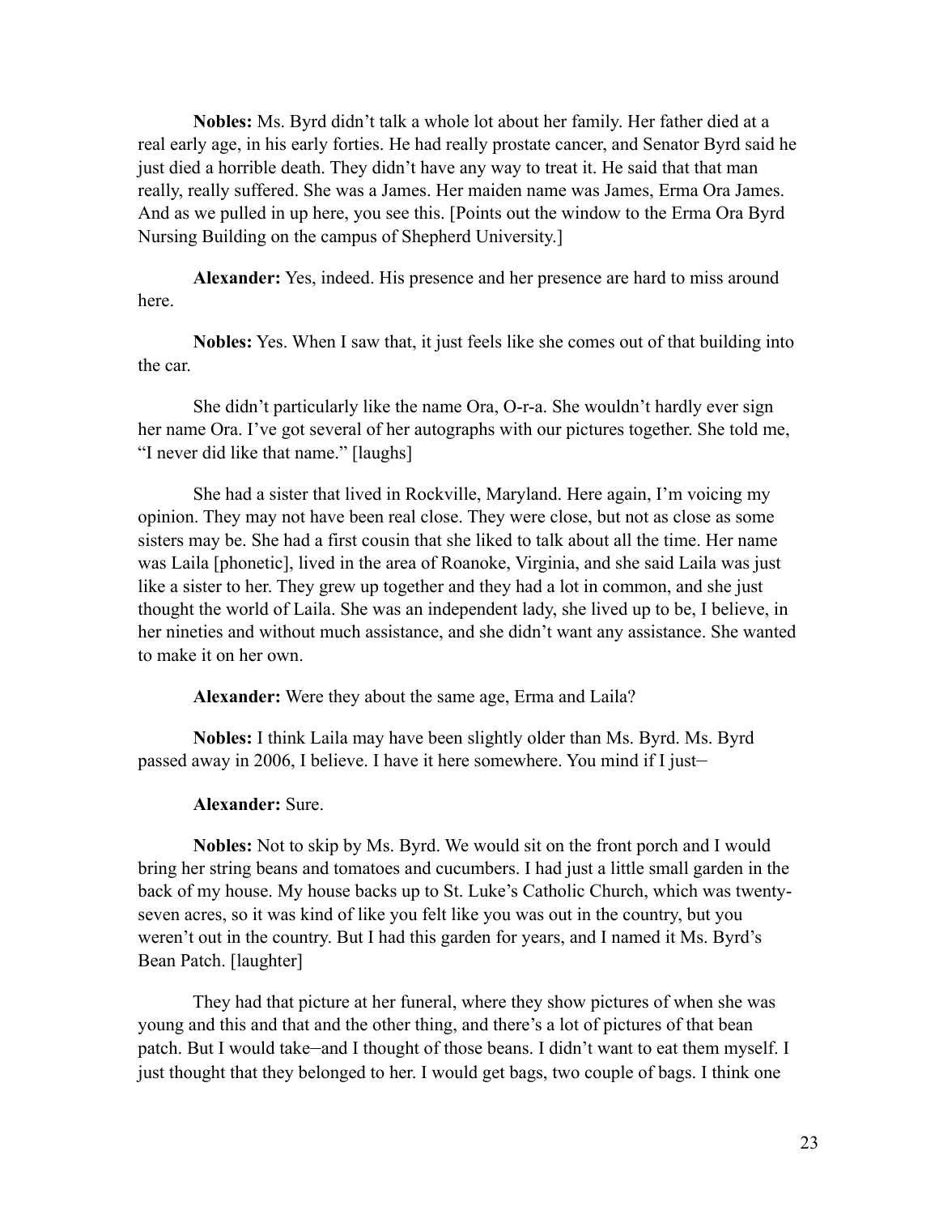**Nobles:** Ms. Byrd didn't talk a whole lot about her family. Her father died at a real early age, in his early forties. He had really prostate cancer, and Senator Byrd said he just died a horrible death. They didn't have any way to treat it. He said that that man really, really suffered. She was a James. Her maiden name was James, Erma Ora James. And as we pulled in up here, you see this. [Points out the window to the Erma Ora Byrd Nursing Building on the campus of Shepherd University.]

**Alexander:** Yes, indeed. His presence and her presence are hard to miss around here.

**Nobles:** Yes. When I saw that, it just feels like she comes out of that building into the car.

She didn't particularly like the name Ora, O-r-a. She wouldn't hardly ever sign her name Ora. I've got several of her autographs with our pictures together. She told me, "I never did like that name." [laughs]

She had a sister that lived in Rockville, Maryland. Here again, I'm voicing my opinion. They may not have been real close. They were close, but not as close as some sisters may be. She had a first cousin that she liked to talk about all the time. Her name was Laila [phonetic], lived in the area of Roanoke, Virginia, and she said Laila was just like a sister to her. They grew up together and they had a lot in common, and she just thought the world of Laila. She was an independent lady, she lived up to be, I believe, in her nineties and without much assistance, and she didn't want any assistance. She wanted to make it on her own.

**Alexander:** Were they about the same age, Erma and Laila?

**Nobles:** I think Laila may have been slightly older than Ms. Byrd. Ms. Byrd passed away in 2006, I believe. I have it here somewhere. You mind if I just—

**Alexander:** Sure.

**Nobles:** Not to skip by Ms. Byrd. We would sit on the front porch and I would bring her string beans and tomatoes and cucumbers. I had just a little small garden in the back of my house. My house backs up to St. Luke's Catholic Church, which was twenty-seven acres, so it was kind of like you felt like you was out in the country, but you weren't out in the country. But I had this garden for years, and I named it Ms. Byrd's Bean Patch. [laughter]

They had that picture at her funeral, where they show pictures of when she was young and this and that and the other thing, and there's a lot of pictures of that bean patch. But I would take—and I thought of those beans. I didn't want to eat them myself. I just thought that they belonged to her. I would get bags, two couple of bags. I think one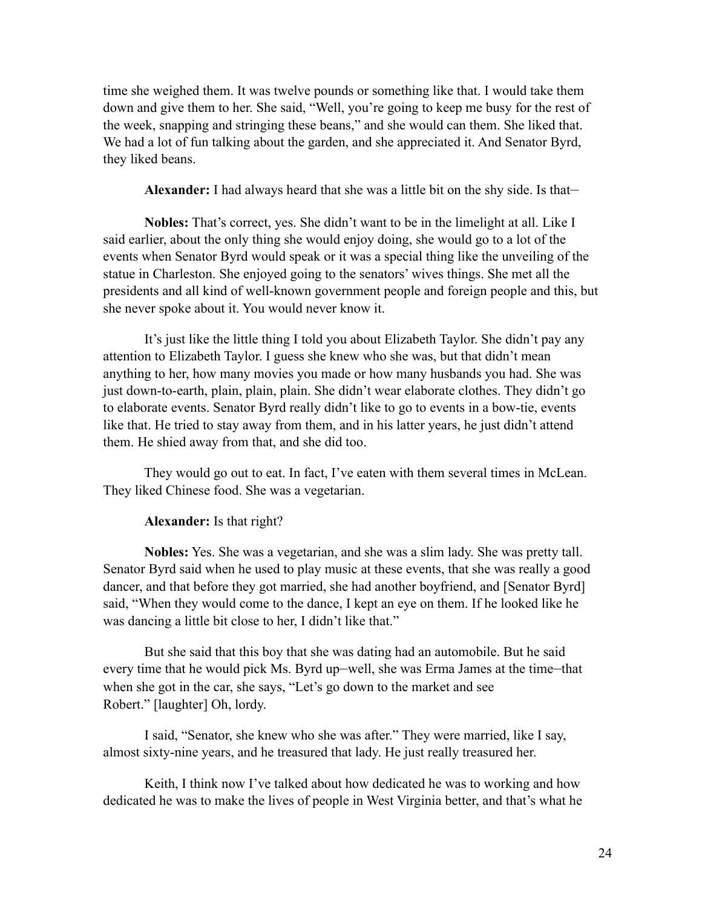time she weighed them. It was twelve pounds or something like that. I would take them down and give them to her. She said, "Well, you're going to keep me busy for the rest of the week, snapping and stringing these beans," and she would can them. She liked that. We had a lot of fun talking about the garden, and she appreciated it. And Senator Byrd, they liked beans.

**Alexander:** I had always heard that she was a little bit on the shy side. Is that–

**Nobles:** That's correct, yes. She didn't want to be in the limelight at all. Like I said earlier, about the only thing she would enjoy doing, she would go to a lot of the events when Senator Byrd would speak or it was a special thing like the unveiling of the statue in Charleston. She enjoyed going to the senators' wives things. She met all the presidents and all kind of well-known government people and foreign people and this, but she never spoke about it. You would never know it.

It's just like the little thing I told you about Elizabeth Taylor. She didn't pay any attention to Elizabeth Taylor. I guess she knew who she was, but that didn't mean anything to her, how many movies you made or how many husbands you had. She was just down-to-earth, plain, plain, plain. She didn't wear elaborate clothes. They didn't go to elaborate events. Senator Byrd really didn't like to go to events in a bow-tie, events like that. He tried to stay away from them, and in his latter years, he just didn't attend them. He shied away from that, and she did too.

They would go out to eat. In fact, I've eaten with them several times in McLean. They liked Chinese food. She was a vegetarian.

**Alexander:** Is that right?

**Nobles:** Yes. She was a vegetarian, and she was a slim lady. She was pretty tall. Senator Byrd said when he used to play music at these events, that she was really a good dancer, and that before they got married, she had another boyfriend, and [Senator Byrd] said, "When they would come to the dance, I kept an eye on them. If he looked like he was dancing a little bit close to her, I didn't like that."

But she said that this boy that she was dating had an automobile. But he said every time that he would pick Ms. Byrd up–well, she was Erma James at the time–that when she got in the car, she says, "Let's go down to the market and see Robert." [laughter] Oh, lordy.

I said, "Senator, she knew who she was after." They were married, like I say, almost sixty-nine years, and he treasured that lady. He just really treasured her.

Keith, I think now I've talked about how dedicated he was to working and how dedicated he was to make the lives of people in West Virginia better, and that's what he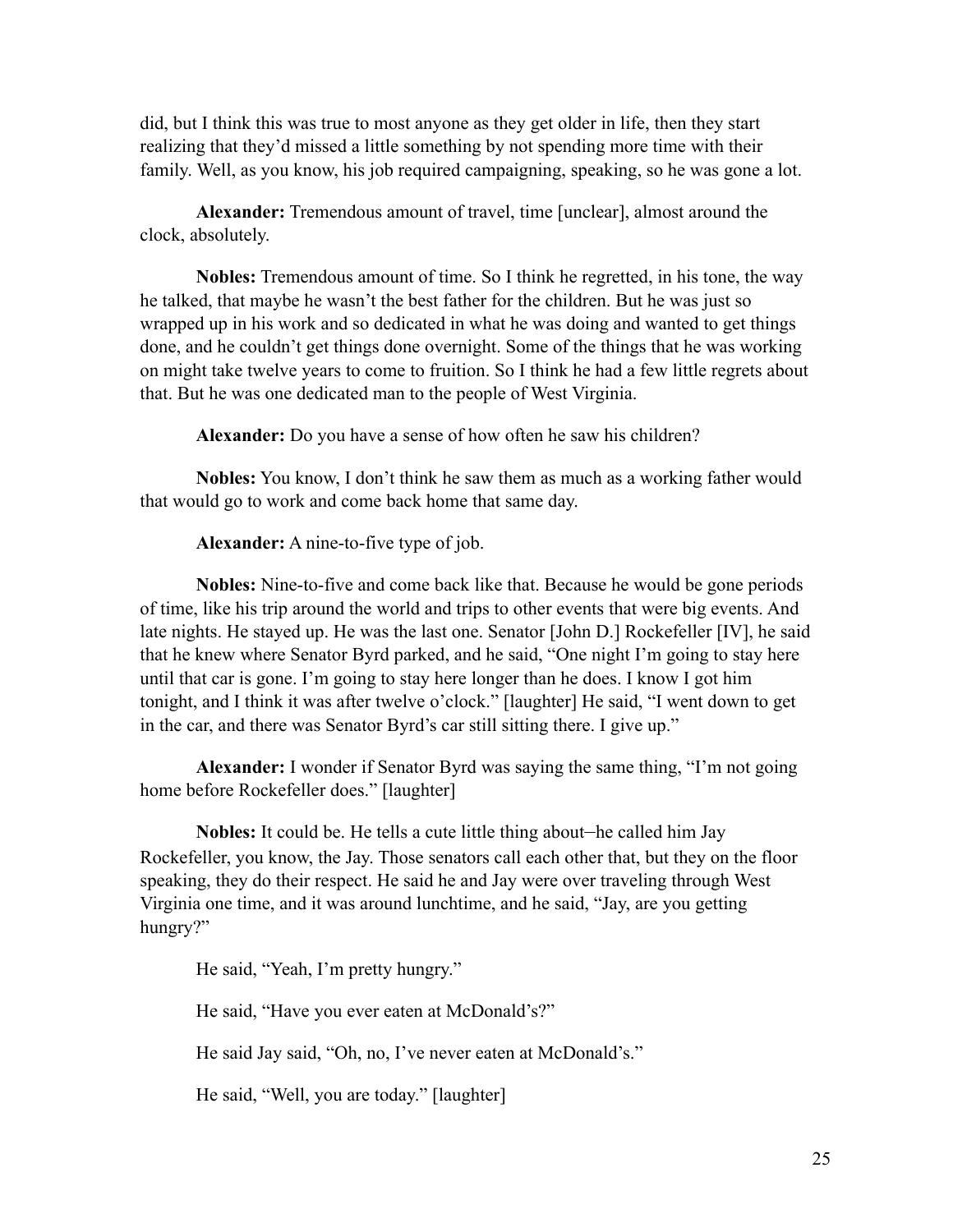did, but I think this was true to most anyone as they get older in life, then they start realizing that they'd missed a little something by not spending more time with their family. Well, as you know, his job required campaigning, speaking, so he was gone a lot.

**Alexander:** Tremendous amount of travel, time [unclear], almost around the clock, absolutely.

**Nobles:** Tremendous amount of time. So I think he regretted, in his tone, the way he talked, that maybe he wasn't the best father for the children. But he was just so wrapped up in his work and so dedicated in what he was doing and wanted to get things done, and he couldn't get things done overnight. Some of the things that he was working on might take twelve years to come to fruition. So I think he had a few little regrets about that. But he was one dedicated man to the people of West Virginia.

**Alexander:** Do you have a sense of how often he saw his children?

**Nobles:** You know, I don't think he saw them as much as a working father would that would go to work and come back home that same day.

**Alexander:** A nine-to-five type of job.

**Nobles:** Nine-to-five and come back like that. Because he would be gone periods of time, like his trip around the world and trips to other events that were big events. And late nights. He stayed up. He was the last one. Senator [John D.] Rockefeller [IV], he said that he knew where Senator Byrd parked, and he said, "One night I'm going to stay here until that car is gone. I'm going to stay here longer than he does. I know I got him tonight, and I think it was after twelve o'clock." [laughter] He said, "I went down to get in the car, and there was Senator Byrd's car still sitting there. I give up."

**Alexander:** I wonder if Senator Byrd was saying the same thing, "I'm not going home before Rockefeller does." [laughter]

**Nobles:** It could be. He tells a cute little thing about—he called him Jay Rockefeller, you know, the Jay. Those senators call each other that, but they on the floor speaking, they do their respect. He said he and Jay were over traveling through West Virginia one time, and it was around lunchtime, and he said, "Jay, are you getting hungry?"

He said, "Yeah, I'm pretty hungry."

He said, "Have you ever eaten at McDonald's?"

He said Jay said, "Oh, no, I've never eaten at McDonald's."

He said, "Well, you are today." [laughter]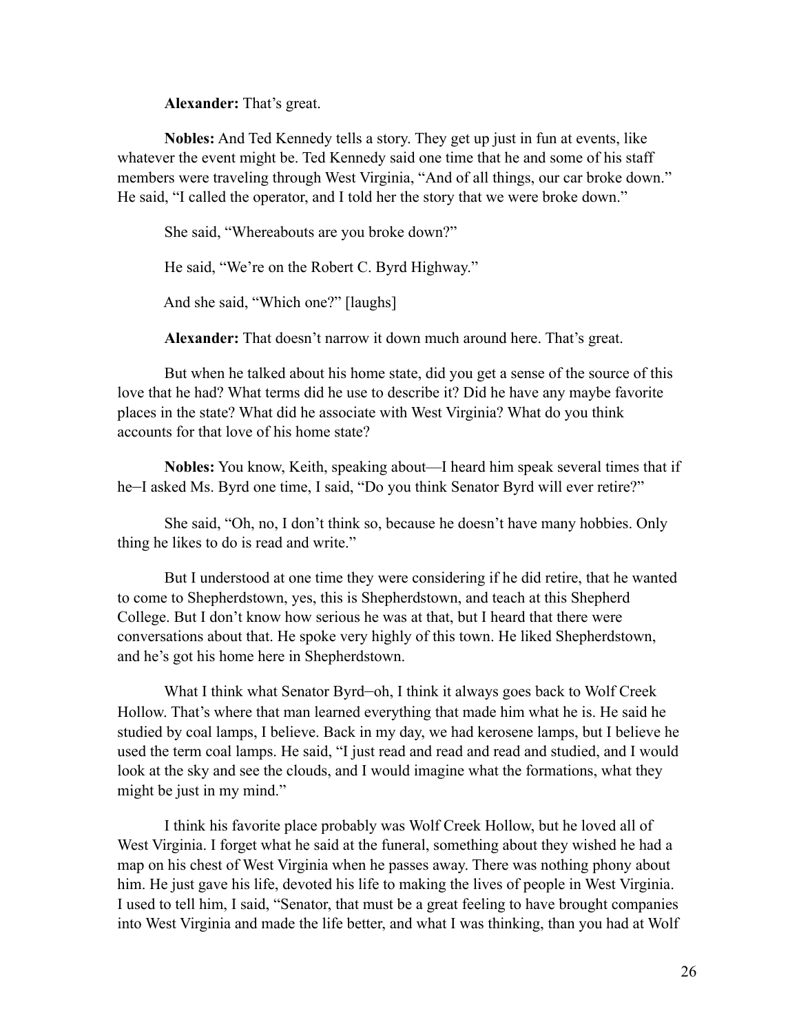**Alexander:** That's great.

**Nobles:** And Ted Kennedy tells a story. They get up just in fun at events, like whatever the event might be. Ted Kennedy said one time that he and some of his staff members were traveling through West Virginia, "And of all things, our car broke down." He said, "I called the operator, and I told her the story that we were broke down."

She said, "Whereabouts are you broke down?"

He said, "We're on the Robert C. Byrd Highway."

And she said, "Which one?" [laughs]

**Alexander:** That doesn't narrow it down much around here. That's great.

But when he talked about his home state, did you get a sense of the source of this love that he had? What terms did he use to describe it? Did he have any maybe favorite places in the state? What did he associate with West Virginia? What do you think accounts for that love of his home state?

**Nobles:** You know, Keith, speaking about—I heard him speak several times that if he–I asked Ms. Byrd one time, I said, "Do you think Senator Byrd will ever retire?"

She said, "Oh, no, I don't think so, because he doesn't have many hobbies. Only thing he likes to do is read and write."

But I understood at one time they were considering if he did retire, that he wanted to come to Shepherdstown, yes, this is Shepherdstown, and teach at this Shepherd College. But I don't know how serious he was at that, but I heard that there were conversations about that. He spoke very highly of this town. He liked Shepherdstown, and he's got his home here in Shepherdstown.

What I think what Senator Byrd–oh, I think it always goes back to Wolf Creek Hollow. That's where that man learned everything that made him what he is. He said he studied by coal lamps, I believe. Back in my day, we had kerosene lamps, but I believe he used the term coal lamps. He said, "I just read and read and read and studied, and I would look at the sky and see the clouds, and I would imagine what the formations, what they might be just in my mind."

I think his favorite place probably was Wolf Creek Hollow, but he loved all of West Virginia. I forget what he said at the funeral, something about they wished he had a map on his chest of West Virginia when he passes away. There was nothing phony about him. He just gave his life, devoted his life to making the lives of people in West Virginia. I used to tell him, I said, "Senator, that must be a great feeling to have brought companies into West Virginia and made the life better, and what I was thinking, than you had at Wolf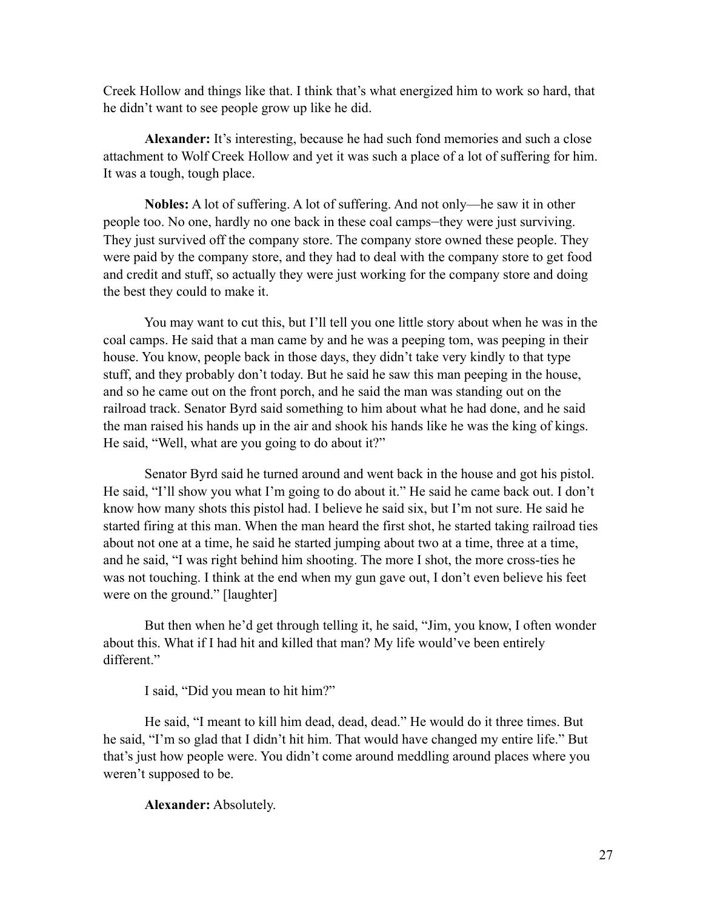Creek Hollow and things like that. I think that's what energized him to work so hard, that he didn't want to see people grow up like he did.

**Alexander:** It's interesting, because he had such fond memories and such a close attachment to Wolf Creek Hollow and yet it was such a place of a lot of suffering for him. It was a tough, tough place.

**Nobles:** A lot of suffering. A lot of suffering. And not only—he saw it in other people too. No one, hardly no one back in these coal camps–they were just surviving. They just survived off the company store. The company store owned these people. They were paid by the company store, and they had to deal with the company store to get food and credit and stuff, so actually they were just working for the company store and doing the best they could to make it.

You may want to cut this, but I'll tell you one little story about when he was in the coal camps. He said that a man came by and he was a peeping tom, was peeping in their house. You know, people back in those days, they didn't take very kindly to that type stuff, and they probably don't today. But he said he saw this man peeping in the house, and so he came out on the front porch, and he said the man was standing out on the railroad track. Senator Byrd said something to him about what he had done, and he said the man raised his hands up in the air and shook his hands like he was the king of kings. He said, "Well, what are you going to do about it?"

Senator Byrd said he turned around and went back in the house and got his pistol. He said, "I'll show you what I'm going to do about it." He said he came back out. I don't know how many shots this pistol had. I believe he said six, but I'm not sure. He said he started firing at this man. When the man heard the first shot, he started taking railroad ties about not one at a time, he said he started jumping about two at a time, three at a time, and he said, "I was right behind him shooting. The more I shot, the more cross-ties he was not touching. I think at the end when my gun gave out, I don't even believe his feet were on the ground." [laughter]

But then when he'd get through telling it, he said, "Jim, you know, I often wonder about this. What if I had hit and killed that man? My life would've been entirely different."

I said, "Did you mean to hit him?"

He said, "I meant to kill him dead, dead, dead." He would do it three times. But he said, "I'm so glad that I didn't hit him. That would have changed my entire life." But that's just how people were. You didn't come around meddling around places where you weren't supposed to be.

**Alexander:** Absolutely.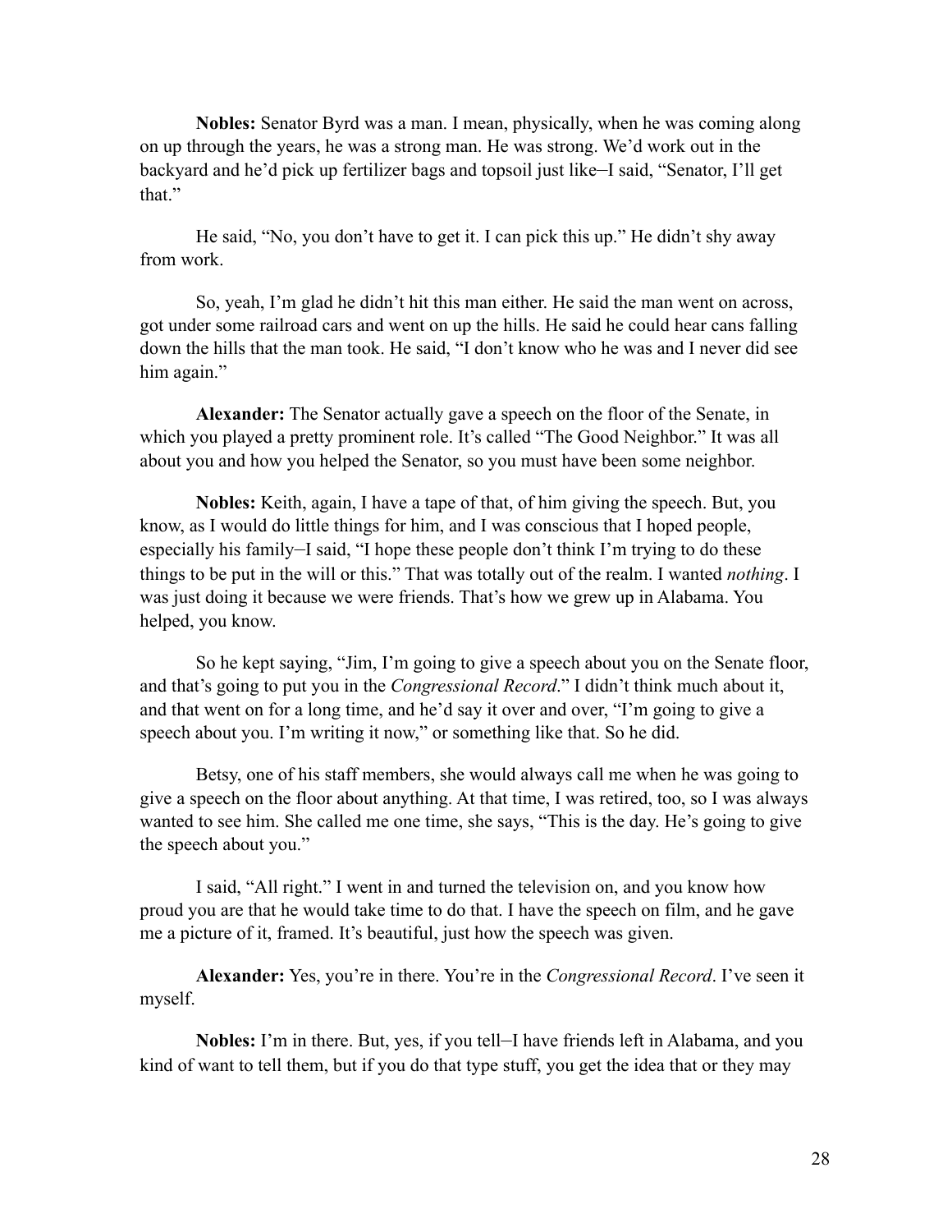**Nobles:** Senator Byrd was a man. I mean, physically, when he was coming along on up through the years, he was a strong man. He was strong. We'd work out in the backyard and he'd pick up fertilizer bags and topsoil just like–I said, "Senator, I'll get that."

He said, "No, you don't have to get it. I can pick this up." He didn't shy away from work.

So, yeah, I'm glad he didn't hit this man either. He said the man went on across, got under some railroad cars and went on up the hills. He said he could hear cans falling down the hills that the man took. He said, "I don't know who he was and I never did see him again."

**Alexander:** The Senator actually gave a speech on the floor of the Senate, in which you played a pretty prominent role. It's called "The Good Neighbor." It was all about you and how you helped the Senator, so you must have been some neighbor.

**Nobles:** Keith, again, I have a tape of that, of him giving the speech. But, you know, as I would do little things for him, and I was conscious that I hoped people, especially his family–I said, "I hope these people don't think I'm trying to do these things to be put in the will or this." That was totally out of the realm. I wanted *nothing*. I was just doing it because we were friends. That's how we grew up in Alabama. You helped, you know.

So he kept saying, "Jim, I'm going to give a speech about you on the Senate floor, and that's going to put you in the *Congressional Record*." I didn't think much about it, and that went on for a long time, and he'd say it over and over, "I'm going to give a speech about you. I'm writing it now," or something like that. So he did.

Betsy, one of his staff members, she would always call me when he was going to give a speech on the floor about anything. At that time, I was retired, too, so I was always wanted to see him. She called me one time, she says, "This is the day. He's going to give the speech about you."

I said, "All right." I went in and turned the television on, and you know how proud you are that he would take time to do that. I have the speech on film, and he gave me a picture of it, framed. It's beautiful, just how the speech was given.

**Alexander:** Yes, you're in there. You're in the *Congressional Record*. I've seen it myself.

**Nobles:** I'm in there. But, yes, if you tell–I have friends left in Alabama, and you kind of want to tell them, but if you do that type stuff, you get the idea that or they may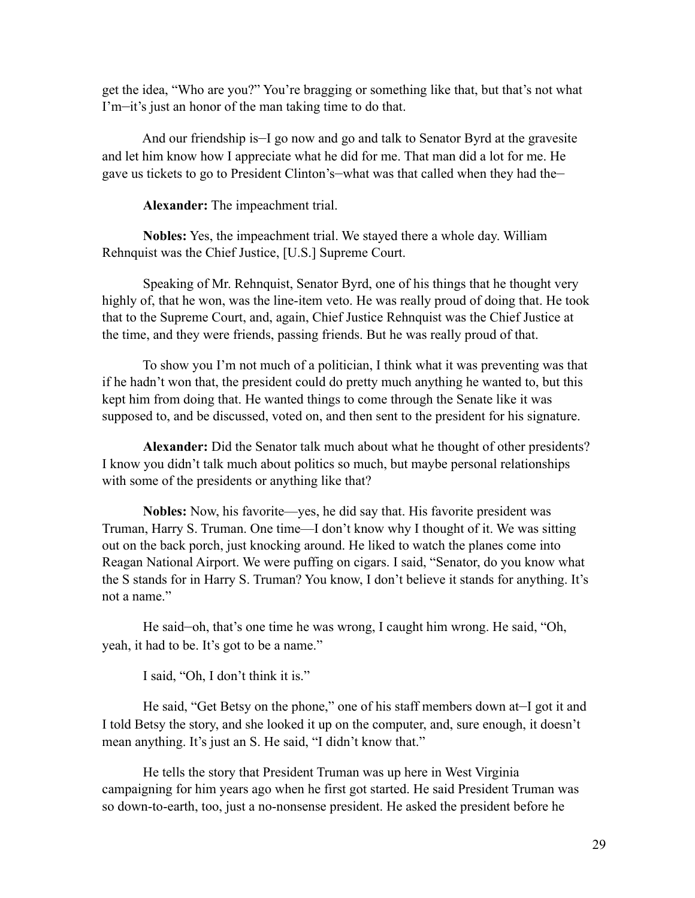get the idea, "Who are you?" You're bragging or something like that, but that's not what I'm–it's just an honor of the man taking time to do that.

And our friendship is–I go now and go and talk to Senator Byrd at the gravesite and let him know how I appreciate what he did for me. That man did a lot for me. He gave us tickets to go to President Clinton's–what was that called when they had the–

**Alexander:** The impeachment trial.

**Nobles:** Yes, the impeachment trial. We stayed there a whole day. William Rehnquist was the Chief Justice, [U.S.] Supreme Court.

Speaking of Mr. Rehnquist, Senator Byrd, one of his things that he thought very highly of, that he won, was the line-item veto. He was really proud of doing that. He took that to the Supreme Court, and, again, Chief Justice Rehnquist was the Chief Justice at the time, and they were friends, passing friends. But he was really proud of that.

To show you I'm not much of a politician, I think what it was preventing was that if he hadn't won that, the president could do pretty much anything he wanted to, but this kept him from doing that. He wanted things to come through the Senate like it was supposed to, and be discussed, voted on, and then sent to the president for his signature.

**Alexander:** Did the Senator talk much about what he thought of other presidents? I know you didn't talk much about politics so much, but maybe personal relationships with some of the presidents or anything like that?

**Nobles:** Now, his favorite—yes, he did say that. His favorite president was Truman, Harry S. Truman. One time—I don't know why I thought of it. We was sitting out on the back porch, just knocking around. He liked to watch the planes come into Reagan National Airport. We were puffing on cigars. I said, "Senator, do you know what the S stands for in Harry S. Truman? You know, I don't believe it stands for anything. It's not a name."

He said–oh, that's one time he was wrong, I caught him wrong. He said, "Oh, yeah, it had to be. It's got to be a name."

I said, "Oh, I don't think it is."

He said, "Get Betsy on the phone," one of his staff members down at–I got it and I told Betsy the story, and she looked it up on the computer, and, sure enough, it doesn't mean anything. It's just an S. He said, "I didn't know that."

He tells the story that President Truman was up here in West Virginia campaigning for him years ago when he first got started. He said President Truman was so down-to-earth, too, just a no-nonsense president. He asked the president before he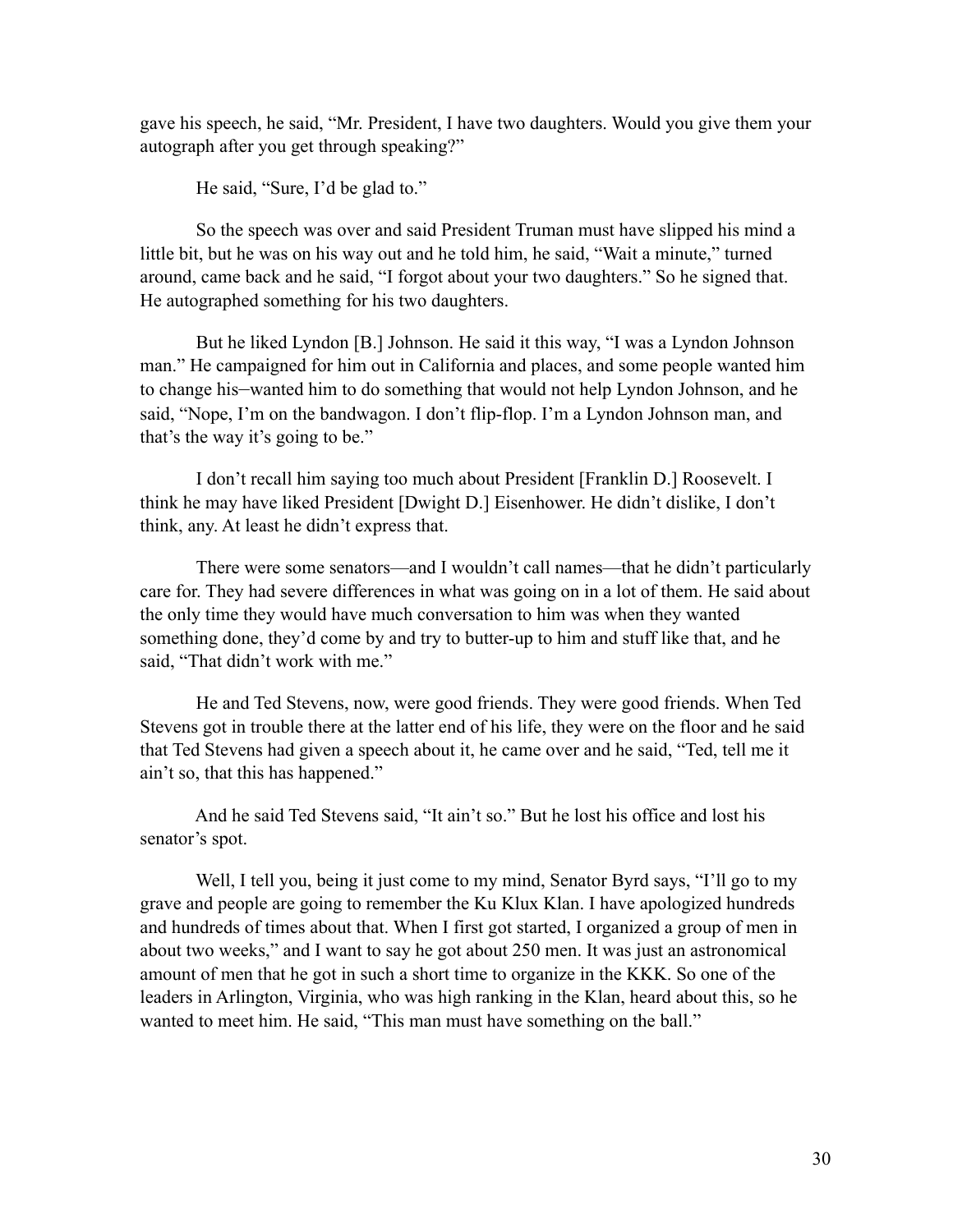gave his speech, he said, "Mr. President, I have two daughters. Would you give them your autograph after you get through speaking?"

He said, "Sure, I'd be glad to."

So the speech was over and said President Truman must have slipped his mind a little bit, but he was on his way out and he told him, he said, "Wait a minute," turned around, came back and he said, "I forgot about your two daughters." So he signed that. He autographed something for his two daughters.

But he liked Lyndon [B.] Johnson. He said it this way, "I was a Lyndon Johnson man." He campaigned for him out in California and places, and some people wanted him to change his–wanted him to do something that would not help Lyndon Johnson, and he said, "Nope, I'm on the bandwagon. I don't flip-flop. I'm a Lyndon Johnson man, and that's the way it's going to be."

I don't recall him saying too much about President [Franklin D.] Roosevelt. I think he may have liked President [Dwight D.] Eisenhower. He didn't dislike, I don't think, any. At least he didn't express that.

There were some senators—and I wouldn't call names—that he didn't particularly care for. They had severe differences in what was going on in a lot of them. He said about the only time they would have much conversation to him was when they wanted something done, they'd come by and try to butter-up to him and stuff like that, and he said, "That didn't work with me."

He and Ted Stevens, now, were good friends. They were good friends. When Ted Stevens got in trouble there at the latter end of his life, they were on the floor and he said that Ted Stevens had given a speech about it, he came over and he said, "Ted, tell me it ain't so, that this has happened."

And he said Ted Stevens said, "It ain't so." But he lost his office and lost his senator's spot.

Well, I tell you, being it just come to my mind, Senator Byrd says, "I'll go to my grave and people are going to remember the Ku Klux Klan. I have apologized hundreds and hundreds of times about that. When I first got started, I organized a group of men in about two weeks," and I want to say he got about 250 men. It was just an astronomical amount of men that he got in such a short time to organize in the KKK. So one of the leaders in Arlington, Virginia, who was high ranking in the Klan, heard about this, so he wanted to meet him. He said, "This man must have something on the ball."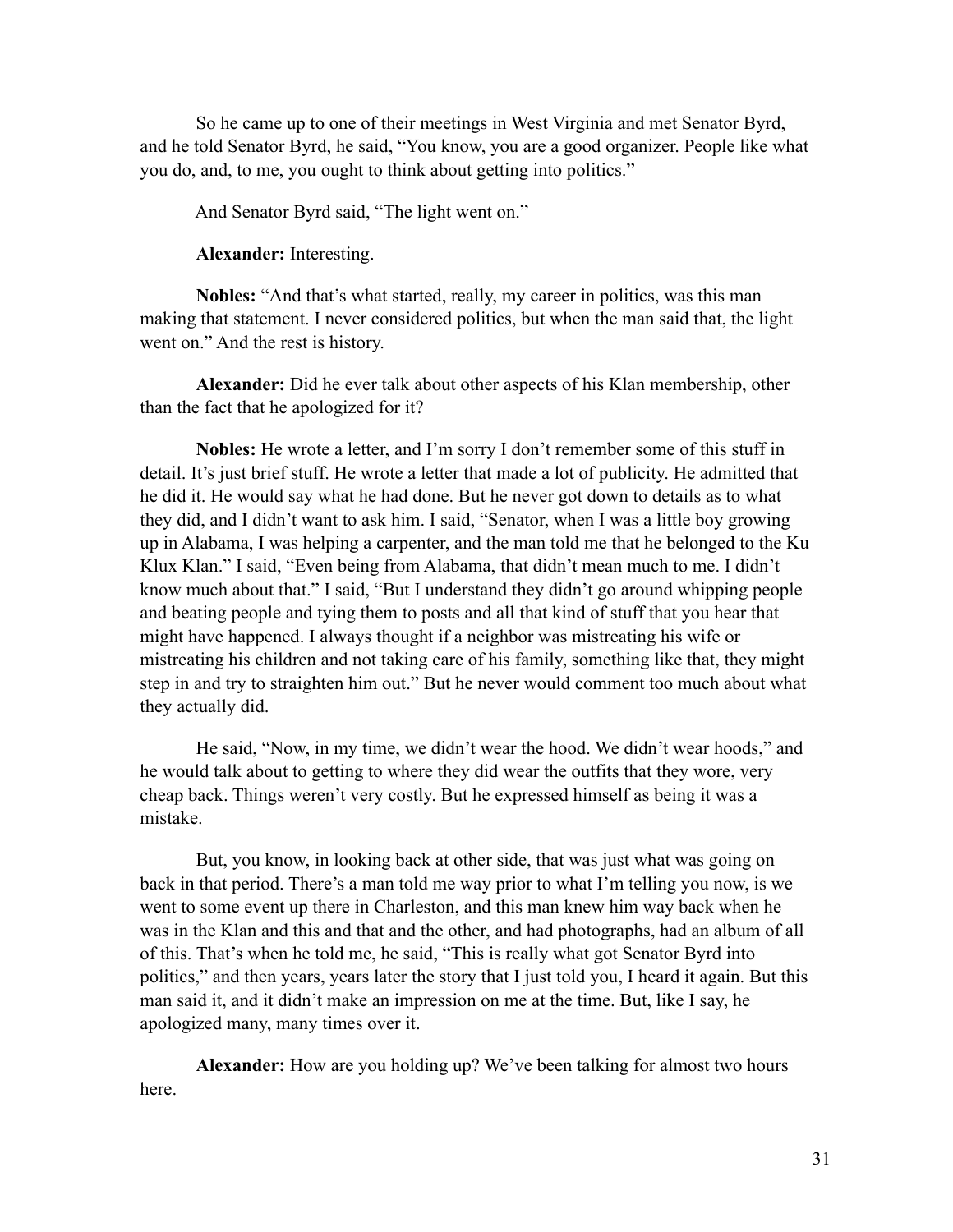So he came up to one of their meetings in West Virginia and met Senator Byrd, and he told Senator Byrd, he said, "You know, you are a good organizer. People like what you do, and, to me, you ought to think about getting into politics."

And Senator Byrd said, "The light went on."

**Alexander:** Interesting.

**Nobles:** "And that's what started, really, my career in politics, was this man making that statement. I never considered politics, but when the man said that, the light went on." And the rest is history.

**Alexander:** Did he ever talk about other aspects of his Klan membership, other than the fact that he apologized for it?

**Nobles:** He wrote a letter, and I'm sorry I don't remember some of this stuff in detail. It's just brief stuff. He wrote a letter that made a lot of publicity. He admitted that he did it. He would say what he had done. But he never got down to details as to what they did, and I didn't want to ask him. I said, "Senator, when I was a little boy growing up in Alabama, I was helping a carpenter, and the man told me that he belonged to the Ku Klux Klan." I said, "Even being from Alabama, that didn't mean much to me. I didn't know much about that." I said, "But I understand they didn't go around whipping people and beating people and tying them to posts and all that kind of stuff that you hear that might have happened. I always thought if a neighbor was mistreating his wife or mistreating his children and not taking care of his family, something like that, they might step in and try to straighten him out." But he never would comment too much about what they actually did.

He said, "Now, in my time, we didn't wear the hood. We didn't wear hoods," and he would talk about to getting to where they did wear the outfits that they wore, very cheap back. Things weren't very costly. But he expressed himself as being it was a mistake.

But, you know, in looking back at other side, that was just what was going on back in that period. There's a man told me way prior to what I'm telling you now, is we went to some event up there in Charleston, and this man knew him way back when he was in the Klan and this and that and the other, and had photographs, had an album of all of this. That's when he told me, he said, "This is really what got Senator Byrd into politics," and then years, years later the story that I just told you, I heard it again. But this man said it, and it didn't make an impression on me at the time. But, like I say, he apologized many, many times over it.

**Alexander:** How are you holding up? We've been talking for almost two hours here.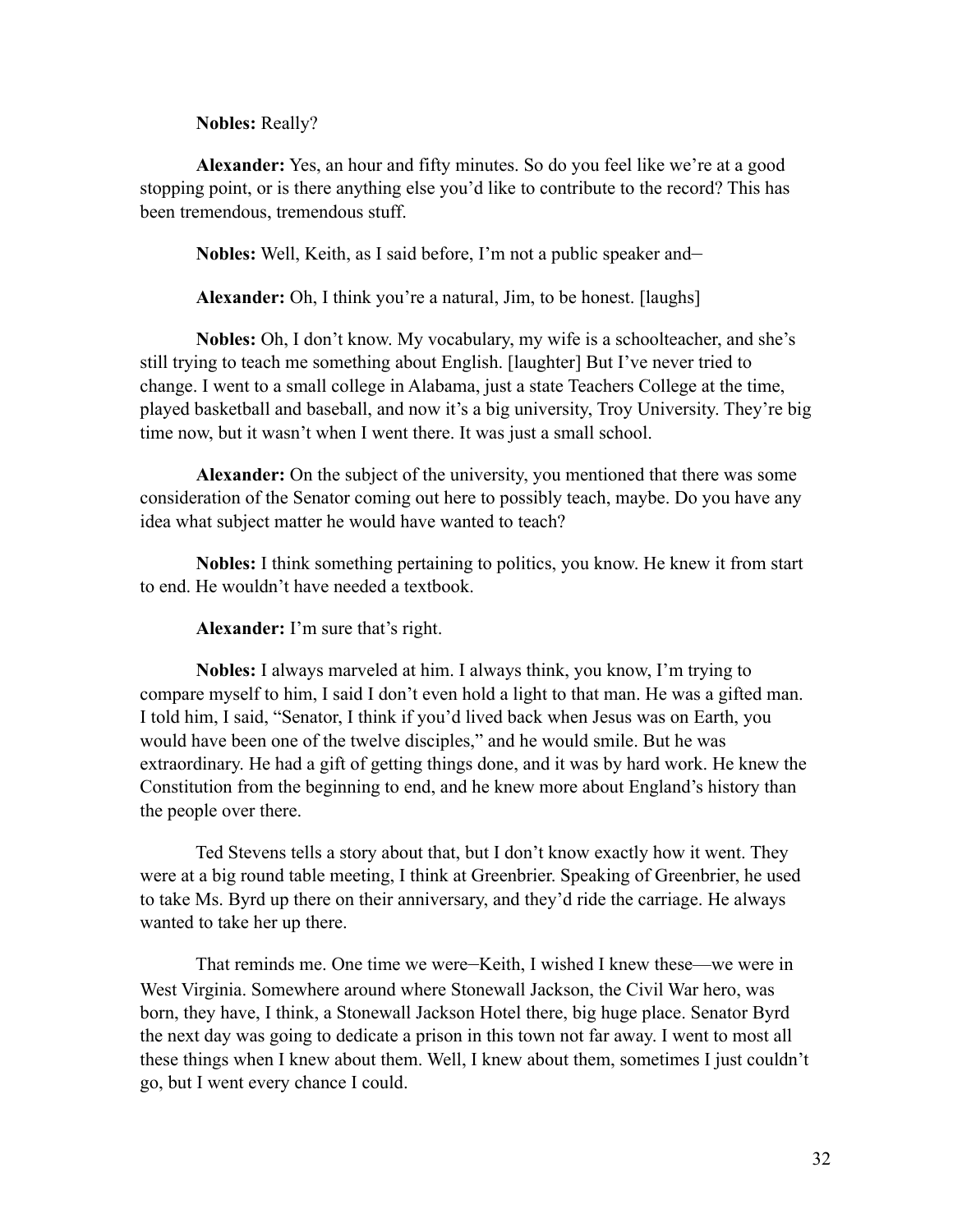**Nobles:** Really?

**Alexander:** Yes, an hour and fifty minutes. So do you feel like we're at a good stopping point, or is there anything else you'd like to contribute to the record? This has been tremendous, tremendous stuff.

**Nobles:** Well, Keith, as I said before, I'm not a public speaker and—

**Alexander:** Oh, I think you're a natural, Jim, to be honest. [laughs]

**Nobles:** Oh, I don't know. My vocabulary, my wife is a schoolteacher, and she's still trying to teach me something about English. [laughter] But I've never tried to change. I went to a small college in Alabama, just a state Teachers College at the time, played basketball and baseball, and now it's a big university, Troy University. They're big time now, but it wasn't when I went there. It was just a small school.

**Alexander:** On the subject of the university, you mentioned that there was some consideration of the Senator coming out here to possibly teach, maybe. Do you have any idea what subject matter he would have wanted to teach?

**Nobles:** I think something pertaining to politics, you know. He knew it from start to end. He wouldn't have needed a textbook.

**Alexander:** I'm sure that's right.

**Nobles:** I always marveled at him. I always think, you know, I'm trying to compare myself to him, I said I don't even hold a light to that man. He was a gifted man. I told him, I said, "Senator, I think if you'd lived back when Jesus was on Earth, you would have been one of the twelve disciples," and he would smile. But he was extraordinary. He had a gift of getting things done, and it was by hard work. He knew the Constitution from the beginning to end, and he knew more about England's history than the people over there.

Ted Stevens tells a story about that, but I don't know exactly how it went. They were at a big round table meeting, I think at Greenbrier. Speaking of Greenbrier, he used to take Ms. Byrd up there on their anniversary, and they'd ride the carriage. He always wanted to take her up there.

That reminds me. One time we were—Keith, I wished I knew these—we were in West Virginia. Somewhere around where Stonewall Jackson, the Civil War hero, was born, they have, I think, a Stonewall Jackson Hotel there, big huge place. Senator Byrd the next day was going to dedicate a prison in this town not far away. I went to most all these things when I knew about them. Well, I knew about them, sometimes I just couldn't go, but I went every chance I could.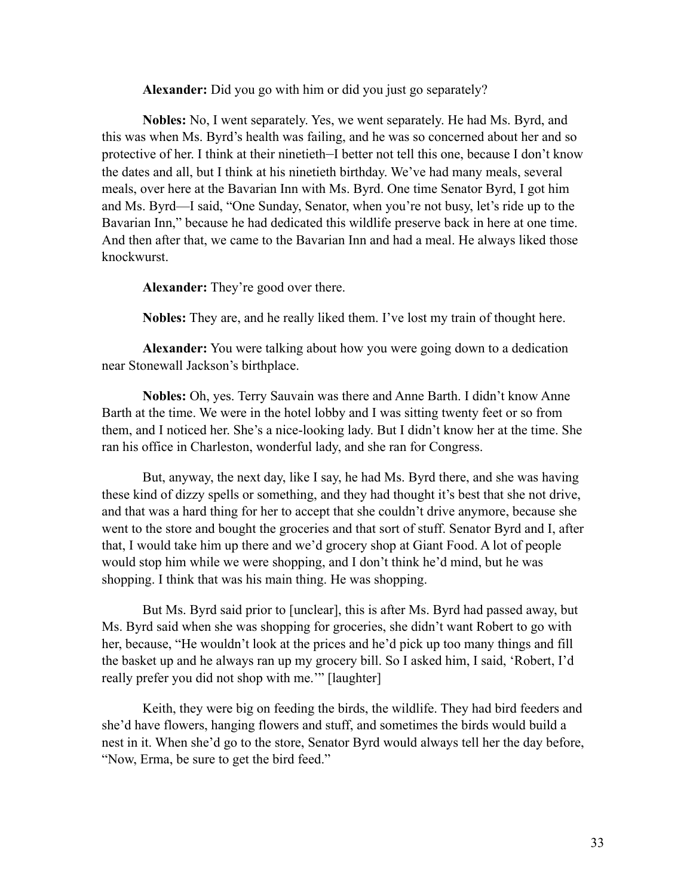**Alexander:** Did you go with him or did you just go separately?

**Nobles:** No, I went separately. Yes, we went separately. He had Ms. Byrd, and this was when Ms. Byrd's health was failing, and he was so concerned about her and so protective of her. I think at their ninetieth–I better not tell this one, because I don't know the dates and all, but I think at his ninetieth birthday. We've had many meals, several meals, over here at the Bavarian Inn with Ms. Byrd. One time Senator Byrd, I got him and Ms. Byrd—I said, "One Sunday, Senator, when you're not busy, let's ride up to the Bavarian Inn," because he had dedicated this wildlife preserve back in here at one time. And then after that, we came to the Bavarian Inn and had a meal. He always liked those knockwurst.

**Alexander:** They're good over there.

**Nobles:** They are, and he really liked them. I've lost my train of thought here.

**Alexander:** You were talking about how you were going down to a dedication near Stonewall Jackson's birthplace.

**Nobles:** Oh, yes. Terry Sauvain was there and Anne Barth. I didn't know Anne Barth at the time. We were in the hotel lobby and I was sitting twenty feet or so from them, and I noticed her. She's a nice-looking lady. But I didn't know her at the time. She ran his office in Charleston, wonderful lady, and she ran for Congress.

But, anyway, the next day, like I say, he had Ms. Byrd there, and she was having these kind of dizzy spells or something, and they had thought it's best that she not drive, and that was a hard thing for her to accept that she couldn't drive anymore, because she went to the store and bought the groceries and that sort of stuff. Senator Byrd and I, after that, I would take him up there and we'd grocery shop at Giant Food. A lot of people would stop him while we were shopping, and I don't think he'd mind, but he was shopping. I think that was his main thing. He was shopping.

But Ms. Byrd said prior to [unclear], this is after Ms. Byrd had passed away, but Ms. Byrd said when she was shopping for groceries, she didn't want Robert to go with her, because, "He wouldn't look at the prices and he'd pick up too many things and fill the basket up and he always ran up my grocery bill. So I asked him, I said, 'Robert, I'd really prefer you did not shop with me.'" [laughter]

Keith, they were big on feeding the birds, the wildlife. They had bird feeders and she'd have flowers, hanging flowers and stuff, and sometimes the birds would build a nest in it. When she'd go to the store, Senator Byrd would always tell her the day before, "Now, Erma, be sure to get the bird feed."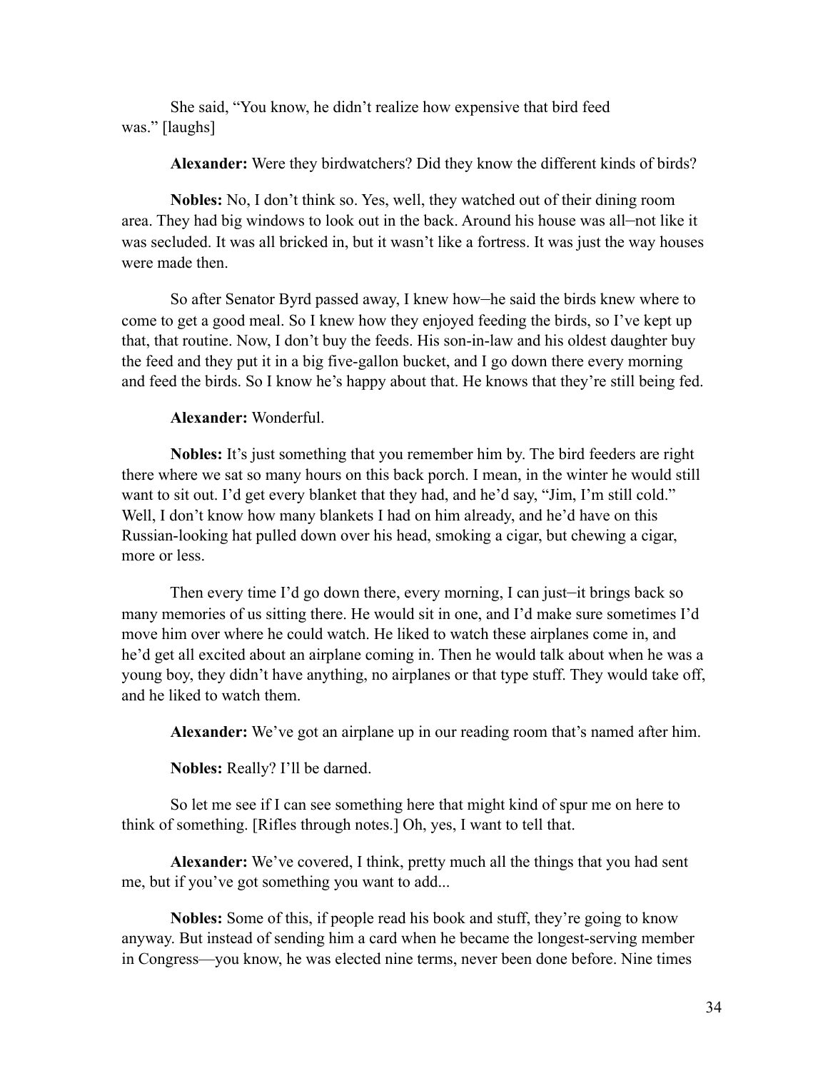She said, "You know, he didn't realize how expensive that bird feed was." [laughs]

**Alexander:** Were they birdwatchers? Did they know the different kinds of birds?

**Nobles:** No, I don't think so. Yes, well, they watched out of their dining room area. They had big windows to look out in the back. Around his house was all–not like it was secluded. It was all bricked in, but it wasn't like a fortress. It was just the way houses were made then.

So after Senator Byrd passed away, I knew how–he said the birds knew where to come to get a good meal. So I knew how they enjoyed feeding the birds, so I've kept up that, that routine. Now, I don't buy the feeds. His son-in-law and his oldest daughter buy the feed and they put it in a big five-gallon bucket, and I go down there every morning and feed the birds. So I know he's happy about that. He knows that they're still being fed.

**Alexander:** Wonderful.

**Nobles:** It's just something that you remember him by. The bird feeders are right there where we sat so many hours on this back porch. I mean, in the winter he would still want to sit out. I'd get every blanket that they had, and he'd say, "Jim, I'm still cold." Well, I don't know how many blankets I had on him already, and he'd have on this Russian-looking hat pulled down over his head, smoking a cigar, but chewing a cigar, more or less.

Then every time I'd go down there, every morning, I can just–it brings back so many memories of us sitting there. He would sit in one, and I'd make sure sometimes I'd move him over where he could watch. He liked to watch these airplanes come in, and he'd get all excited about an airplane coming in. Then he would talk about when he was a young boy, they didn't have anything, no airplanes or that type stuff. They would take off, and he liked to watch them.

**Alexander:** We've got an airplane up in our reading room that's named after him.

**Nobles:** Really? I'll be darned.

So let me see if I can see something here that might kind of spur me on here to think of something. [Rifles through notes.] Oh, yes, I want to tell that.

**Alexander:** We've covered, I think, pretty much all the things that you had sent me, but if you've got something you want to add...

**Nobles:** Some of this, if people read his book and stuff, they're going to know anyway. But instead of sending him a card when he became the longest-serving member in Congress—you know, he was elected nine terms, never been done before. Nine times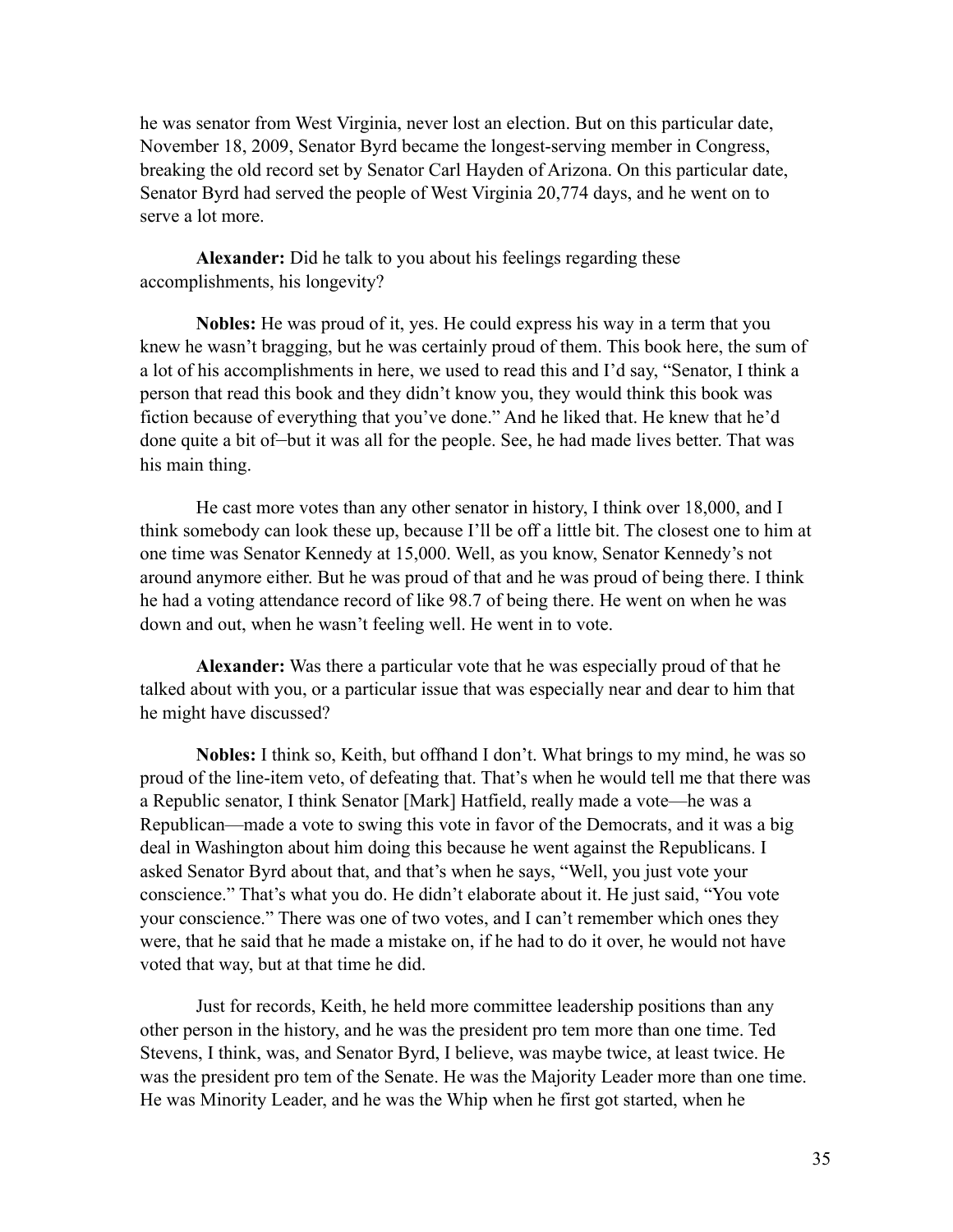he was senator from West Virginia, never lost an election. But on this particular date, November 18, 2009, Senator Byrd became the longest-serving member in Congress, breaking the old record set by Senator Carl Hayden of Arizona. On this particular date, Senator Byrd had served the people of West Virginia 20,774 days, and he went on to serve a lot more.

**Alexander:** Did he talk to you about his feelings regarding these accomplishments, his longevity?

**Nobles:** He was proud of it, yes. He could express his way in a term that you knew he wasn't bragging, but he was certainly proud of them. This book here, the sum of a lot of his accomplishments in here, we used to read this and I'd say, "Senator, I think a person that read this book and they didn't know you, they would think this book was fiction because of everything that you've done." And he liked that. He knew that he'd done quite a bit of–but it was all for the people. See, he had made lives better. That was his main thing.

He cast more votes than any other senator in history, I think over 18,000, and I think somebody can look these up, because I'll be off a little bit. The closest one to him at one time was Senator Kennedy at 15,000. Well, as you know, Senator Kennedy's not around anymore either. But he was proud of that and he was proud of being there. I think he had a voting attendance record of like 98.7 of being there. He went on when he was down and out, when he wasn't feeling well. He went in to vote.

**Alexander:** Was there a particular vote that he was especially proud of that he talked about with you, or a particular issue that was especially near and dear to him that he might have discussed?

**Nobles:** I think so, Keith, but offhand I don't. What brings to my mind, he was so proud of the line-item veto, of defeating that. That's when he would tell me that there was a Republic senator, I think Senator [Mark] Hatfield, really made a vote—he was a Republican—made a vote to swing this vote in favor of the Democrats, and it was a big deal in Washington about him doing this because he went against the Republicans. I asked Senator Byrd about that, and that's when he says, "Well, you just vote your conscience." That's what you do. He didn't elaborate about it. He just said, "You vote your conscience." There was one of two votes, and I can't remember which ones they were, that he said that he made a mistake on, if he had to do it over, he would not have voted that way, but at that time he did.

Just for records, Keith, he held more committee leadership positions than any other person in the history, and he was the president pro tem more than one time. Ted Stevens, I think, was, and Senator Byrd, I believe, was maybe twice, at least twice. He was the president pro tem of the Senate. He was the Majority Leader more than one time. He was Minority Leader, and he was the Whip when he first got started, when he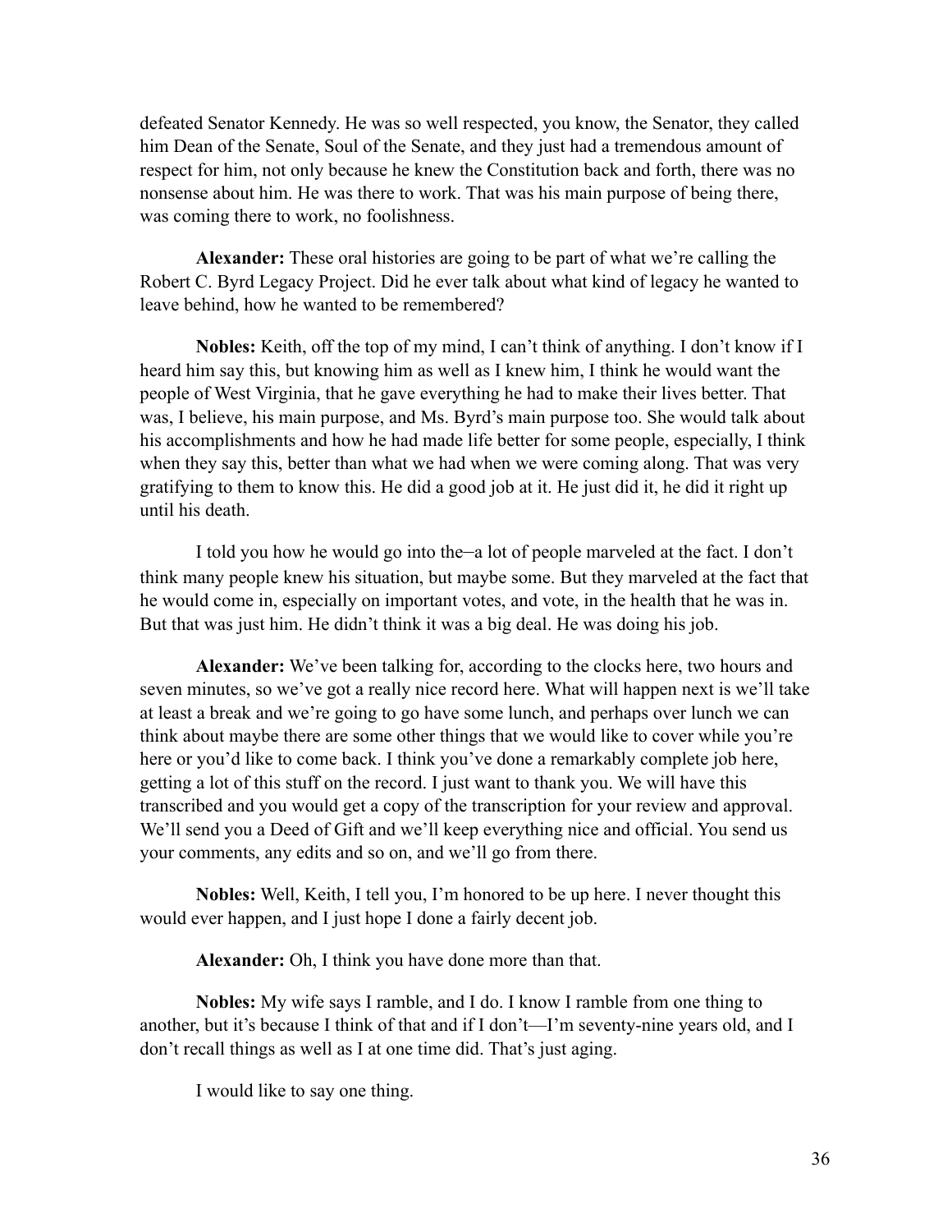defeated Senator Kennedy. He was so well respected, you know, the Senator, they called him Dean of the Senate, Soul of the Senate, and they just had a tremendous amount of respect for him, not only because he knew the Constitution back and forth, there was no nonsense about him. He was there to work. That was his main purpose of being there, was coming there to work, no foolishness.

**Alexander:** These oral histories are going to be part of what we're calling the Robert C. Byrd Legacy Project. Did he ever talk about what kind of legacy he wanted to leave behind, how he wanted to be remembered?

**Nobles:** Keith, off the top of my mind, I can't think of anything. I don't know if I heard him say this, but knowing him as well as I knew him, I think he would want the people of West Virginia, that he gave everything he had to make their lives better. That was, I believe, his main purpose, and Ms. Byrd's main purpose too. She would talk about his accomplishments and how he had made life better for some people, especially, I think when they say this, better than what we had when we were coming along. That was very gratifying to them to know this. He did a good job at it. He just did it, he did it right up until his death.

I told you how he would go into the–a lot of people marveled at the fact. I don't think many people knew his situation, but maybe some. But they marveled at the fact that he would come in, especially on important votes, and vote, in the health that he was in. But that was just him. He didn't think it was a big deal. He was doing his job.

**Alexander:** We've been talking for, according to the clocks here, two hours and seven minutes, so we've got a really nice record here. What will happen next is we'll take at least a break and we're going to go have some lunch, and perhaps over lunch we can think about maybe there are some other things that we would like to cover while you're here or you'd like to come back. I think you've done a remarkably complete job here, getting a lot of this stuff on the record. I just want to thank you. We will have this transcribed and you would get a copy of the transcription for your review and approval. We'll send you a Deed of Gift and we'll keep everything nice and official. You send us your comments, any edits and so on, and we'll go from there.

**Nobles:** Well, Keith, I tell you, I'm honored to be up here. I never thought this would ever happen, and I just hope I done a fairly decent job.

**Alexander:** Oh, I think you have done more than that.

**Nobles:** My wife says I ramble, and I do. I know I ramble from one thing to another, but it's because I think of that and if I don't—I'm seventy-nine years old, and I don't recall things as well as I at one time did. That's just aging.

I would like to say one thing.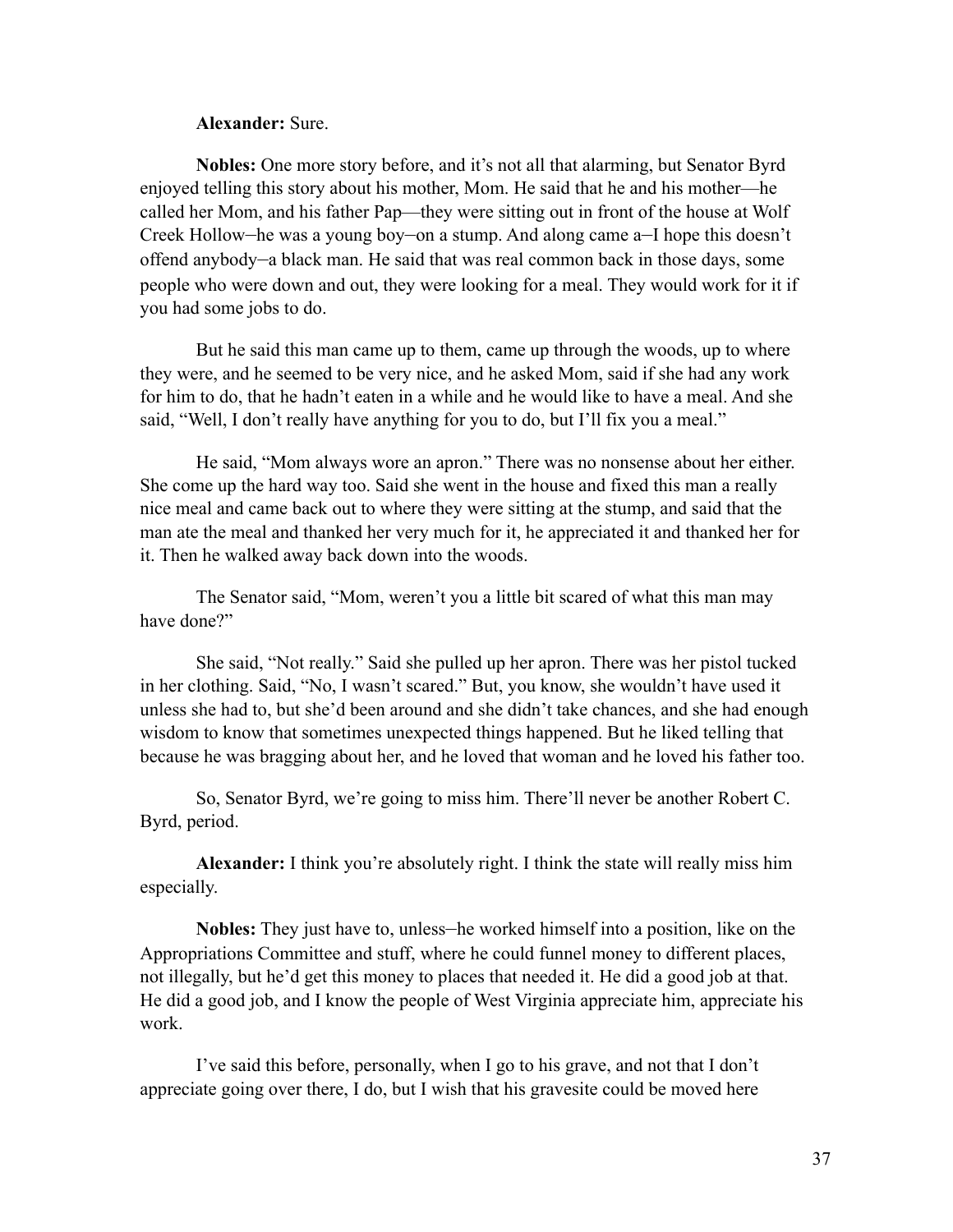**Alexander:** Sure.

**Nobles:** One more story before, and it's not all that alarming, but Senator Byrd enjoyed telling this story about his mother, Mom. He said that he and his mother—he called her Mom, and his father Pap—they were sitting out in front of the house at Wolf Creek Hollow–he was a young boy–on a stump. And along came a–I hope this doesn't offend anybody–a black man. He said that was real common back in those days, some people who were down and out, they were looking for a meal. They would work for it if you had some jobs to do.

But he said this man came up to them, came up through the woods, up to where they were, and he seemed to be very nice, and he asked Mom, said if she had any work for him to do, that he hadn't eaten in a while and he would like to have a meal. And she said, "Well, I don't really have anything for you to do, but I'll fix you a meal."

He said, "Mom always wore an apron." There was no nonsense about her either. She come up the hard way too. Said she went in the house and fixed this man a really nice meal and came back out to where they were sitting at the stump, and said that the man ate the meal and thanked her very much for it, he appreciated it and thanked her for it. Then he walked away back down into the woods.

The Senator said, "Mom, weren't you a little bit scared of what this man may have done?"

She said, "Not really." Said she pulled up her apron. There was her pistol tucked in her clothing. Said, "No, I wasn't scared." But, you know, she wouldn't have used it unless she had to, but she'd been around and she didn't take chances, and she had enough wisdom to know that sometimes unexpected things happened. But he liked telling that because he was bragging about her, and he loved that woman and he loved his father too.

So, Senator Byrd, we're going to miss him. There'll never be another Robert C. Byrd, period.

**Alexander:** I think you're absolutely right. I think the state will really miss him especially.

**Nobles:** They just have to, unless–he worked himself into a position, like on the Appropriations Committee and stuff, where he could funnel money to different places, not illegally, but he'd get this money to places that needed it. He did a good job at that. He did a good job, and I know the people of West Virginia appreciate him, appreciate his work.

I've said this before, personally, when I go to his grave, and not that I don't appreciate going over there, I do, but I wish that his gravesite could be moved here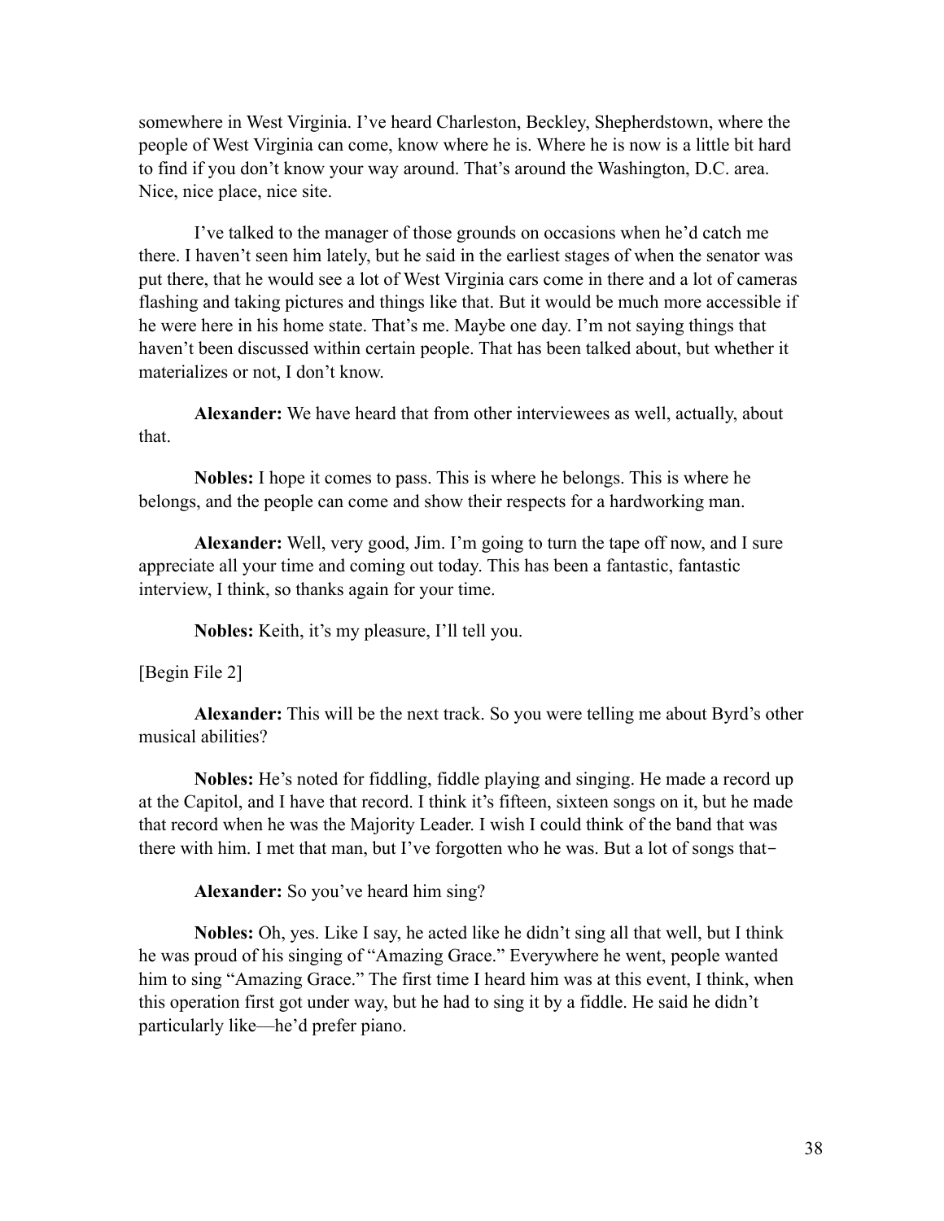somewhere in West Virginia. I've heard Charleston, Beckley, Shepherdstown, where the people of West Virginia can come, know where he is. Where he is now is a little bit hard to find if you don't know your way around. That's around the Washington, D.C. area. Nice, nice place, nice site.

I've talked to the manager of those grounds on occasions when he'd catch me there. I haven't seen him lately, but he said in the earliest stages of when the senator was put there, that he would see a lot of West Virginia cars come in there and a lot of cameras flashing and taking pictures and things like that. But it would be much more accessible if he were here in his home state. That's me. Maybe one day. I'm not saying things that haven't been discussed within certain people. That has been talked about, but whether it materializes or not, I don't know.

**Alexander:** We have heard that from other interviewees as well, actually, about that.

**Nobles:** I hope it comes to pass. This is where he belongs. This is where he belongs, and the people can come and show their respects for a hardworking man.

**Alexander:** Well, very good, Jim. I'm going to turn the tape off now, and I sure appreciate all your time and coming out today. This has been a fantastic, fantastic interview, I think, so thanks again for your time.

**Nobles:** Keith, it's my pleasure, I'll tell you.

[Begin File 2]

**Alexander:** This will be the next track. So you were telling me about Byrd's other musical abilities?

**Nobles:** He's noted for fiddling, fiddle playing and singing. He made a record up at the Capitol, and I have that record. I think it's fifteen, sixteen songs on it, but he made that record when he was the Majority Leader. I wish I could think of the band that was there with him. I met that man, but I've forgotten who he was. But a lot of songs that–

**Alexander:** So you've heard him sing?

**Nobles:** Oh, yes. Like I say, he acted like he didn't sing all that well, but I think he was proud of his singing of "Amazing Grace." Everywhere he went, people wanted him to sing "Amazing Grace." The first time I heard him was at this event, I think, when this operation first got under way, but he had to sing it by a fiddle. He said he didn't particularly like—he'd prefer piano.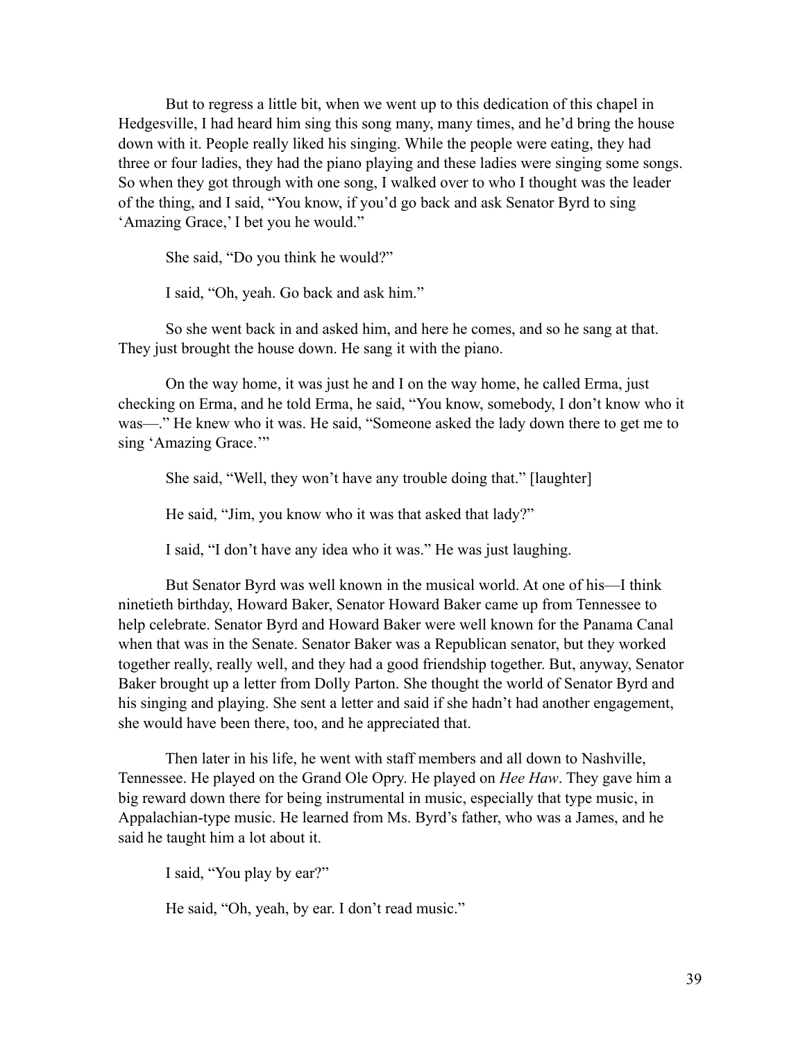But to regress a little bit, when we went up to this dedication of this chapel in Hedgesville, I had heard him sing this song many, many times, and he'd bring the house down with it. People really liked his singing. While the people were eating, they had three or four ladies, they had the piano playing and these ladies were singing some songs. So when they got through with one song, I walked over to who I thought was the leader of the thing, and I said, "You know, if you'd go back and ask Senator Byrd to sing 'Amazing Grace,' I bet you he would."

She said, "Do you think he would?"

I said, "Oh, yeah. Go back and ask him."

So she went back in and asked him, and here he comes, and so he sang at that. They just brought the house down. He sang it with the piano.

On the way home, it was just he and I on the way home, he called Erma, just checking on Erma, and he told Erma, he said, "You know, somebody, I don't know who it was—." He knew who it was. He said, "Someone asked the lady down there to get me to sing 'Amazing Grace.'"

She said, "Well, they won't have any trouble doing that." [laughter]

He said, "Jim, you know who it was that asked that lady?"

I said, "I don't have any idea who it was." He was just laughing.

But Senator Byrd was well known in the musical world. At one of his—I think ninetieth birthday, Howard Baker, Senator Howard Baker came up from Tennessee to help celebrate. Senator Byrd and Howard Baker were well known for the Panama Canal when that was in the Senate. Senator Baker was a Republican senator, but they worked together really, really well, and they had a good friendship together. But, anyway, Senator Baker brought up a letter from Dolly Parton. She thought the world of Senator Byrd and his singing and playing. She sent a letter and said if she hadn't had another engagement, she would have been there, too, and he appreciated that.

Then later in his life, he went with staff members and all down to Nashville, Tennessee. He played on the Grand Ole Opry. He played on *Hee Haw*. They gave him a big reward down there for being instrumental in music, especially that type music, in Appalachian-type music. He learned from Ms. Byrd's father, who was a James, and he said he taught him a lot about it.

I said, "You play by ear?"

He said, "Oh, yeah, by ear. I don't read music."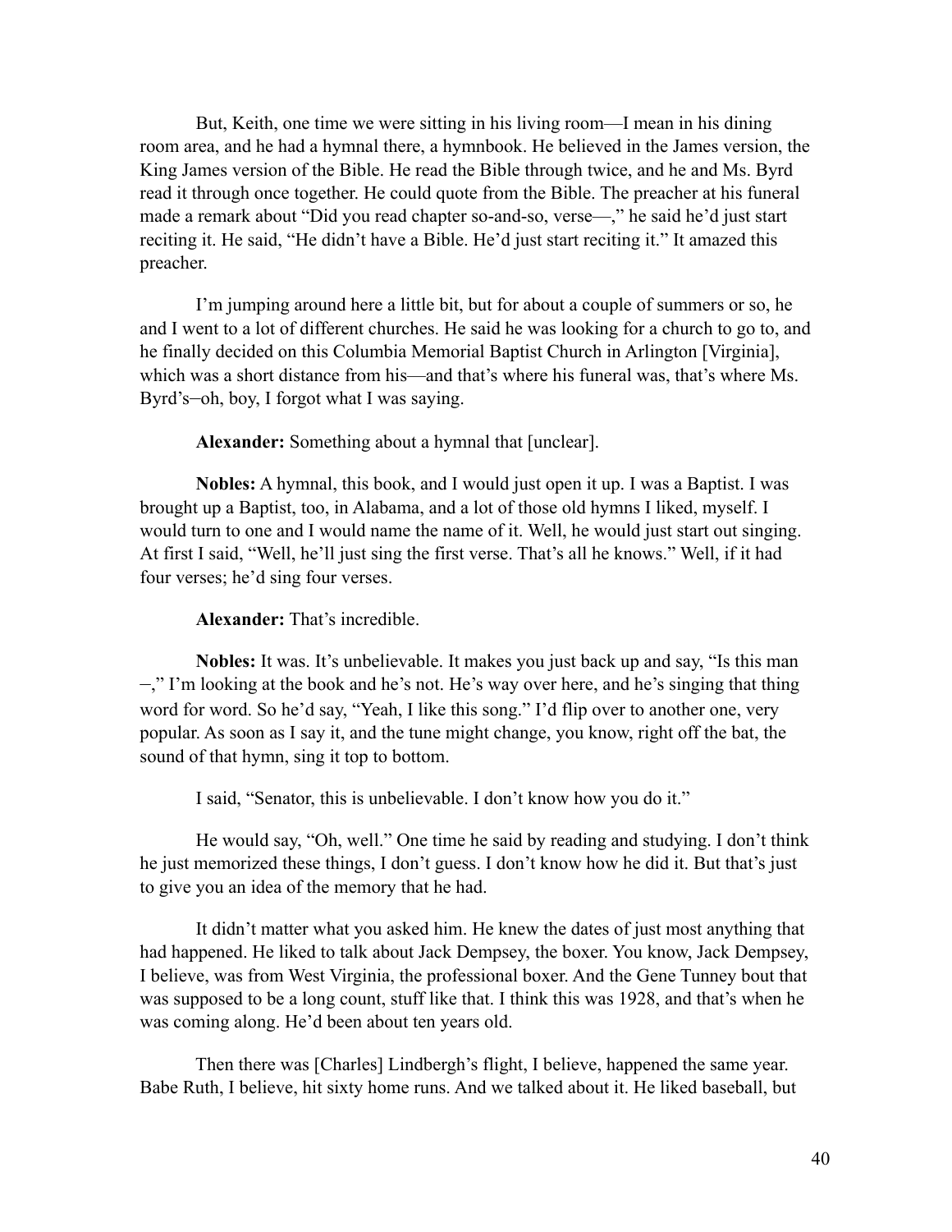But, Keith, one time we were sitting in his living room—I mean in his dining room area, and he had a hymnal there, a hymnbook. He believed in the James version, the King James version of the Bible. He read the Bible through twice, and he and Ms. Byrd read it through once together. He could quote from the Bible. The preacher at his funeral made a remark about "Did you read chapter so-and-so, verse—," he said he'd just start reciting it. He said, "He didn't have a Bible. He'd just start reciting it." It amazed this preacher.

I'm jumping around here a little bit, but for about a couple of summers or so, he and I went to a lot of different churches. He said he was looking for a church to go to, and he finally decided on this Columbia Memorial Baptist Church in Arlington [Virginia], which was a short distance from his—and that's where his funeral was, that's where Ms. Byrd's–oh, boy, I forgot what I was saying.

**Alexander:** Something about a hymnal that [unclear].

**Nobles:** A hymnal, this book, and I would just open it up. I was a Baptist. I was brought up a Baptist, too, in Alabama, and a lot of those old hymns I liked, myself. I would turn to one and I would name the name of it. Well, he would just start out singing. At first I said, "Well, he'll just sing the first verse. That's all he knows." Well, if it had four verses; he'd sing four verses.

**Alexander:** That's incredible.

**Nobles:** It was. It's unbelievable. It makes you just back up and say, "Is this man –," I'm looking at the book and he's not. He's way over here, and he's singing that thing word for word. So he'd say, "Yeah, I like this song." I'd flip over to another one, very popular. As soon as I say it, and the tune might change, you know, right off the bat, the sound of that hymn, sing it top to bottom.

I said, "Senator, this is unbelievable. I don't know how you do it."

He would say, "Oh, well." One time he said by reading and studying. I don't think he just memorized these things, I don't guess. I don't know how he did it. But that's just to give you an idea of the memory that he had.

It didn't matter what you asked him. He knew the dates of just most anything that had happened. He liked to talk about Jack Dempsey, the boxer. You know, Jack Dempsey, I believe, was from West Virginia, the professional boxer. And the Gene Tunney bout that was supposed to be a long count, stuff like that. I think this was 1928, and that's when he was coming along. He'd been about ten years old.

Then there was [Charles] Lindbergh's flight, I believe, happened the same year. Babe Ruth, I believe, hit sixty home runs. And we talked about it. He liked baseball, but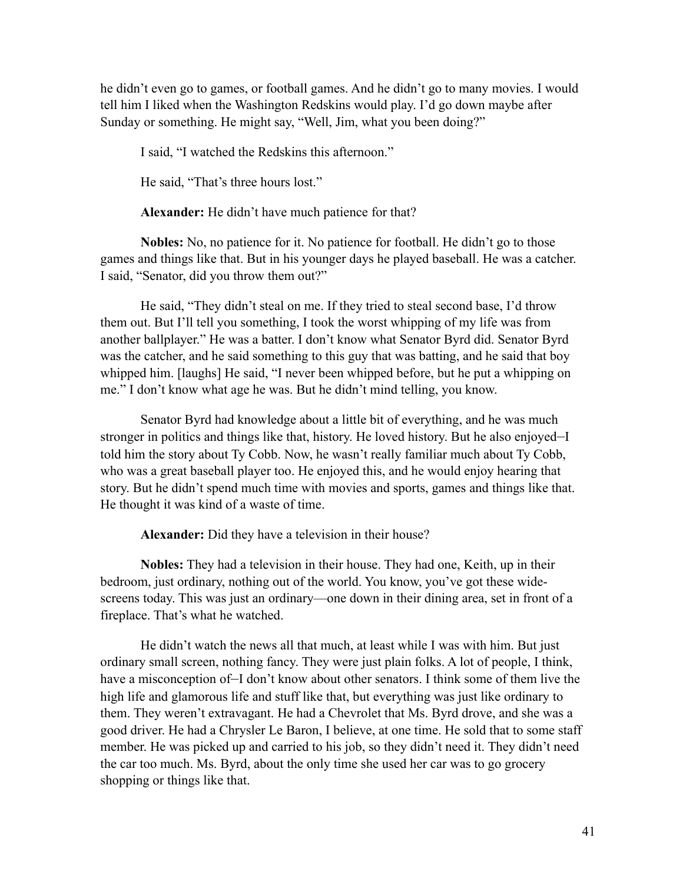he didn't even go to games, or football games. And he didn't go to many movies. I would tell him I liked when the Washington Redskins would play. I'd go down maybe after Sunday or something. He might say, "Well, Jim, what you been doing?"

I said, "I watched the Redskins this afternoon."

He said, "That's three hours lost."

**Alexander:** He didn't have much patience for that?

**Nobles:** No, no patience for it. No patience for football. He didn't go to those games and things like that. But in his younger days he played baseball. He was a catcher. I said, "Senator, did you throw them out?"

He said, "They didn't steal on me. If they tried to steal second base, I'd throw them out. But I'll tell you something, I took the worst whipping of my life was from another ballplayer." He was a batter. I don't know what Senator Byrd did. Senator Byrd was the catcher, and he said something to this guy that was batting, and he said that boy whipped him. [laughs] He said, "I never been whipped before, but he put a whipping on me." I don't know what age he was. But he didn't mind telling, you know.

Senator Byrd had knowledge about a little bit of everything, and he was much stronger in politics and things like that, history. He loved history. But he also enjoyed–I told him the story about Ty Cobb. Now, he wasn't really familiar much about Ty Cobb, who was a great baseball player too. He enjoyed this, and he would enjoy hearing that story. But he didn't spend much time with movies and sports, games and things like that. He thought it was kind of a waste of time.

**Alexander:** Did they have a television in their house?

**Nobles:** They had a television in their house. They had one, Keith, up in their bedroom, just ordinary, nothing out of the world. You know, you've got these wide-screens today. This was just an ordinary—one down in their dining area, set in front of a fireplace. That's what he watched.

He didn't watch the news all that much, at least while I was with him. But just ordinary small screen, nothing fancy. They were just plain folks. A lot of people, I think, have a misconception of–I don't know about other senators. I think some of them live the high life and glamorous life and stuff like that, but everything was just like ordinary to them. They weren't extravagant. He had a Chevrolet that Ms. Byrd drove, and she was a good driver. He had a Chrysler Le Baron, I believe, at one time. He sold that to some staff member. He was picked up and carried to his job, so they didn't need it. They didn't need the car too much. Ms. Byrd, about the only time she used her car was to go grocery shopping or things like that.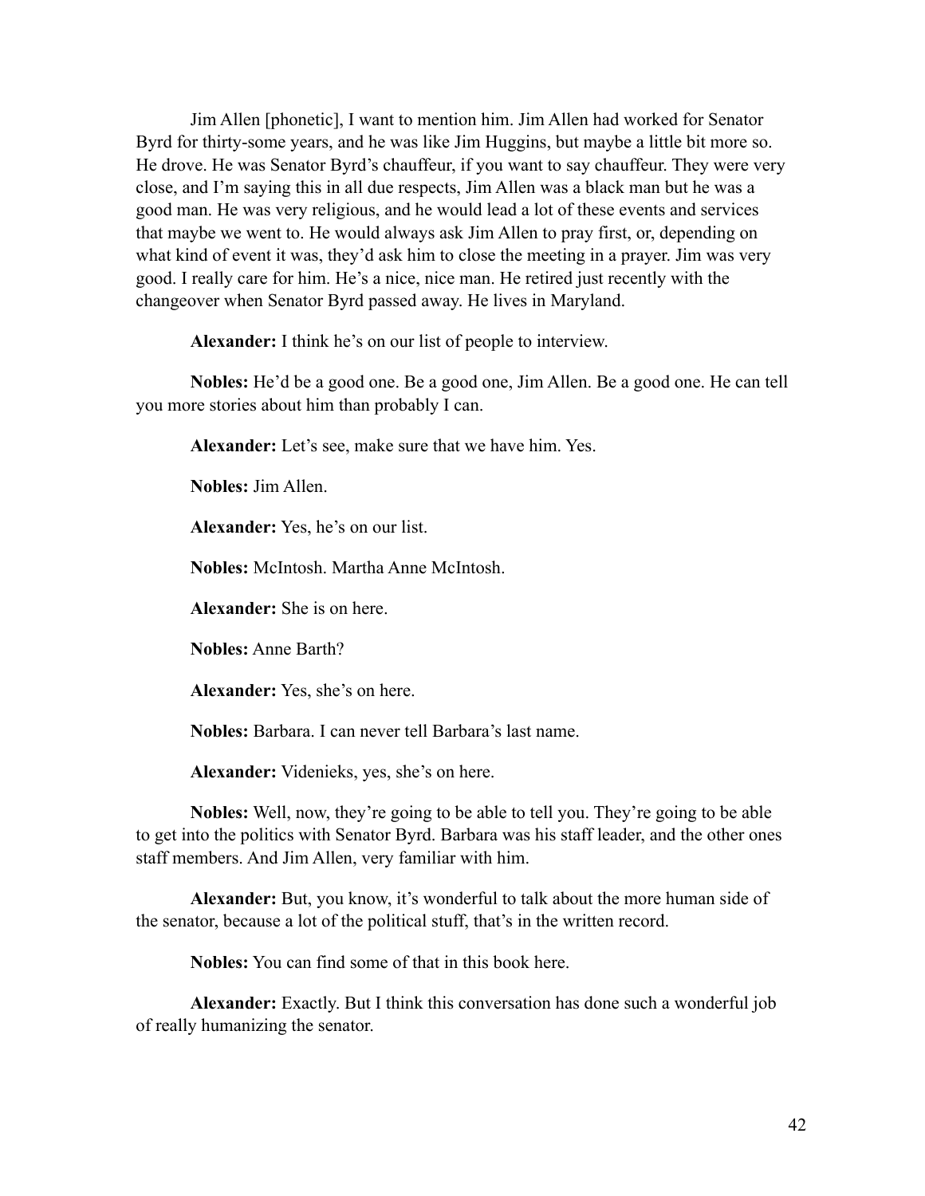Jim Allen [phonetic], I want to mention him. Jim Allen had worked for Senator Byrd for thirty-some years, and he was like Jim Huggins, but maybe a little bit more so. He drove. He was Senator Byrd's chauffeur, if you want to say chauffeur. They were very close, and I'm saying this in all due respects, Jim Allen was a black man but he was a good man. He was very religious, and he would lead a lot of these events and services that maybe we went to. He would always ask Jim Allen to pray first, or, depending on what kind of event it was, they'd ask him to close the meeting in a prayer. Jim was very good. I really care for him. He's a nice, nice man. He retired just recently with the changeover when Senator Byrd passed away. He lives in Maryland.

**Alexander:** I think he's on our list of people to interview.

**Nobles:** He'd be a good one. Be a good one, Jim Allen. Be a good one. He can tell you more stories about him than probably I can.

**Alexander:** Let's see, make sure that we have him. Yes.

**Nobles:** Jim Allen.

**Alexander:** Yes, he's on our list.

**Nobles:** McIntosh. Martha Anne McIntosh.

**Alexander:** She is on here.

**Nobles:** Anne Barth?

**Alexander:** Yes, she's on here.

**Nobles:** Barbara. I can never tell Barbara's last name.

**Alexander:** Videnieks, yes, she's on here.

**Nobles:** Well, now, they're going to be able to tell you. They're going to be able to get into the politics with Senator Byrd. Barbara was his staff leader, and the other ones staff members. And Jim Allen, very familiar with him.

**Alexander:** But, you know, it's wonderful to talk about the more human side of the senator, because a lot of the political stuff, that's in the written record.

**Nobles:** You can find some of that in this book here.

**Alexander:** Exactly. But I think this conversation has done such a wonderful job of really humanizing the senator.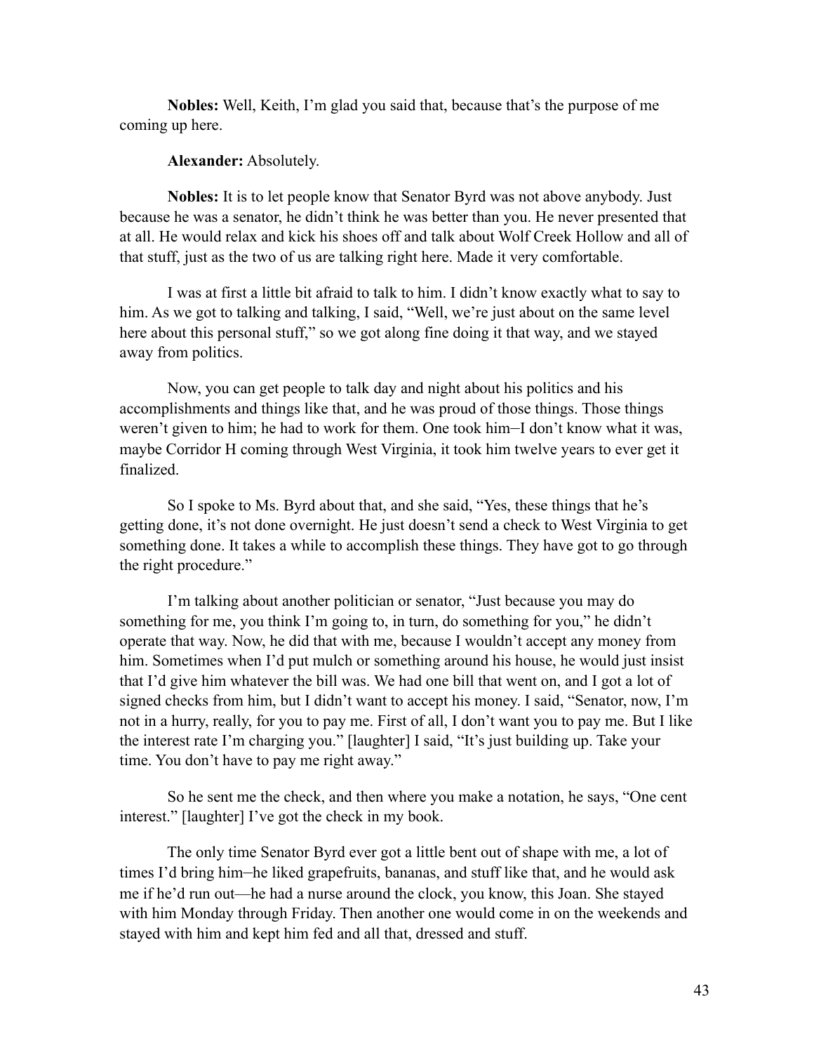**Nobles:** Well, Keith, I'm glad you said that, because that's the purpose of me coming up here.

**Alexander:** Absolutely.

**Nobles:** It is to let people know that Senator Byrd was not above anybody. Just because he was a senator, he didn't think he was better than you. He never presented that at all. He would relax and kick his shoes off and talk about Wolf Creek Hollow and all of that stuff, just as the two of us are talking right here. Made it very comfortable.

I was at first a little bit afraid to talk to him. I didn't know exactly what to say to him. As we got to talking and talking, I said, "Well, we're just about on the same level here about this personal stuff," so we got along fine doing it that way, and we stayed away from politics.

Now, you can get people to talk day and night about his politics and his accomplishments and things like that, and he was proud of those things. Those things weren't given to him; he had to work for them. One took him—I don't know what it was, maybe Corridor H coming through West Virginia, it took him twelve years to ever get it finalized.

So I spoke to Ms. Byrd about that, and she said, "Yes, these things that he's getting done, it's not done overnight. He just doesn't send a check to West Virginia to get something done. It takes a while to accomplish these things. They have got to go through the right procedure."

I'm talking about another politician or senator, "Just because you may do something for me, you think I'm going to, in turn, do something for you," he didn't operate that way. Now, he did that with me, because I wouldn't accept any money from him. Sometimes when I'd put mulch or something around his house, he would just insist that I'd give him whatever the bill was. We had one bill that went on, and I got a lot of signed checks from him, but I didn't want to accept his money. I said, "Senator, now, I'm not in a hurry, really, for you to pay me. First of all, I don't want you to pay me. But I like the interest rate I'm charging you." [laughter] I said, "It's just building up. Take your time. You don't have to pay me right away."

So he sent me the check, and then where you make a notation, he says, "One cent interest." [laughter] I've got the check in my book.

The only time Senator Byrd ever got a little bent out of shape with me, a lot of times I'd bring him—he liked grapefruits, bananas, and stuff like that, and he would ask me if he'd run out—he had a nurse around the clock, you know, this Joan. She stayed with him Monday through Friday. Then another one would come in on the weekends and stayed with him and kept him fed and all that, dressed and stuff.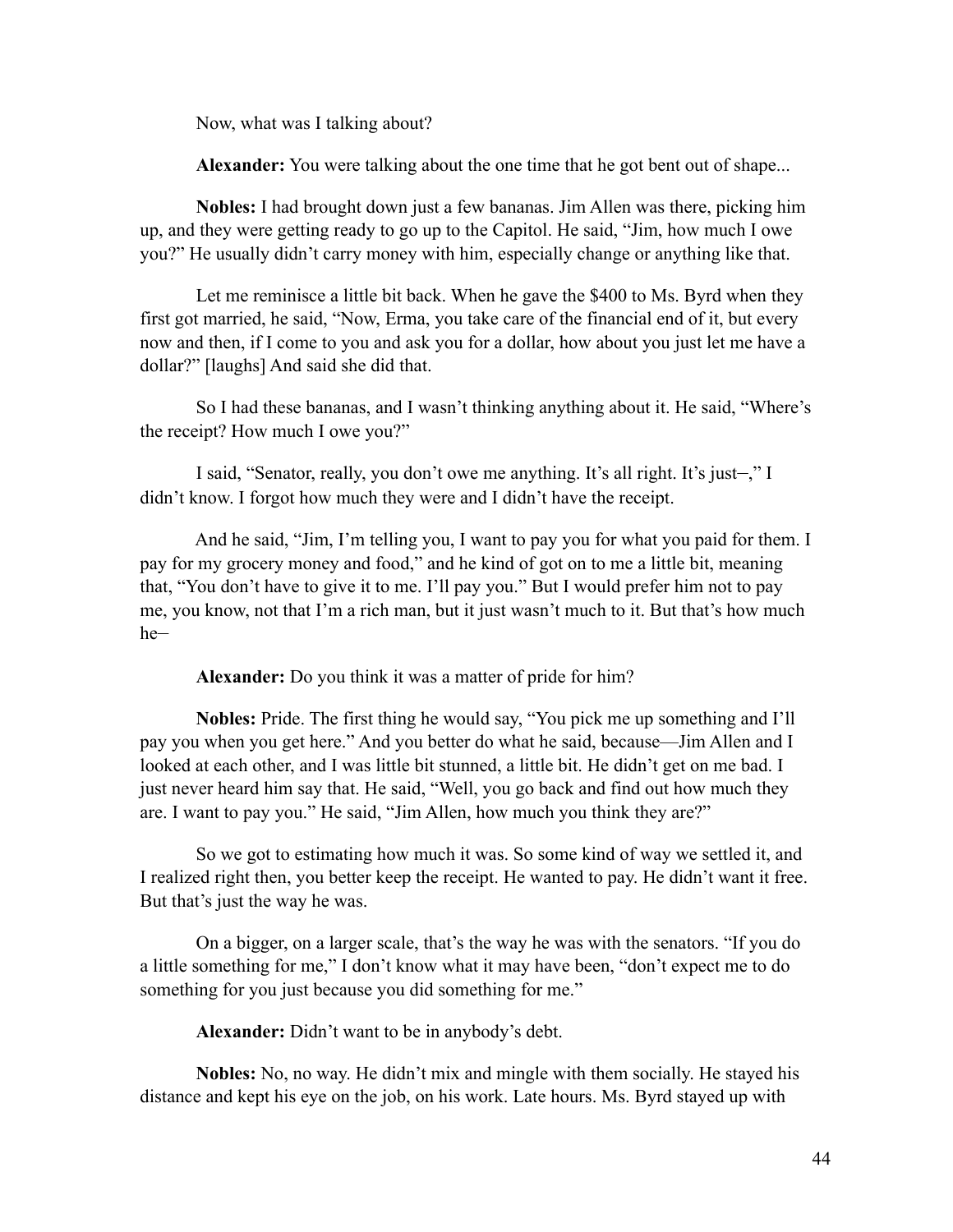Now, what was I talking about?

**Alexander:** You were talking about the one time that he got bent out of shape...

**Nobles:** I had brought down just a few bananas. Jim Allen was there, picking him up, and they were getting ready to go up to the Capitol. He said, "Jim, how much I owe you?" He usually didn't carry money with him, especially change or anything like that.

Let me reminisce a little bit back. When he gave the $400 to Ms. Byrd when they first got married, he said, "Now, Erma, you take care of the financial end of it, but every now and then, if I come to you and ask you for a dollar, how about you just let me have a dollar?" [laughs] And said she did that.

So I had these bananas, and I wasn't thinking anything about it. He said, "Where's the receipt? How much I owe you?"

I said, "Senator, really, you don't owe me anything. It's all right. It's just–," I didn't know. I forgot how much they were and I didn't have the receipt.

And he said, "Jim, I'm telling you, I want to pay you for what you paid for them. I pay for my grocery money and food," and he kind of got on to me a little bit, meaning that, "You don't have to give it to me. I'll pay you." But I would prefer him not to pay me, you know, not that I'm a rich man, but it just wasn't much to it. But that's how much he–

**Alexander:** Do you think it was a matter of pride for him?

**Nobles:** Pride. The first thing he would say, "You pick me up something and I'll pay you when you get here." And you better do what he said, because—Jim Allen and I looked at each other, and I was little bit stunned, a little bit. He didn't get on me bad. I just never heard him say that. He said, "Well, you go back and find out how much they are. I want to pay you." He said, "Jim Allen, how much you think they are?"

So we got to estimating how much it was. So some kind of way we settled it, and I realized right then, you better keep the receipt. He wanted to pay. He didn't want it free. But that's just the way he was.

On a bigger, on a larger scale, that's the way he was with the senators. "If you do a little something for me," I don't know what it may have been, "don't expect me to do something for you just because you did something for me."

**Alexander:** Didn't want to be in anybody's debt.

**Nobles:** No, no way. He didn't mix and mingle with them socially. He stayed his distance and kept his eye on the job, on his work. Late hours. Ms. Byrd stayed up with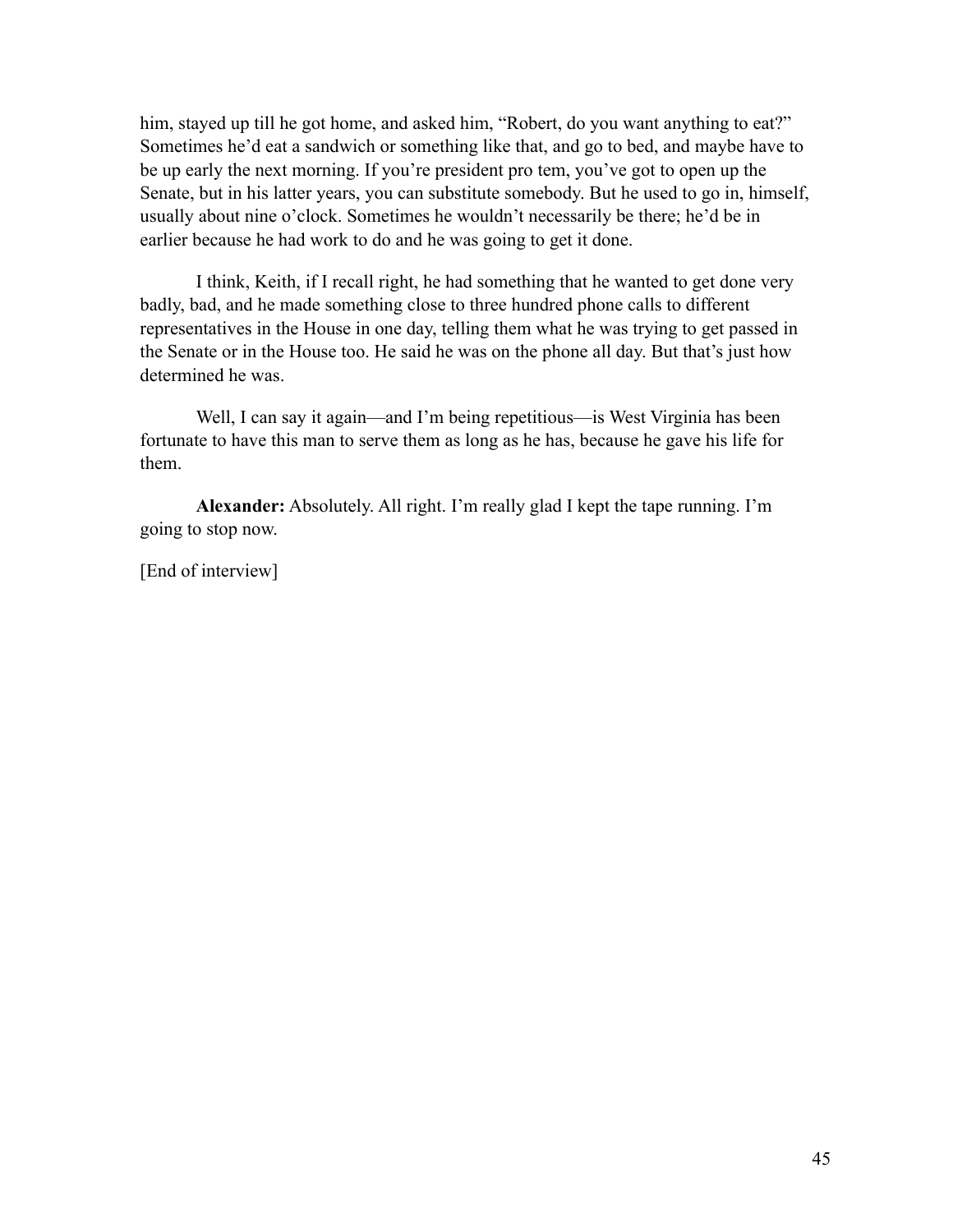him, stayed up till he got home, and asked him, "Robert, do you want anything to eat?" Sometimes he'd eat a sandwich or something like that, and go to bed, and maybe have to be up early the next morning. If you're president pro tem, you've got to open up the Senate, but in his latter years, you can substitute somebody. But he used to go in, himself, usually about nine o'clock. Sometimes he wouldn't necessarily be there; he'd be in earlier because he had work to do and he was going to get it done.

I think, Keith, if I recall right, he had something that he wanted to get done very badly, bad, and he made something close to three hundred phone calls to different representatives in the House in one day, telling them what he was trying to get passed in the Senate or in the House too. He said he was on the phone all day. But that's just how determined he was.

Well, I can say it again—and I'm being repetitious—is West Virginia has been fortunate to have this man to serve them as long as he has, because he gave his life for them.

**Alexander:** Absolutely. All right. I'm really glad I kept the tape running. I'm going to stop now.

[End of interview]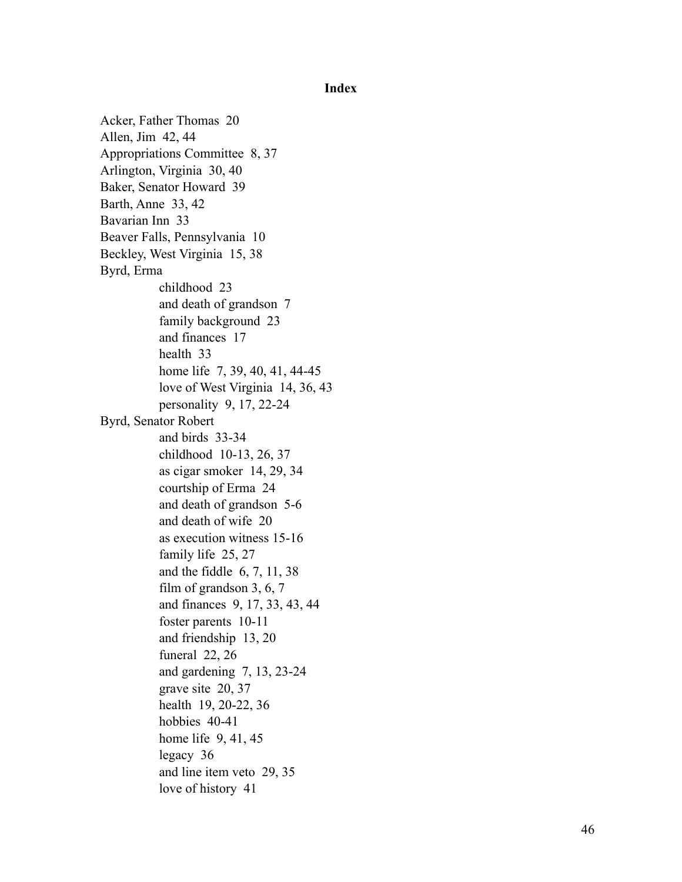# Index

Acker, Father Thomas 20
Allen, Jim 42, 44
Appropriations Committee 8, 37
Arlington, Virginia 30, 40
Baker, Senator Howard 39
Barth, Anne 33, 42
Bavarian Inn 33
Beaver Falls, Pennsylvania 10
Beckley, West Virginia 15, 38
Byrd, Erma
- childhood 23
- and death of grandson 7
- family background 23
- and finances 17
- health 33
- home life 7, 39, 40, 41, 44-45
- love of West Virginia 14, 36, 43
- personality 9, 17, 22-24

Byrd, Senator Robert
- and birds 33-34
- childhood 10-13, 26, 37
- as cigar smoker 14, 29, 34
- courtship of Erma 24
- and death of grandson 5-6
- and death of wife 20
- as execution witness 15-16
- family life 25, 27
- and the fiddle 6, 7, 11, 38
- film of grandson 3, 6, 7
- and finances 9, 17, 33, 43, 44
- foster parents 10-11
- and friendship 13, 20
- funeral 22, 26
- and gardening 7, 13, 23-24
- grave site 20, 37
- health 19, 20-22, 36
- hobbies 40-41
- home life 9, 41, 45
- legacy 36
- and line item veto 29, 35
- love of history 41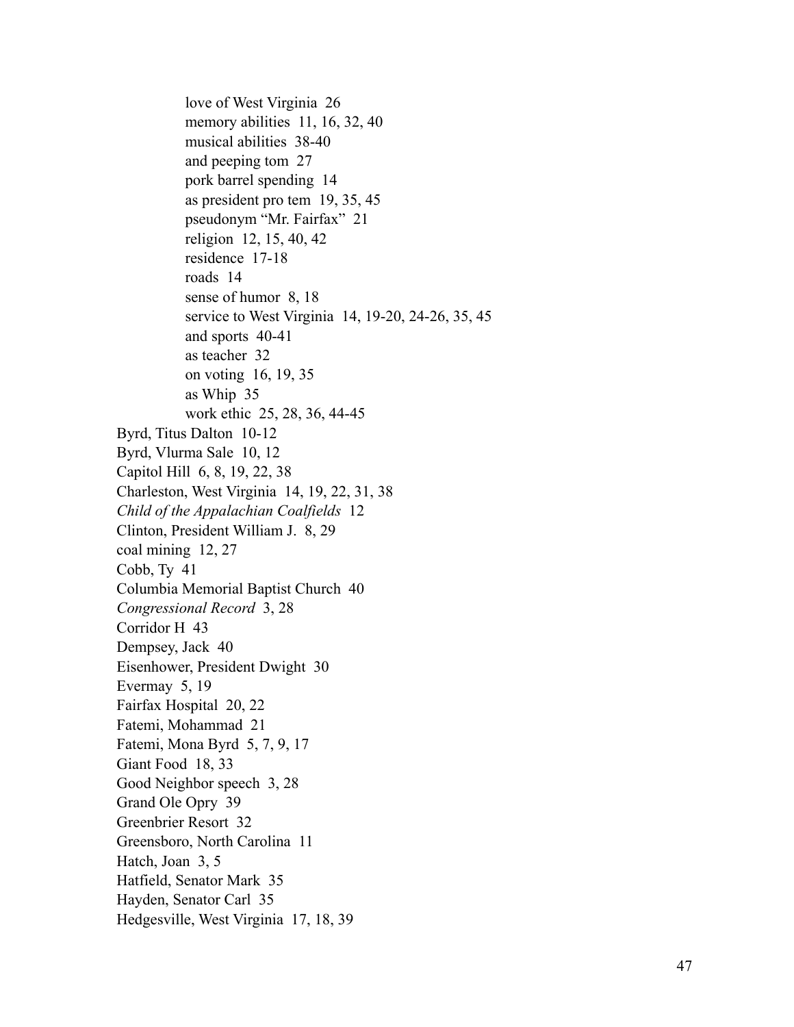love of West Virginia  26
memory abilities  11, 16, 32, 40
musical abilities  38-40
and peeping tom  27
pork barrel spending  14
as president pro tem  19, 35, 45
pseudonym "Mr. Fairfax"  21
religion  12, 15, 40, 42
residence  17-18
roads  14
sense of humor  8, 18
service to West Virginia  14, 19-20, 24-26, 35, 45
and sports  40-41
as teacher  32
on voting  16, 19, 35
as Whip  35
work ethic  25, 28, 36, 44-45

Byrd, Titus Dalton  10-12
Byrd, Vlurma Sale  10, 12
Capitol Hill  6, 8, 19, 22, 38
Charleston, West Virginia  14, 19, 22, 31, 38
*Child of the Appalachian Coalfields*  12
Clinton, President William J.  8, 29
coal mining  12, 27
Cobb, Ty  41
Columbia Memorial Baptist Church  40
*Congressional Record*  3, 28
Corridor H  43
Dempsey, Jack  40
Eisenhower, President Dwight  30
Evermay  5, 19
Fairfax Hospital  20, 22
Fatemi, Mohammad  21
Fatemi, Mona Byrd  5, 7, 9, 17
Giant Food  18, 33
Good Neighbor speech  3, 28
Grand Ole Opry  39
Greenbrier Resort  32
Greensboro, North Carolina  11
Hatch, Joan  3, 5
Hatfield, Senator Mark  35
Hayden, Senator Carl  35
Hedgesville, West Virginia  17, 18, 39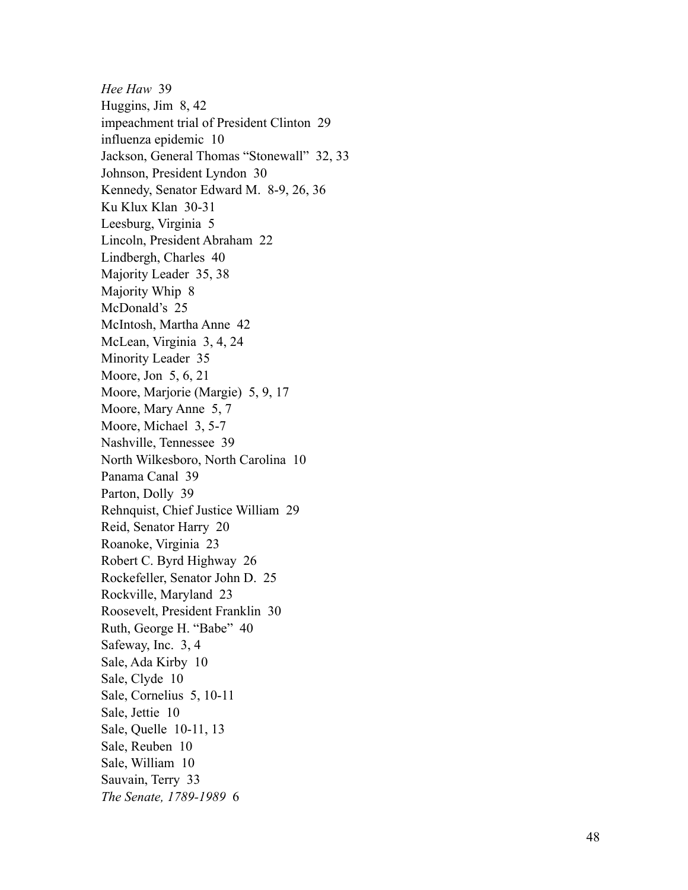*Hee Haw* 39
Huggins, Jim 8, 42
impeachment trial of President Clinton 29
influenza epidemic 10
Jackson, General Thomas “Stonewall” 32, 33
Johnson, President Lyndon 30
Kennedy, Senator Edward M. 8-9, 26, 36
Ku Klux Klan 30-31
Leesburg, Virginia 5
Lincoln, President Abraham 22
Lindbergh, Charles 40
Majority Leader 35, 38
Majority Whip 8
McDonald’s 25
McIntosh, Martha Anne 42
McLean, Virginia 3, 4, 24
Minority Leader 35
Moore, Jon 5, 6, 21
Moore, Marjorie (Margie) 5, 9, 17
Moore, Mary Anne 5, 7
Moore, Michael 3, 5-7
Nashville, Tennessee 39
North Wilkesboro, North Carolina 10
Panama Canal 39
Parton, Dolly 39
Rehnquist, Chief Justice William 29
Reid, Senator Harry 20
Roanoke, Virginia 23
Robert C. Byrd Highway 26
Rockefeller, Senator John D. 25
Rockville, Maryland 23
Roosevelt, President Franklin 30
Ruth, George H. “Babe” 40
Safeway, Inc. 3, 4
Sale, Ada Kirby 10
Sale, Clyde 10
Sale, Cornelius 5, 10-11
Sale, Jettie 10
Sale, Quelle 10-11, 13
Sale, Reuben 10
Sale, William 10
Sauvain, Terry 33
*The Senate, 1789-1989* 6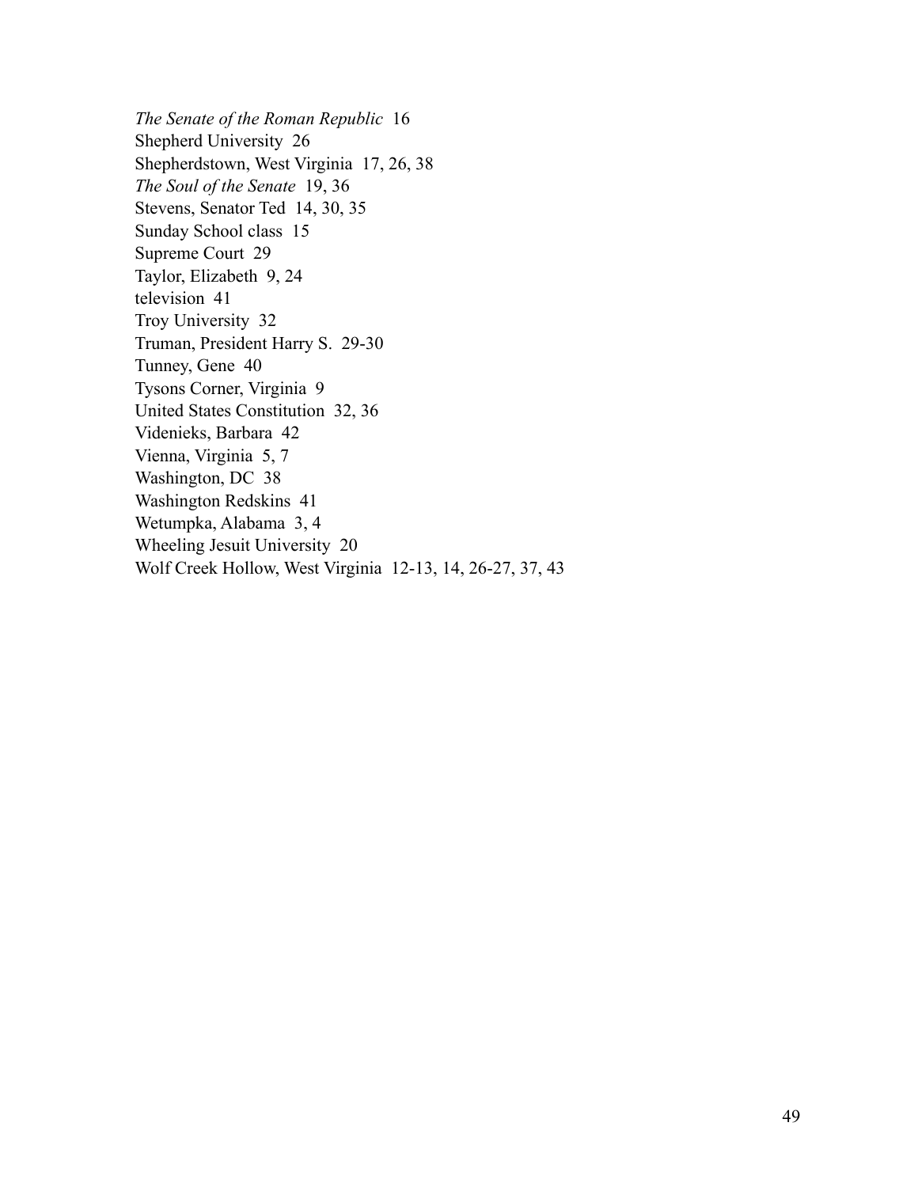*The Senate of the Roman Republic* 16
Shepherd University 26
Shepherdstown, West Virginia 17, 26, 38
*The Soul of the Senate* 19, 36
Stevens, Senator Ted 14, 30, 35
Sunday School class 15
Supreme Court 29
Taylor, Elizabeth 9, 24
television 41
Troy University 32
Truman, President Harry S. 29-30
Tunney, Gene 40
Tysons Corner, Virginia 9
United States Constitution 32, 36
Videnieks, Barbara 42
Vienna, Virginia 5, 7
Washington, DC 38
Washington Redskins 41
Wetumpka, Alabama 3, 4
Wheeling Jesuit University 20
Wolf Creek Hollow, West Virginia 12-13, 14, 26-27, 37, 43